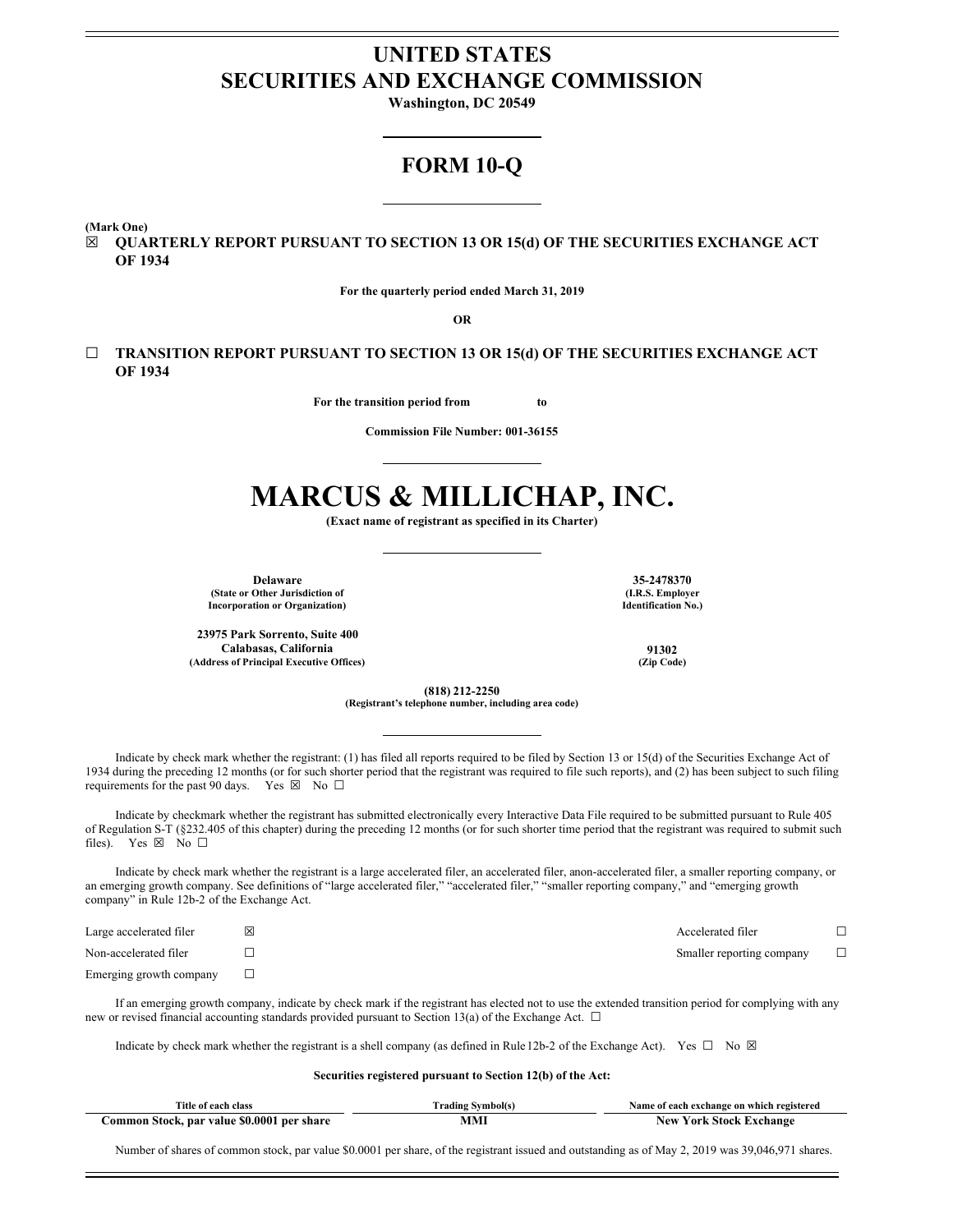# UNITED STATES
# SECURITIES AND EXCHANGE COMMISSION

**Washington, DC 20549**

## FORM 10-Q

**(Mark One)**

☒ **QUARTERLY REPORT PURSUANT TO SECTION 13 OR 15(d) OF THE SECURITIES EXCHANGE ACT OF 1934**

**For the quarterly period ended March 31, 2019**

**OR**

☐ **TRANSITION REPORT PURSUANT TO SECTION 13 OR 15(d) OF THE SECURITIES EXCHANGE ACT OF 1934**

**For the transition period from to**

**Commission File Number: 001-36155**

# MARCUS & MILLICHAP, INC.

**(Exact name of registrant as specified in its Charter)**

| | |
|---|---|
| **Delaware**<br>**(State or Other Jurisdiction of Incorporation or Organization)** | **35-2478370**<br>**(I.R.S. Employer Identification No.)** |
| **23975 Park Sorrento, Suite 400**<br>**Calabasas, California**<br>**(Address of Principal Executive Offices)** | **91302**<br>**(Zip Code)** |

**(818) 212-2250**
**(Registrant's telephone number, including area code)**

Indicate by check mark whether the registrant: (1) has filed all reports required to be filed by Section 13 or 15(d) of the Securities Exchange Act of 1934 during the preceding 12 months (or for such shorter period that the registrant was required to file such reports), and (2) has been subject to such filing requirements for the past 90 days. Yes ☒ No ☐

Indicate by checkmark whether the registrant has submitted electronically every Interactive Data File required to be submitted pursuant to Rule 405 of Regulation S-T (§232.405 of this chapter) during the preceding 12 months (or for such shorter time period that the registrant was required to submit such files). Yes ☒ No ☐

Indicate by check mark whether the registrant is a large accelerated filer, an accelerated filer, anon-accelerated filer, a smaller reporting company, or an emerging growth company. See definitions of "large accelerated filer," "accelerated filer," "smaller reporting company," and "emerging growth company" in Rule 12b-2 of the Exchange Act.

| | | | |
|---|---|---|---|
| Large accelerated filer | ☒ | Accelerated filer | ☐ |
| Non-accelerated filer | ☐ | Smaller reporting company | ☐ |
| Emerging growth company | ☐ | | |

If an emerging growth company, indicate by check mark if the registrant has elected not to use the extended transition period for complying with any new or revised financial accounting standards provided pursuant to Section 13(a) of the Exchange Act. ☐

Indicate by check mark whether the registrant is a shell company (as defined in Rule12b-2 of the Exchange Act). Yes ☐ No ☒

**Securities registered pursuant to Section 12(b) of the Act:**

| Title of each class | Trading Symbol(s) | Name of each exchange on which registered |
|---|---|---|
| **Common Stock, par value $0.0001 per share** | **MMI** | **New York Stock Exchange** |

Number of shares of common stock, par value $0.0001 per share, of the registrant issued and outstanding as of May 2, 2019 was 39,046,971 shares.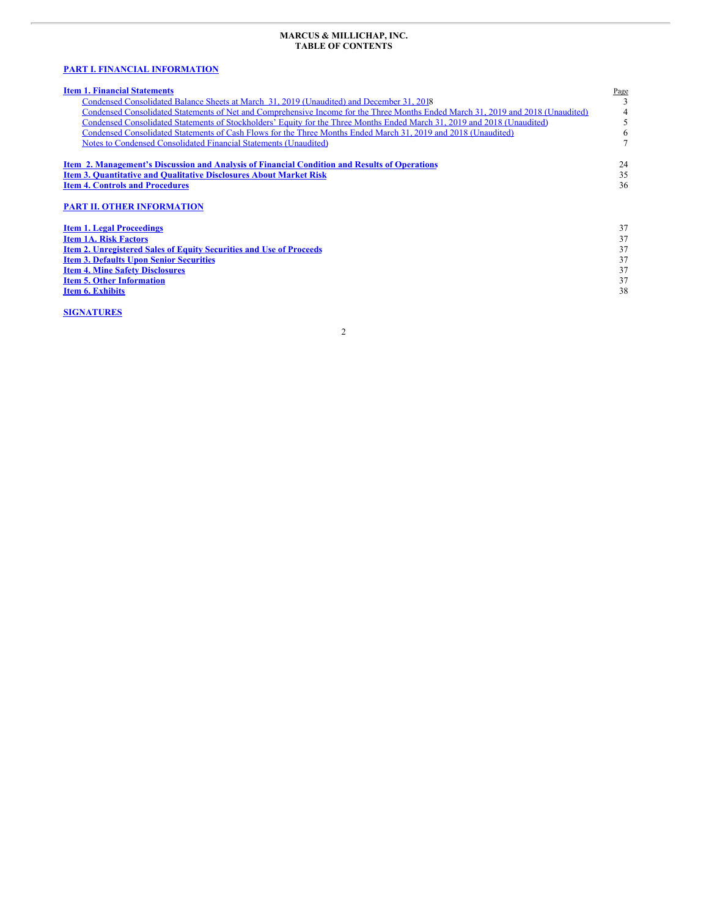**MARCUS & MILLICHAP, INC.**
**TABLE OF CONTENTS**

**PART I. FINANCIAL INFORMATION**

| | Page |
|---|---|
| **Item 1. Financial Statements** | |
| Condensed Consolidated Balance Sheets at March 31, 2019 (Unaudited) and December 31, 2018 | 3 |
| Condensed Consolidated Statements of Net and Comprehensive Income for the Three Months Ended March 31, 2019 and 2018 (Unaudited) | 4 |
| Condensed Consolidated Statements of Stockholders' Equity for the Three Months Ended March 31, 2019 and 2018 (Unaudited) | 5 |
| Condensed Consolidated Statements of Cash Flows for the Three Months Ended March 31, 2019 and 2018 (Unaudited) | 6 |
| Notes to Condensed Consolidated Financial Statements (Unaudited) | 7 |
| **Item 2. Management's Discussion and Analysis of Financial Condition and Results of Operations** | 24 |
| **Item 3. Quantitative and Qualitative Disclosures About Market Risk** | 35 |
| **Item 4. Controls and Procedures** | 36 |

**PART II. OTHER INFORMATION**

| | |
|---|---|
| **Item 1. Legal Proceedings** | 37 |
| **Item 1A. Risk Factors** | 37 |
| **Item 2. Unregistered Sales of Equity Securities and Use of Proceeds** | 37 |
| **Item 3. Defaults Upon Senior Securities** | 37 |
| **Item 4. Mine Safety Disclosures** | 37 |
| **Item 5. Other Information** | 37 |
| **Item 6. Exhibits** | 38 |

**SIGNATURES**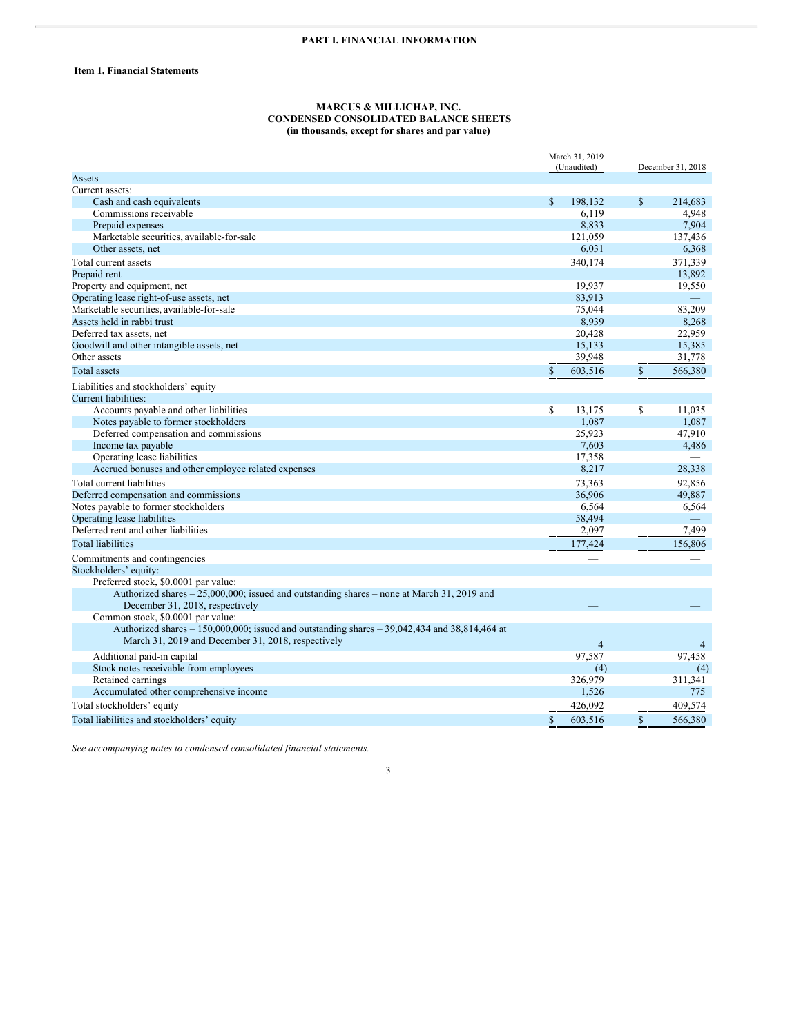**PART I. FINANCIAL INFORMATION**

**Item 1. Financial Statements**

**MARCUS & MILLICHAP, INC.**
**CONDENSED CONSOLIDATED BALANCE SHEETS**
**(in thousands, except for shares and par value)**

| | March 31, 2019 (Unaudited) | December 31, 2018 |
|---|---|---|
| Assets | | |
| Current assets: | | |
| Cash and cash equivalents | $ 198,132 | $ 214,683 |
| Commissions receivable | 6,119 | 4,948 |
| Prepaid expenses | 8,833 | 7,904 |
| Marketable securities, available-for-sale | 121,059 | 137,436 |
| Other assets, net | 6,031 | 6,368 |
| Total current assets | 340,174 | 371,339 |
| Prepaid rent | — | 13,892 |
| Property and equipment, net | 19,937 | 19,550 |
| Operating lease right-of-use assets, net | 83,913 | — |
| Marketable securities, available-for-sale | 75,044 | 83,209 |
| Assets held in rabbi trust | 8,939 | 8,268 |
| Deferred tax assets, net | 20,428 | 22,959 |
| Goodwill and other intangible assets, net | 15,133 | 15,385 |
| Other assets | 39,948 | 31,778 |
| Total assets | $ 603,516 | $ 566,380 |
| Liabilities and stockholders' equity | | |
| Current liabilities: | | |
| Accounts payable and other liabilities | $ 13,175 | $ 11,035 |
| Notes payable to former stockholders | 1,087 | 1,087 |
| Deferred compensation and commissions | 25,923 | 47,910 |
| Income tax payable | 7,603 | 4,486 |
| Operating lease liabilities | 17,358 | — |
| Accrued bonuses and other employee related expenses | 8,217 | 28,338 |
| Total current liabilities | 73,363 | 92,856 |
| Deferred compensation and commissions | 36,906 | 49,887 |
| Notes payable to former stockholders | 6,564 | 6,564 |
| Operating lease liabilities | 58,494 | — |
| Deferred rent and other liabilities | 2,097 | 7,499 |
| Total liabilities | 177,424 | 156,806 |
| Commitments and contingencies | — | — |
| Stockholders' equity: | | |
| Preferred stock, $0.0001 par value: | | |
| Authorized shares – 25,000,000; issued and outstanding shares – none at March 31, 2019 and December 31, 2018, respectively | — | — |
| Common stock, $0.0001 par value: | | |
| Authorized shares – 150,000,000; issued and outstanding shares – 39,042,434 and 38,814,464 at March 31, 2019 and December 31, 2018, respectively | 4 | 4 |
| Additional paid-in capital | 97,587 | 97,458 |
| Stock notes receivable from employees | (4) | (4) |
| Retained earnings | 326,979 | 311,341 |
| Accumulated other comprehensive income | 1,526 | 775 |
| Total stockholders' equity | 426,092 | 409,574 |
| Total liabilities and stockholders' equity | $ 603,516 | $ 566,380 |

*See accompanying notes to condensed consolidated financial statements.*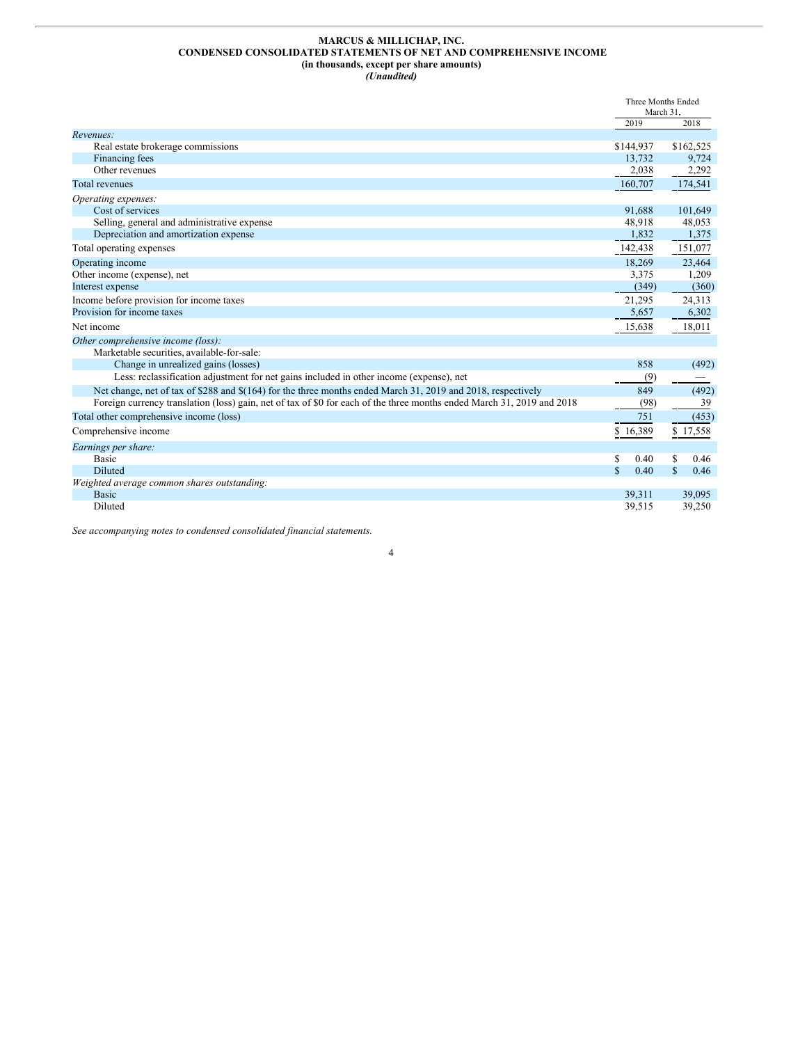**MARCUS & MILLICHAP, INC.**
**CONDENSED CONSOLIDATED STATEMENTS OF NET AND COMPREHENSIVE INCOME**
**(in thousands, except per share amounts)**
***(Unaudited)***

| | Three Months Ended March 31, | |
|---|---|---|
| | 2019 | 2018 |
| *Revenues:* | | |
| Real estate brokerage commissions | $144,937 | $162,525 |
| Financing fees | 13,732 | 9,724 |
| Other revenues | 2,038 | 2,292 |
| Total revenues | 160,707 | 174,541 |
| *Operating expenses:* | | |
| Cost of services | 91,688 | 101,649 |
| Selling, general and administrative expense | 48,918 | 48,053 |
| Depreciation and amortization expense | 1,832 | 1,375 |
| Total operating expenses | 142,438 | 151,077 |
| Operating income | 18,269 | 23,464 |
| Other income (expense), net | 3,375 | 1,209 |
| Interest expense | (349) | (360) |
| Income before provision for income taxes | 21,295 | 24,313 |
| Provision for income taxes | 5,657 | 6,302 |
| Net income | 15,638 | 18,011 |
| *Other comprehensive income (loss):* | | |
| Marketable securities, available-for-sale: | | |
| Change in unrealized gains (losses) | 858 | (492) |
| Less: reclassification adjustment for net gains included in other income (expense), net | (9) | — |
| Net change, net of tax of $288 and $(164) for the three months ended March 31, 2019 and 2018, respectively | 849 | (492) |
| Foreign currency translation (loss) gain, net of tax of $0 for each of the three months ended March 31, 2019 and 2018 | (98) | 39 |
| Total other comprehensive income (loss) | 751 | (453) |
| Comprehensive income | $ 16,389 | $ 17,558 |
| *Earnings per share:* | | |
| Basic | $ 0.40 | $ 0.46 |
| Diluted | $ 0.40 | $ 0.46 |
| *Weighted average common shares outstanding:* | | |
| Basic | 39,311 | 39,095 |
| Diluted | 39,515 | 39,250 |

*See accompanying notes to condensed consolidated financial statements.*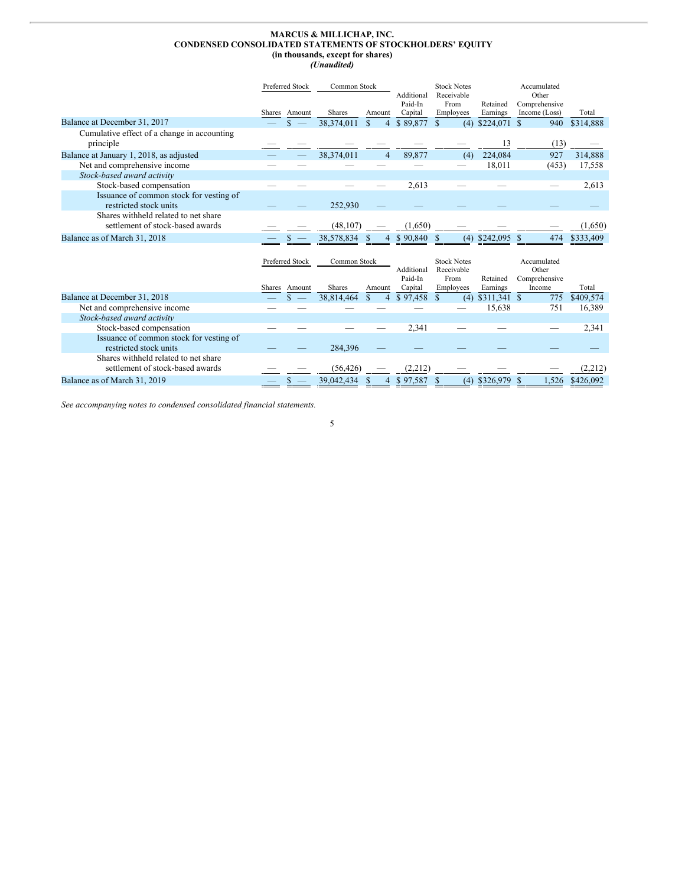# MARCUS & MILLICHAP, INC.

## CONDENSED CONSOLIDATED STATEMENTS OF STOCKHOLDERS' EQUITY

**(in thousands, except for shares)**

***(Unaudited)***

| | Preferred Stock | | Common Stock | | Additional Paid-In Capital | Stock Notes Receivable From Employees | Retained Earnings | Accumulated Other Comprehensive Income (Loss) | Total |
|---|---|---|---|---|---|---|---|---|---|
| | Shares | Amount | Shares | Amount | | | | | |
| Balance at December 31, 2017 | — | $ — | 38,374,011 | $ 4 | $ 89,877 | $ (4) | $224,071 | $ 940 | $314,888 |
| Cumulative effect of a change in accounting principle | — | — | — | — | — | — | 13 | (13) | — |
| Balance at January 1, 2018, as adjusted | — | — | 38,374,011 | 4 | 89,877 | (4) | 224,084 | 927 | 314,888 |
| Net and comprehensive income | — | — | — | — | — | — | 18,011 | (453) | 17,558 |
| *Stock-based award activity* | | | | | | | | | |
| Stock-based compensation | — | — | — | — | 2,613 | — | — | — | 2,613 |
| Issuance of common stock for vesting of restricted stock units | — | — | 252,930 | — | — | — | — | — | — |
| Shares withheld related to net share settlement of stock-based awards | — | — | (48,107) | — | (1,650) | — | — | — | (1,650) |
| Balance as of March 31, 2018 | — | $ — | 38,578,834 | $ 4 | $ 90,840 | $ (4) | $242,095 | $ 474 | $333,409 |

| | Preferred Stock | | Common Stock | | Additional Paid-In Capital | Stock Notes Receivable From Employees | Retained Earnings | Accumulated Other Comprehensive Income | Total |
|---|---|---|---|---|---|---|---|---|---|
| | Shares | Amount | Shares | Amount | | | | | |
| Balance at December 31, 2018 | — | $ — | 38,814,464 | $ 4 | $ 97,458 | $ (4) | $311,341 | $ 775 | $409,574 |
| Net and comprehensive income | — | — | — | — | — | — | 15,638 | 751 | 16,389 |
| *Stock-based award activity* | | | | | | | | | |
| Stock-based compensation | — | — | — | — | 2,341 | — | — | — | 2,341 |
| Issuance of common stock for vesting of restricted stock units | — | — | 284,396 | — | — | — | — | — | — |
| Shares withheld related to net share settlement of stock-based awards | — | — | (56,426) | — | (2,212) | — | — | — | (2,212) |
| Balance as of March 31, 2019 | — | $ — | 39,042,434 | $ 4 | $ 97,587 | $ (4) | $326,979 | $ 1,526 | $426,092 |

*See accompanying notes to condensed consolidated financial statements.*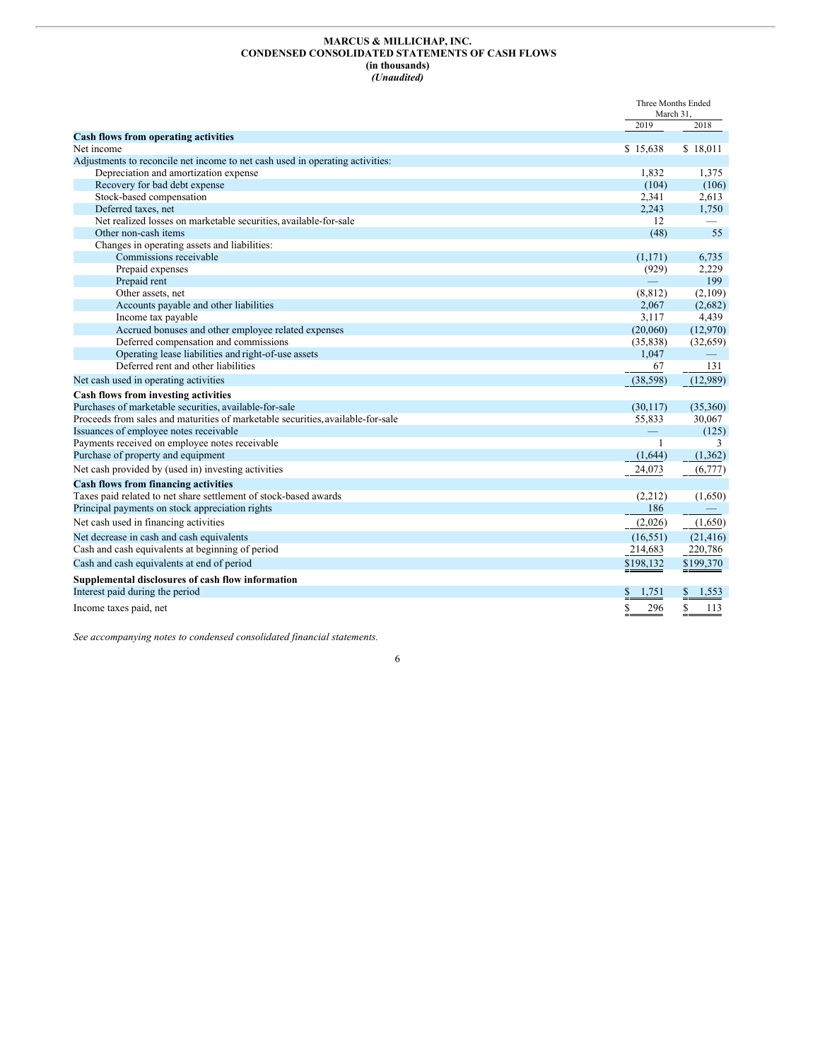**MARCUS & MILLICHAP, INC.**
**CONDENSED CONSOLIDATED STATEMENTS OF CASH FLOWS**
**(in thousands)**
***(Unaudited)***

| | Three Months Ended March 31, | |
|---|---|---|
| | 2019 | 2018 |
| **Cash flows from operating activities** | | |
| Net income | $ 15,638 | $ 18,011 |
| Adjustments to reconcile net income to net cash used in operating activities: | | |
| Depreciation and amortization expense | 1,832 | 1,375 |
| Recovery for bad debt expense | (104) | (106) |
| Stock-based compensation | 2,341 | 2,613 |
| Deferred taxes, net | 2,243 | 1,750 |
| Net realized losses on marketable securities, available-for-sale | 12 | — |
| Other non-cash items | (48) | 55 |
| Changes in operating assets and liabilities: | | |
| Commissions receivable | (1,171) | 6,735 |
| Prepaid expenses | (929) | 2,229 |
| Prepaid rent | — | 199 |
| Other assets, net | (8,812) | (2,109) |
| Accounts payable and other liabilities | 2,067 | (2,682) |
| Income tax payable | 3,117 | 4,439 |
| Accrued bonuses and other employee related expenses | (20,060) | (12,970) |
| Deferred compensation and commissions | (35,838) | (32,659) |
| Operating lease liabilities and right-of-use assets | 1,047 | — |
| Deferred rent and other liabilities | 67 | 131 |
| Net cash used in operating activities | (38,598) | (12,989) |
| **Cash flows from investing activities** | | |
| Purchases of marketable securities, available-for-sale | (30,117) | (35,360) |
| Proceeds from sales and maturities of marketable securities, available-for-sale | 55,833 | 30,067 |
| Issuances of employee notes receivable | — | (125) |
| Payments received on employee notes receivable | 1 | 3 |
| Purchase of property and equipment | (1,644) | (1,362) |
| Net cash provided by (used in) investing activities | 24,073 | (6,777) |
| **Cash flows from financing activities** | | |
| Taxes paid related to net share settlement of stock-based awards | (2,212) | (1,650) |
| Principal payments on stock appreciation rights | 186 | — |
| Net cash used in financing activities | (2,026) | (1,650) |
| Net decrease in cash and cash equivalents | (16,551) | (21,416) |
| Cash and cash equivalents at beginning of period | 214,683 | 220,786 |
| Cash and cash equivalents at end of period | $198,132 | $199,370 |
| **Supplemental disclosures of cash flow information** | | |
| Interest paid during the period | $ 1,751 | $ 1,553 |
| Income taxes paid, net | $ 296 | $ 113 |

*See accompanying notes to condensed consolidated financial statements.*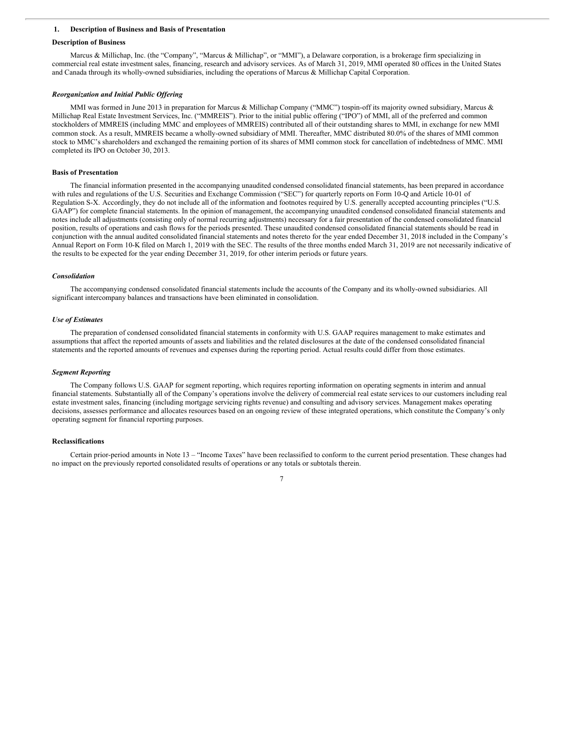## 1. Description of Business and Basis of Presentation

### Description of Business

Marcus & Millichap, Inc. (the "Company", "Marcus & Millichap", or "MMI"), a Delaware corporation, is a brokerage firm specializing in commercial real estate investment sales, financing, research and advisory services. As of March 31, 2019, MMI operated 80 offices in the United States and Canada through its wholly-owned subsidiaries, including the operations of Marcus & Millichap Capital Corporation.

### *Reorganization and Initial Public Offering*

MMI was formed in June 2013 in preparation for Marcus & Millichap Company ("MMC") tospin-off its majority owned subsidiary, Marcus & Millichap Real Estate Investment Services, Inc. ("MMREIS"). Prior to the initial public offering ("IPO") of MMI, all of the preferred and common stockholders of MMREIS (including MMC and employees of MMREIS) contributed all of their outstanding shares to MMI, in exchange for new MMI common stock. As a result, MMREIS became a wholly-owned subsidiary of MMI. Thereafter, MMC distributed 80.0% of the shares of MMI common stock to MMC's shareholders and exchanged the remaining portion of its shares of MMI common stock for cancellation of indebtedness of MMC. MMI completed its IPO on October 30, 2013.

### Basis of Presentation

The financial information presented in the accompanying unaudited condensed consolidated financial statements, has been prepared in accordance with rules and regulations of the U.S. Securities and Exchange Commission ("SEC") for quarterly reports on Form 10-Q and Article 10-01 of Regulation S-X. Accordingly, they do not include all of the information and footnotes required by U.S. generally accepted accounting principles ("U.S. GAAP") for complete financial statements. In the opinion of management, the accompanying unaudited condensed consolidated financial statements and notes include all adjustments (consisting only of normal recurring adjustments) necessary for a fair presentation of the condensed consolidated financial position, results of operations and cash flows for the periods presented. These unaudited condensed consolidated financial statements should be read in conjunction with the annual audited consolidated financial statements and notes thereto for the year ended December 31, 2018 included in the Company's Annual Report on Form 10-K filed on March 1, 2019 with the SEC. The results of the three months ended March 31, 2019 are not necessarily indicative of the results to be expected for the year ending December 31, 2019, for other interim periods or future years.

### *Consolidation*

The accompanying condensed consolidated financial statements include the accounts of the Company and its wholly-owned subsidiaries. All significant intercompany balances and transactions have been eliminated in consolidation.

### *Use of Estimates*

The preparation of condensed consolidated financial statements in conformity with U.S. GAAP requires management to make estimates and assumptions that affect the reported amounts of assets and liabilities and the related disclosures at the date of the condensed consolidated financial statements and the reported amounts of revenues and expenses during the reporting period. Actual results could differ from those estimates.

### *Segment Reporting*

The Company follows U.S. GAAP for segment reporting, which requires reporting information on operating segments in interim and annual financial statements. Substantially all of the Company's operations involve the delivery of commercial real estate services to our customers including real estate investment sales, financing (including mortgage servicing rights revenue) and consulting and advisory services. Management makes operating decisions, assesses performance and allocates resources based on an ongoing review of these integrated operations, which constitute the Company's only operating segment for financial reporting purposes.

### Reclassifications

Certain prior-period amounts in Note 13 – "Income Taxes" have been reclassified to conform to the current period presentation. These changes had no impact on the previously reported consolidated results of operations or any totals or subtotals therein.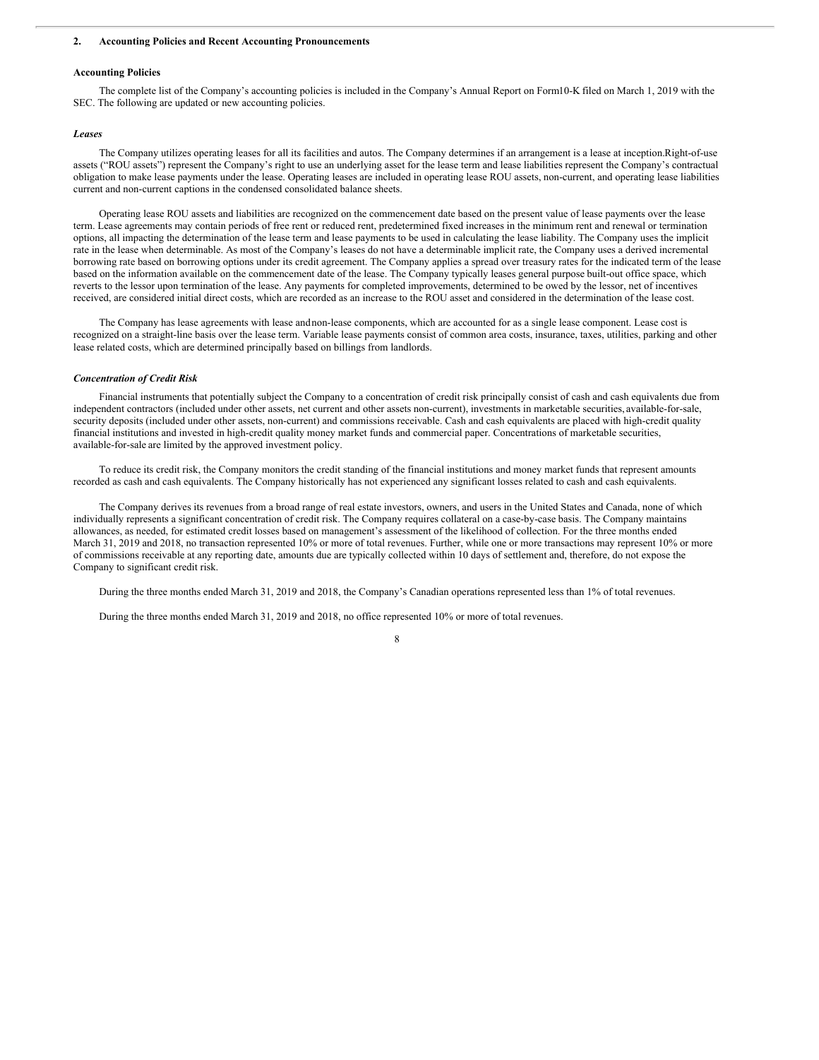## 2. Accounting Policies and Recent Accounting Pronouncements

### Accounting Policies

The complete list of the Company's accounting policies is included in the Company's Annual Report on Form10-K filed on March 1, 2019 with the SEC. The following are updated or new accounting policies.

### *Leases*

The Company utilizes operating leases for all its facilities and autos. The Company determines if an arrangement is a lease at inception.Right-of-use assets ("ROU assets") represent the Company's right to use an underlying asset for the lease term and lease liabilities represent the Company's contractual obligation to make lease payments under the lease. Operating leases are included in operating lease ROU assets, non-current, and operating lease liabilities current and non-current captions in the condensed consolidated balance sheets.

Operating lease ROU assets and liabilities are recognized on the commencement date based on the present value of lease payments over the lease term. Lease agreements may contain periods of free rent or reduced rent, predetermined fixed increases in the minimum rent and renewal or termination options, all impacting the determination of the lease term and lease payments to be used in calculating the lease liability. The Company uses the implicit rate in the lease when determinable. As most of the Company's leases do not have a determinable implicit rate, the Company uses a derived incremental borrowing rate based on borrowing options under its credit agreement. The Company applies a spread over treasury rates for the indicated term of the lease based on the information available on the commencement date of the lease. The Company typically leases general purpose built-out office space, which reverts to the lessor upon termination of the lease. Any payments for completed improvements, determined to be owed by the lessor, net of incentives received, are considered initial direct costs, which are recorded as an increase to the ROU asset and considered in the determination of the lease cost.

The Company has lease agreements with lease andnon-lease components, which are accounted for as a single lease component. Lease cost is recognized on a straight-line basis over the lease term. Variable lease payments consist of common area costs, insurance, taxes, utilities, parking and other lease related costs, which are determined principally based on billings from landlords.

### *Concentration of Credit Risk*

Financial instruments that potentially subject the Company to a concentration of credit risk principally consist of cash and cash equivalents due from independent contractors (included under other assets, net current and other assets non-current), investments in marketable securities, available-for-sale, security deposits (included under other assets, non-current) and commissions receivable. Cash and cash equivalents are placed with high-credit quality financial institutions and invested in high-credit quality money market funds and commercial paper. Concentrations of marketable securities, available-for-sale are limited by the approved investment policy.

To reduce its credit risk, the Company monitors the credit standing of the financial institutions and money market funds that represent amounts recorded as cash and cash equivalents. The Company historically has not experienced any significant losses related to cash and cash equivalents.

The Company derives its revenues from a broad range of real estate investors, owners, and users in the United States and Canada, none of which individually represents a significant concentration of credit risk. The Company requires collateral on a case-by-case basis. The Company maintains allowances, as needed, for estimated credit losses based on management's assessment of the likelihood of collection. For the three months ended March 31, 2019 and 2018, no transaction represented 10% or more of total revenues. Further, while one or more transactions may represent 10% or more of commissions receivable at any reporting date, amounts due are typically collected within 10 days of settlement and, therefore, do not expose the Company to significant credit risk.

During the three months ended March 31, 2019 and 2018, the Company's Canadian operations represented less than 1% of total revenues.

During the three months ended March 31, 2019 and 2018, no office represented 10% or more of total revenues.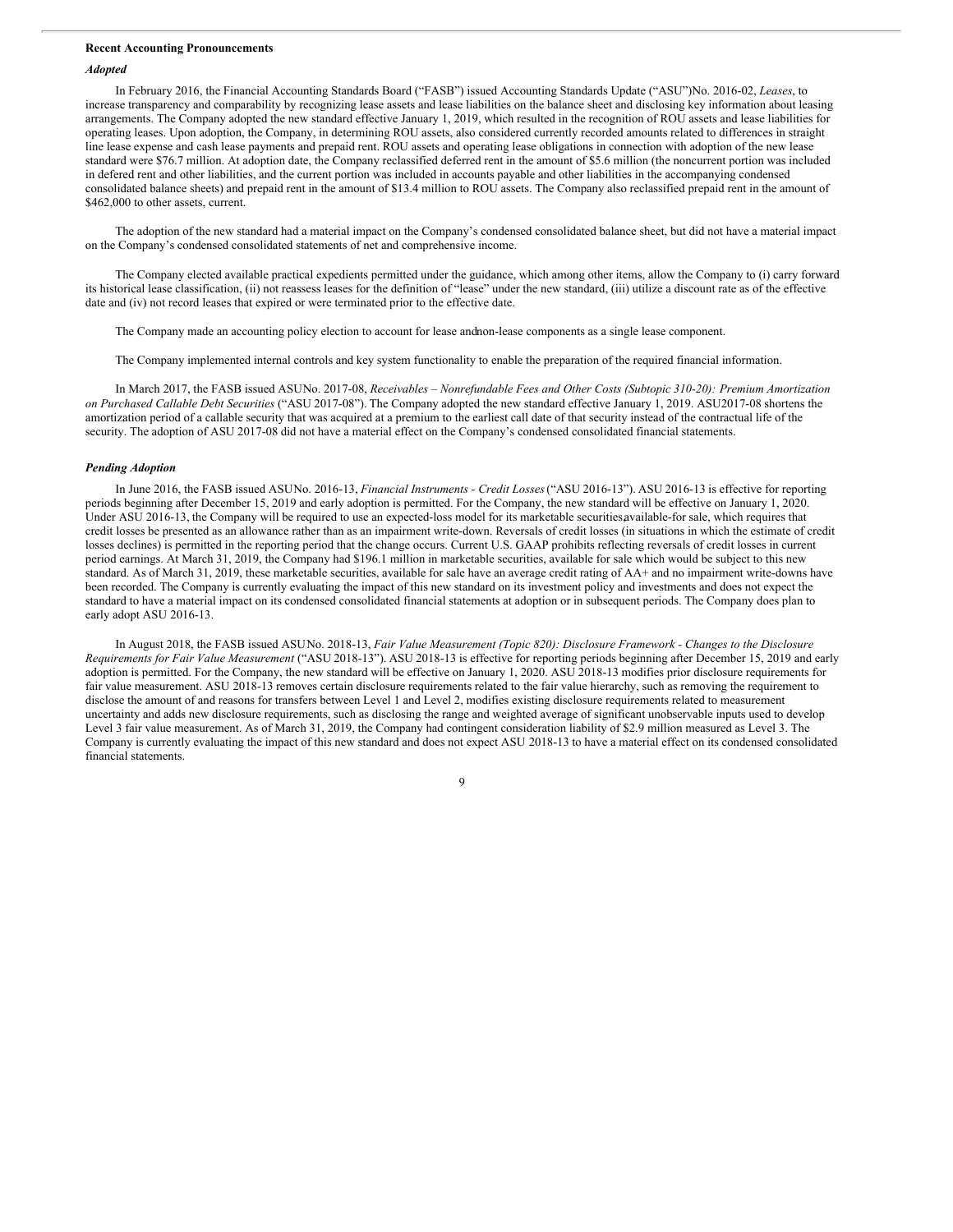**Recent Accounting Pronouncements**

***Adopted***

In February 2016, the Financial Accounting Standards Board ("FASB") issued Accounting Standards Update ("ASU")No. 2016-02, *Leases*, to increase transparency and comparability by recognizing lease assets and lease liabilities on the balance sheet and disclosing key information about leasing arrangements. The Company adopted the new standard effective January 1, 2019, which resulted in the recognition of ROU assets and lease liabilities for operating leases. Upon adoption, the Company, in determining ROU assets, also considered currently recorded amounts related to differences in straight line lease expense and cash lease payments and prepaid rent. ROU assets and operating lease obligations in connection with adoption of the new lease standard were $76.7 million. At adoption date, the Company reclassified deferred rent in the amount of $5.6 million (the noncurrent portion was included in defered rent and other liabilities, and the current portion was included in accounts payable and other liabilities in the accompanying condensed consolidated balance sheets) and prepaid rent in the amount of $13.4 million to ROU assets. The Company also reclassified prepaid rent in the amount of $462,000 to other assets, current.

The adoption of the new standard had a material impact on the Company's condensed consolidated balance sheet, but did not have a material impact on the Company's condensed consolidated statements of net and comprehensive income.

The Company elected available practical expedients permitted under the guidance, which among other items, allow the Company to (i) carry forward its historical lease classification, (ii) not reassess leases for the definition of "lease" under the new standard, (iii) utilize a discount rate as of the effective date and (iv) not record leases that expired or were terminated prior to the effective date.

The Company made an accounting policy election to account for lease andnon-lease components as a single lease component.

The Company implemented internal controls and key system functionality to enable the preparation of the required financial information.

In March 2017, the FASB issued ASUNo. 2017-08, *Receivables – Nonrefundable Fees and Other Costs (Subtopic 310-20): Premium Amortization on Purchased Callable Debt Securities* ("ASU 2017-08"). The Company adopted the new standard effective January 1, 2019. ASU2017-08 shortens the amortization period of a callable security that was acquired at a premium to the earliest call date of that security instead of the contractual life of the security. The adoption of ASU 2017-08 did not have a material effect on the Company's condensed consolidated financial statements.

***Pending Adoption***

In June 2016, the FASB issued ASUNo. 2016-13, *Financial Instruments - Credit Losses* ("ASU 2016-13"). ASU 2016-13 is effective for reporting periods beginning after December 15, 2019 and early adoption is permitted. For the Company, the new standard will be effective on January 1, 2020. Under ASU 2016-13, the Company will be required to use an expected-loss model for its marketable securities,available-for sale, which requires that credit losses be presented as an allowance rather than as an impairment write-down. Reversals of credit losses (in situations in which the estimate of credit losses declines) is permitted in the reporting period that the change occurs. Current U.S. GAAP prohibits reflecting reversals of credit losses in current period earnings. At March 31, 2019, the Company had $196.1 million in marketable securities, available for sale which would be subject to this new standard. As of March 31, 2019, these marketable securities, available for sale have an average credit rating of AA+ and no impairment write-downs have been recorded. The Company is currently evaluating the impact of this new standard on its investment policy and investments and does not expect the standard to have a material impact on its condensed consolidated financial statements at adoption or in subsequent periods. The Company does plan to early adopt ASU 2016-13.

In August 2018, the FASB issued ASUNo. 2018-13, *Fair Value Measurement (Topic 820): Disclosure Framework - Changes to the Disclosure Requirements for Fair Value Measurement* ("ASU 2018-13"). ASU 2018-13 is effective for reporting periods beginning after December 15, 2019 and early adoption is permitted. For the Company, the new standard will be effective on January 1, 2020. ASU 2018-13 modifies prior disclosure requirements for fair value measurement. ASU 2018-13 removes certain disclosure requirements related to the fair value hierarchy, such as removing the requirement to disclose the amount of and reasons for transfers between Level 1 and Level 2, modifies existing disclosure requirements related to measurement uncertainty and adds new disclosure requirements, such as disclosing the range and weighted average of significant unobservable inputs used to develop Level 3 fair value measurement. As of March 31, 2019, the Company had contingent consideration liability of $2.9 million measured as Level 3. The Company is currently evaluating the impact of this new standard and does not expect ASU 2018-13 to have a material effect on its condensed consolidated financial statements.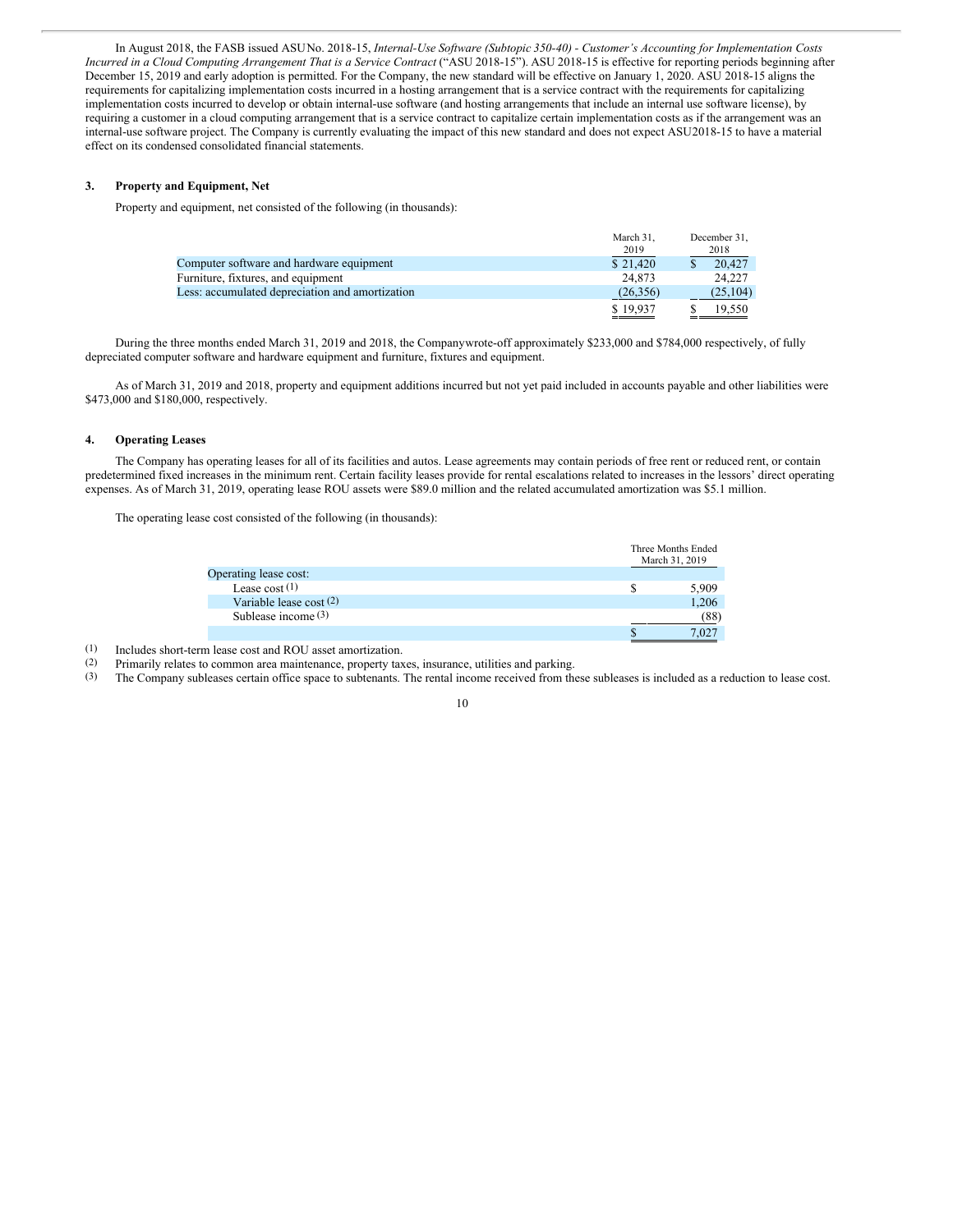In August 2018, the FASB issued ASU No. 2018-15, *Internal-Use Software (Subtopic 350-40) - Customer's Accounting for Implementation Costs Incurred in a Cloud Computing Arrangement That is a Service Contract* ("ASU 2018-15"). ASU 2018-15 is effective for reporting periods beginning after December 15, 2019 and early adoption is permitted. For the Company, the new standard will be effective on January 1, 2020. ASU 2018-15 aligns the requirements for capitalizing implementation costs incurred in a hosting arrangement that is a service contract with the requirements for capitalizing implementation costs incurred to develop or obtain internal-use software (and hosting arrangements that include an internal use software license), by requiring a customer in a cloud computing arrangement that is a service contract to capitalize certain implementation costs as if the arrangement was an internal-use software project. The Company is currently evaluating the impact of this new standard and does not expect ASU2018-15 to have a material effect on its condensed consolidated financial statements.

## 3. Property and Equipment, Net

Property and equipment, net consisted of the following (in thousands):

| | March 31, 2019 | December 31, 2018 |
|---|---|---|
| Computer software and hardware equipment | $ 21,420 | $ 20,427 |
| Furniture, fixtures, and equipment | 24,873 | 24,227 |
| Less: accumulated depreciation and amortization | (26,356) | (25,104) |
| | $ 19,937 | $ 19,550 |

During the three months ended March 31, 2019 and 2018, the Company wrote-off approximately $233,000 and $784,000 respectively, of fully depreciated computer software and hardware equipment and furniture, fixtures and equipment.

As of March 31, 2019 and 2018, property and equipment additions incurred but not yet paid included in accounts payable and other liabilities were $473,000 and $180,000, respectively.

## 4. Operating Leases

The Company has operating leases for all of its facilities and autos. Lease agreements may contain periods of free rent or reduced rent, or contain predetermined fixed increases in the minimum rent. Certain facility leases provide for rental escalations related to increases in the lessors' direct operating expenses. As of March 31, 2019, operating lease ROU assets were $89.0 million and the related accumulated amortization was $5.1 million.

The operating lease cost consisted of the following (in thousands):

| | Three Months Ended March 31, 2019 |
|---|---|
| Operating lease cost: | |
| Lease cost [(1)] | $ 5,909 |
| Variable lease cost [(2)] | 1,206 |
| Sublease income [(3)] | (88) |
| | $ 7,027 |

(1) Includes short-term lease cost and ROU asset amortization.

(2) Primarily relates to common area maintenance, property taxes, insurance, utilities and parking.

(3) The Company subleases certain office space to subtenants. The rental income received from these subleases is included as a reduction to lease cost.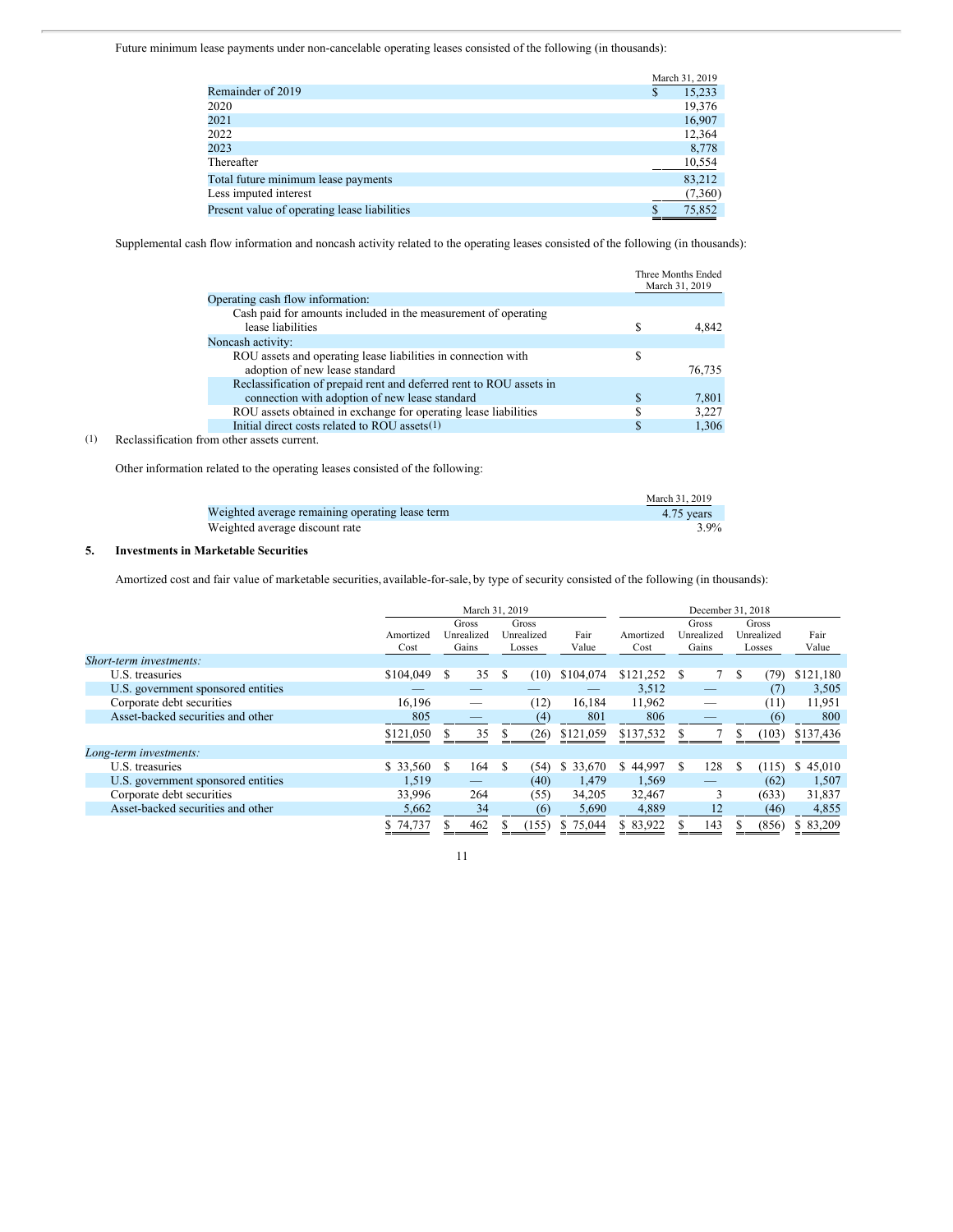Future minimum lease payments under non-cancelable operating leases consisted of the following (in thousands):

| | March 31, 2019 |
|---|---|
| Remainder of 2019 | $ 15,233 |
| 2020 | 19,376 |
| 2021 | 16,907 |
| 2022 | 12,364 |
| 2023 | 8,778 |
| Thereafter | 10,554 |
| Total future minimum lease payments | 83,212 |
| Less imputed interest | (7,360) |
| Present value of operating lease liabilities | $ 75,852 |

Supplemental cash flow information and noncash activity related to the operating leases consisted of the following (in thousands):

| | Three Months Ended March 31, 2019 |
|---|---|
| Operating cash flow information: | |
| Cash paid for amounts included in the measurement of operating lease liabilities | $ 4,842 |
| Noncash activity: | |
| ROU assets and operating lease liabilities in connection with adoption of new lease standard | $ 76,735 |
| Reclassification of prepaid rent and deferred rent to ROU assets in connection with adoption of new lease standard | $ 7,801 |
| ROU assets obtained in exchange for operating lease liabilities | $ 3,227 |
| Initial direct costs related to ROU assets(1) | $ 1,306 |

(1) Reclassification from other assets current.

Other information related to the operating leases consisted of the following:

| | March 31, 2019 |
|---|---|
| Weighted average remaining operating lease term | 4.75 years |
| Weighted average discount rate | 3.9% |

## 5. Investments in Marketable Securities

Amortized cost and fair value of marketable securities, available-for-sale, by type of security consisted of the following (in thousands):

| | March 31, 2019 | | | | December 31, 2018 | | | |
|---|---|---|---|---|---|---|---|---|
| | Amortized Cost | Gross Unrealized Gains | Gross Unrealized Losses | Fair Value | Amortized Cost | Gross Unrealized Gains | Gross Unrealized Losses | Fair Value |
| *Short-term investments:* | | | | | | | | |
| U.S. treasuries | $104,049 | $ 35 | $ (10) | $104,074 | $121,252 | $ 7 | $ (79) | $121,180 |
| U.S. government sponsored entities | — | — | — | — | 3,512 | — | (7) | 3,505 |
| Corporate debt securities | 16,196 | — | (12) | 16,184 | 11,962 | — | (11) | 11,951 |
| Asset-backed securities and other | 805 | — | (4) | 801 | 806 | — | (6) | 800 |
| | $121,050 | $ 35 | $ (26) | $121,059 | $137,532 | $ 7 | $ (103) | $137,436 |
| *Long-term investments:* | | | | | | | | |
| U.S. treasuries | $ 33,560 | $ 164 | $ (54) | $ 33,670 | $ 44,997 | $ 128 | $ (115) | $ 45,010 |
| U.S. government sponsored entities | 1,519 | — | (40) | 1,479 | 1,569 | — | (62) | 1,507 |
| Corporate debt securities | 33,996 | 264 | (55) | 34,205 | 32,467 | 3 | (633) | 31,837 |
| Asset-backed securities and other | 5,662 | 34 | (6) | 5,690 | 4,889 | 12 | (46) | 4,855 |
| | $ 74,737 | $ 462 | $ (155) | $ 75,044 | $ 83,922 | $ 143 | $ (856) | $ 83,209 |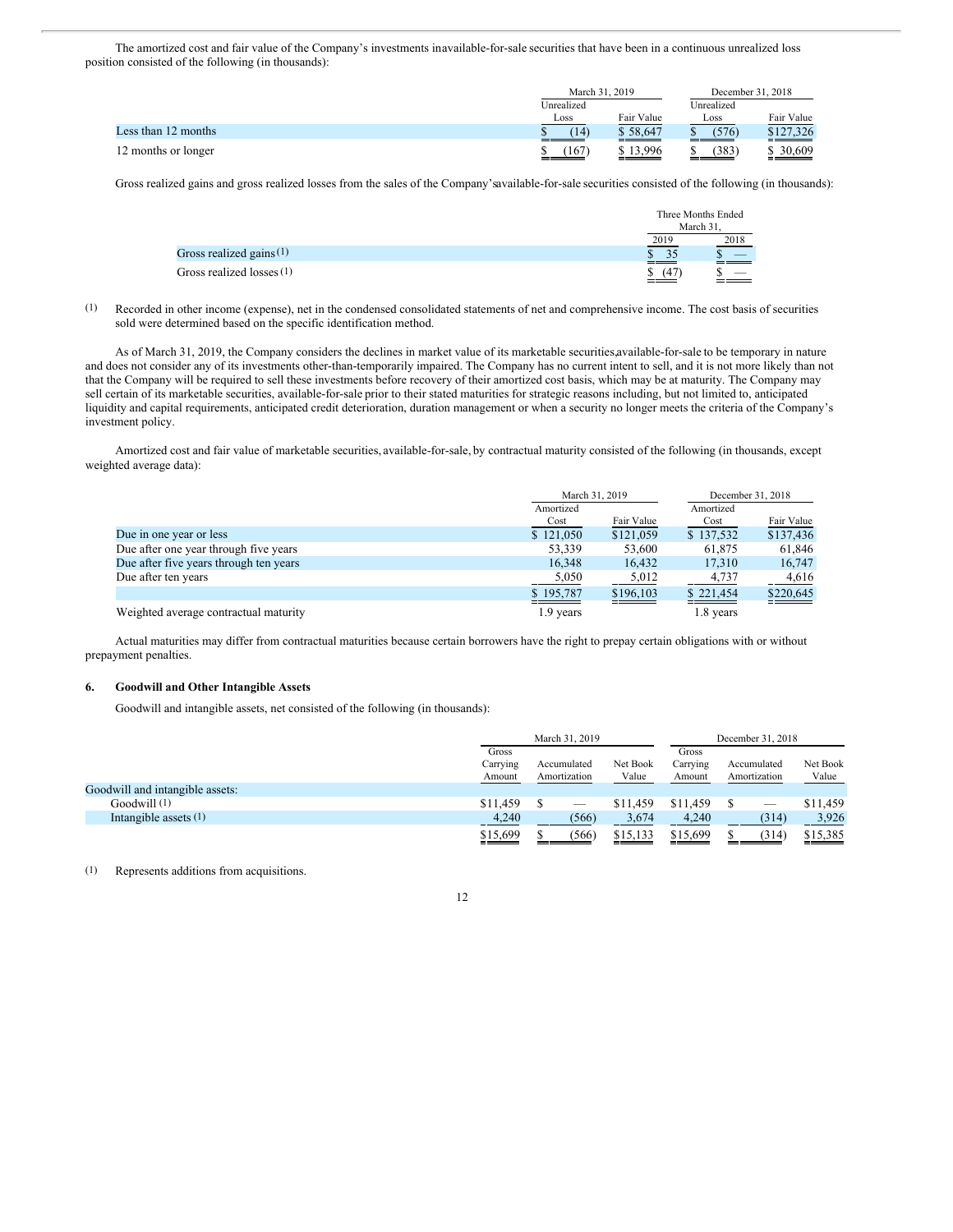The amortized cost and fair value of the Company's investments in available-for-sale securities that have been in a continuous unrealized loss position consisted of the following (in thousands):

| | March 31, 2019 | | December 31, 2018 | |
|---|---|---|---|---|
| | Unrealized Loss | Fair Value | Unrealized Loss | Fair Value |
| Less than 12 months | $ (14) | $ 58,647 | $ (576) | $127,326 |
| 12 months or longer | $ (167) | $ 13,996 | $ (383) | $ 30,609 |

Gross realized gains and gross realized losses from the sales of the Company's available-for-sale securities consisted of the following (in thousands):

| | Three Months Ended March 31, | |
|---|---|---|
| | 2019 | 2018 |
| Gross realized gains (1) | $ 35 | $ — |
| Gross realized losses (1) | $ (47) | $ — |

(1) Recorded in other income (expense), net in the condensed consolidated statements of net and comprehensive income. The cost basis of securities sold were determined based on the specific identification method.

As of March 31, 2019, the Company considers the declines in market value of its marketable securities, available-for-sale to be temporary in nature and does not consider any of its investments other-than-temporarily impaired. The Company has no current intent to sell, and it is not more likely than not that the Company will be required to sell these investments before recovery of their amortized cost basis, which may be at maturity. The Company may sell certain of its marketable securities, available-for-sale prior to their stated maturities for strategic reasons including, but not limited to, anticipated liquidity and capital requirements, anticipated credit deterioration, duration management or when a security no longer meets the criteria of the Company's investment policy.

Amortized cost and fair value of marketable securities, available-for-sale, by contractual maturity consisted of the following (in thousands, except weighted average data):

| | March 31, 2019 | | December 31, 2018 | |
|---|---|---|---|---|
| | Amortized Cost | Fair Value | Amortized Cost | Fair Value |
| Due in one year or less | $ 121,050 | $121,059 | $ 137,532 | $137,436 |
| Due after one year through five years | 53,339 | 53,600 | 61,875 | 61,846 |
| Due after five years through ten years | 16,348 | 16,432 | 17,310 | 16,747 |
| Due after ten years | 5,050 | 5,012 | 4,737 | 4,616 |
| | $ 195,787 | $196,103 | $ 221,454 | $220,645 |
| Weighted average contractual maturity | 1.9 years | | 1.8 years | |

Actual maturities may differ from contractual maturities because certain borrowers have the right to prepay certain obligations with or without prepayment penalties.

## 6. Goodwill and Other Intangible Assets

Goodwill and intangible assets, net consisted of the following (in thousands):

| | March 31, 2019 | | | December 31, 2018 | | |
|---|---|---|---|---|---|---|
| | Gross Carrying Amount | Accumulated Amortization | Net Book Value | Gross Carrying Amount | Accumulated Amortization | Net Book Value |
| Goodwill and intangible assets: | | | | | | |
| Goodwill (1) | $11,459 | $ — | $11,459 | $11,459 | $ — | $11,459 |
| Intangible assets (1) | 4,240 | (566) | 3,674 | 4,240 | (314) | 3,926 |
| | $15,699 | $ (566) | $15,133 | $15,699 | $ (314) | $15,385 |

(1) Represents additions from acquisitions.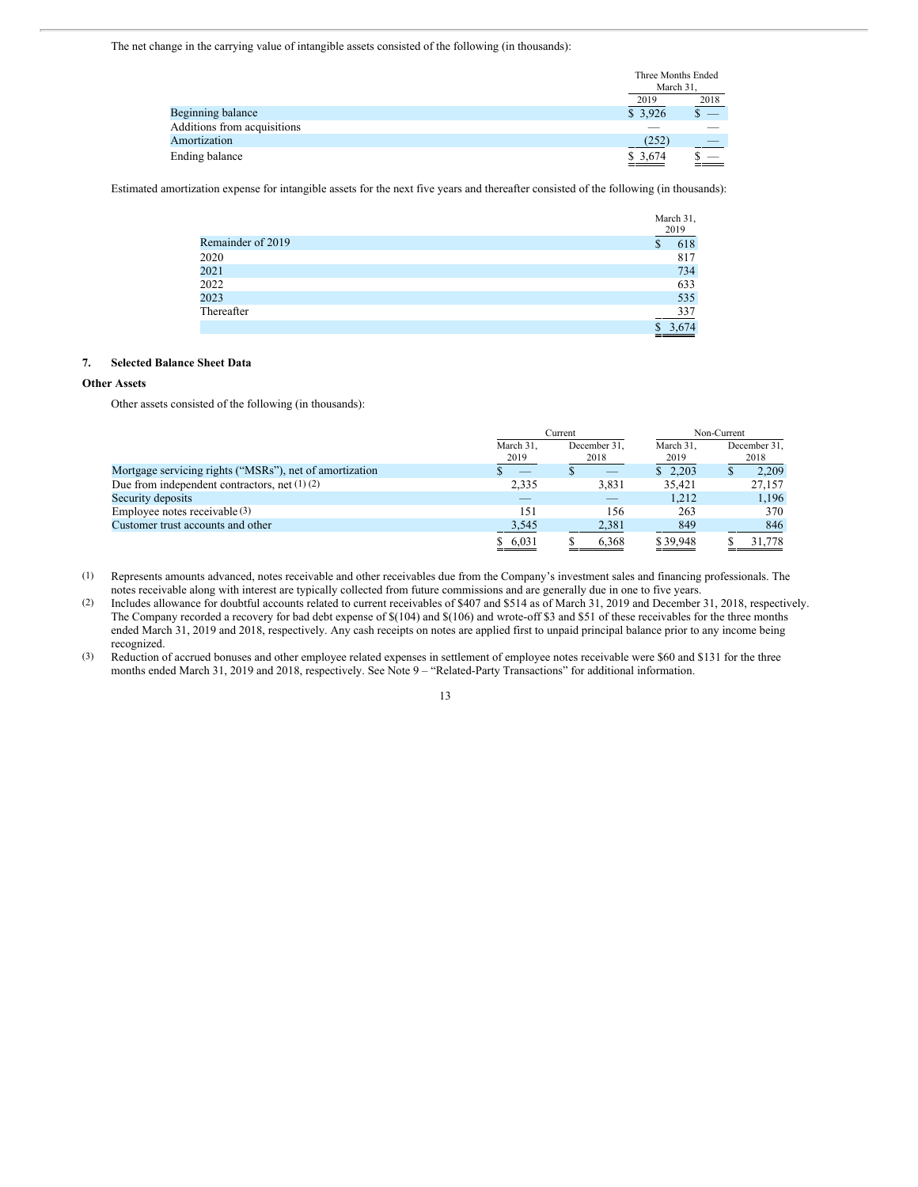The net change in the carrying value of intangible assets consisted of the following (in thousands):

| | Three Months Ended March 31, | |
|---|---|---|
| | 2019 | 2018 |
| Beginning balance | $ 3,926 | $ — |
| Additions from acquisitions | — | — |
| Amortization | (252) | — |
| Ending balance | $ 3,674 | $ — |

Estimated amortization expense for intangible assets for the next five years and thereafter consisted of the following (in thousands):

| | March 31, 2019 |
|---|---|
| Remainder of 2019 | $ 618 |
| 2020 | 817 |
| 2021 | 734 |
| 2022 | 633 |
| 2023 | 535 |
| Thereafter | 337 |
| | $ 3,674 |

## 7. Selected Balance Sheet Data

### Other Assets

Other assets consisted of the following (in thousands):

| | Current | | Non-Current | |
|---|---|---|---|---|
| | March 31, 2019 | December 31, 2018 | March 31, 2019 | December 31, 2018 |
| Mortgage servicing rights ("MSRs"), net of amortization | $ — | $ — | $ 2,203 | $ 2,209 |
| Due from independent contractors, net (1) (2) | 2,335 | 3,831 | 35,421 | 27,157 |
| Security deposits | — | — | 1,212 | 1,196 |
| Employee notes receivable (3) | 151 | 156 | 263 | 370 |
| Customer trust accounts and other | 3,545 | 2,381 | 849 | 846 |
| | $ 6,031 | $ 6,368 | $ 39,948 | $ 31,778 |

(1) Represents amounts advanced, notes receivable and other receivables due from the Company's investment sales and financing professionals. The notes receivable along with interest are typically collected from future commissions and are generally due in one to five years.

(2) Includes allowance for doubtful accounts related to current receivables of $407 and $514 as of March 31, 2019 and December 31, 2018, respectively. The Company recorded a recovery for bad debt expense of $(104) and $(106) and wrote-off $3 and $51 of these receivables for the three months ended March 31, 2019 and 2018, respectively. Any cash receipts on notes are applied first to unpaid principal balance prior to any income being recognized.

(3) Reduction of accrued bonuses and other employee related expenses in settlement of employee notes receivable were $60 and $131 for the three months ended March 31, 2019 and 2018, respectively. See Note 9 – "Related-Party Transactions" for additional information.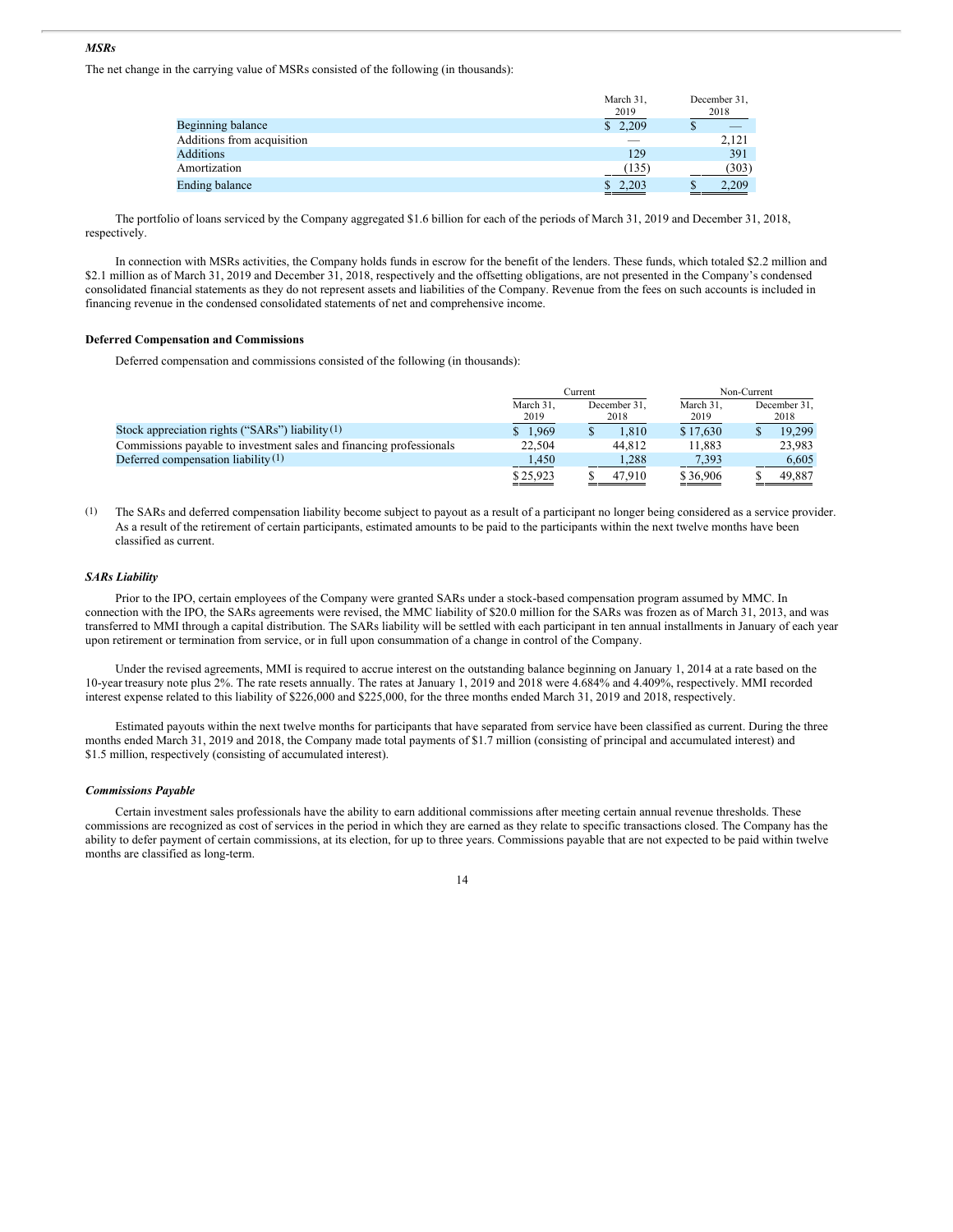### *MSRs*

The net change in the carrying value of MSRs consisted of the following (in thousands):

| | March 31, 2019 | December 31, 2018 |
|---|---|---|
| Beginning balance | $ 2,209 | $ — |
| Additions from acquisition | — | 2,121 |
| Additions | 129 | 391 |
| Amortization | (135) | (303) |
| Ending balance | $ 2,203 | $ 2,209 |

The portfolio of loans serviced by the Company aggregated $1.6 billion for each of the periods of March 31, 2019 and December 31, 2018, respectively.

In connection with MSRs activities, the Company holds funds in escrow for the benefit of the lenders. These funds, which totaled $2.2 million and $2.1 million as of March 31, 2019 and December 31, 2018, respectively and the offsetting obligations, are not presented in the Company's condensed consolidated financial statements as they do not represent assets and liabilities of the Company. Revenue from the fees on such accounts is included in financing revenue in the condensed consolidated statements of net and comprehensive income.

### Deferred Compensation and Commissions

Deferred compensation and commissions consisted of the following (in thousands):

| | Current | | Non-Current | |
|---|---|---|---|---|
| | March 31, 2019 | December 31, 2018 | March 31, 2019 | December 31, 2018 |
| Stock appreciation rights ("SARs") liability [(1)] | $ 1,969 | $ 1,810 | $ 17,630 | $ 19,299 |
| Commissions payable to investment sales and financing professionals | 22,504 | 44,812 | 11,883 | 23,983 |
| Deferred compensation liability [(1)] | 1,450 | 1,288 | 7,393 | 6,605 |
| | $ 25,923 | $ 47,910 | $ 36,906 | $ 49,887 |

(1) The SARs and deferred compensation liability become subject to payout as a result of a participant no longer being considered as a service provider. As a result of the retirement of certain participants, estimated amounts to be paid to the participants within the next twelve months have been classified as current.

### *SARs Liability*

Prior to the IPO, certain employees of the Company were granted SARs under a stock-based compensation program assumed by MMC. In connection with the IPO, the SARs agreements were revised, the MMC liability of $20.0 million for the SARs was frozen as of March 31, 2013, and was transferred to MMI through a capital distribution. The SARs liability will be settled with each participant in ten annual installments in January of each year upon retirement or termination from service, or in full upon consummation of a change in control of the Company.

Under the revised agreements, MMI is required to accrue interest on the outstanding balance beginning on January 1, 2014 at a rate based on the 10-year treasury note plus 2%. The rate resets annually. The rates at January 1, 2019 and 2018 were 4.684% and 4.409%, respectively. MMI recorded interest expense related to this liability of $226,000 and $225,000, for the three months ended March 31, 2019 and 2018, respectively.

Estimated payouts within the next twelve months for participants that have separated from service have been classified as current. During the three months ended March 31, 2019 and 2018, the Company made total payments of $1.7 million (consisting of principal and accumulated interest) and $1.5 million, respectively (consisting of accumulated interest).

### *Commissions Payable*

Certain investment sales professionals have the ability to earn additional commissions after meeting certain annual revenue thresholds. These commissions are recognized as cost of services in the period in which they are earned as they relate to specific transactions closed. The Company has the ability to defer payment of certain commissions, at its election, for up to three years. Commissions payable that are not expected to be paid within twelve months are classified as long-term.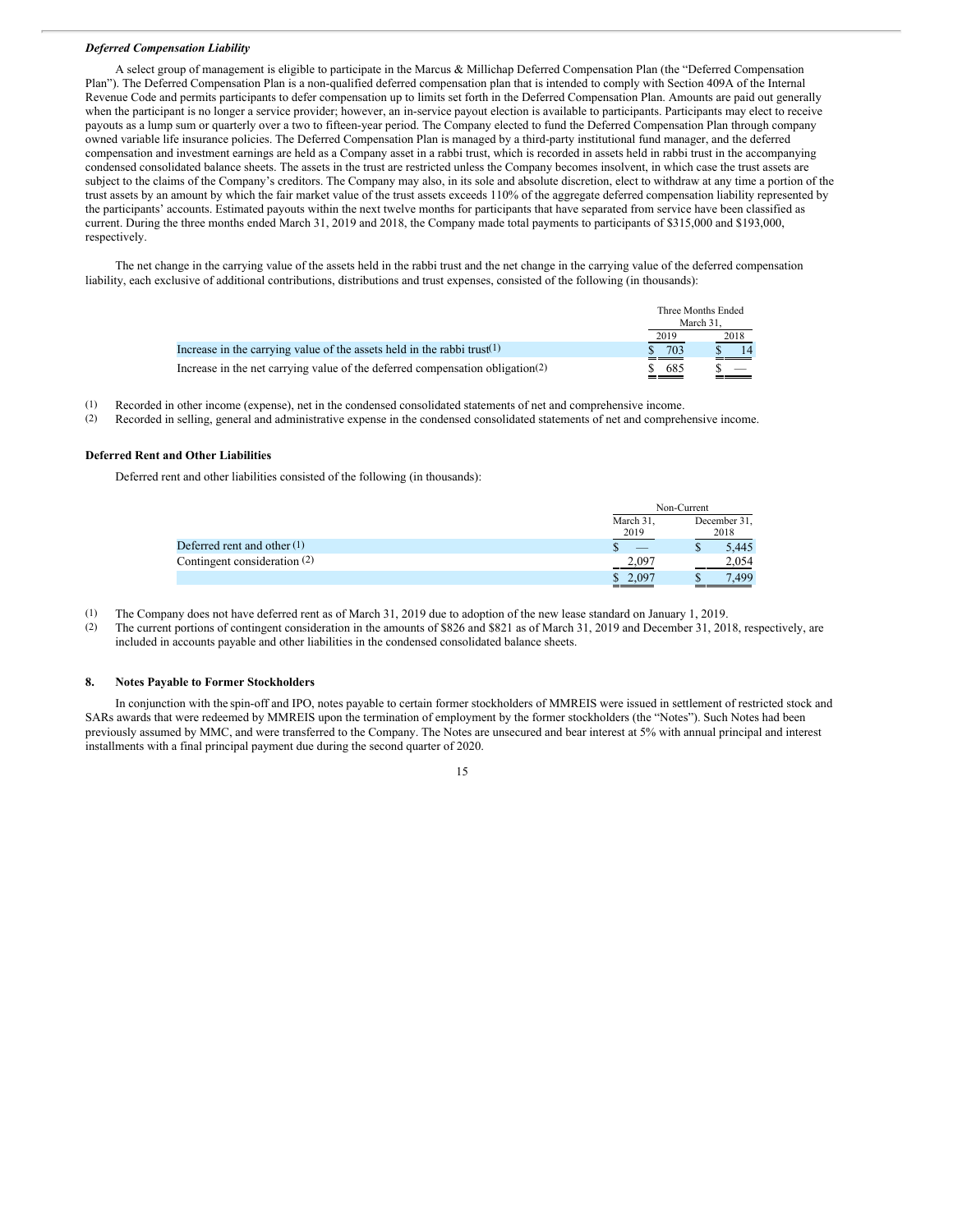***Deferred Compensation Liability***

A select group of management is eligible to participate in the Marcus & Millichap Deferred Compensation Plan (the "Deferred Compensation Plan"). The Deferred Compensation Plan is a non-qualified deferred compensation plan that is intended to comply with Section 409A of the Internal Revenue Code and permits participants to defer compensation up to limits set forth in the Deferred Compensation Plan. Amounts are paid out generally when the participant is no longer a service provider; however, an in-service payout election is available to participants. Participants may elect to receive payouts as a lump sum or quarterly over a two to fifteen-year period. The Company elected to fund the Deferred Compensation Plan through company owned variable life insurance policies. The Deferred Compensation Plan is managed by a third-party institutional fund manager, and the deferred compensation and investment earnings are held as a Company asset in a rabbi trust, which is recorded in assets held in rabbi trust in the accompanying condensed consolidated balance sheets. The assets in the trust are restricted unless the Company becomes insolvent, in which case the trust assets are subject to the claims of the Company's creditors. The Company may also, in its sole and absolute discretion, elect to withdraw at any time a portion of the trust assets by an amount by which the fair market value of the trust assets exceeds 110% of the aggregate deferred compensation liability represented by the participants' accounts. Estimated payouts within the next twelve months for participants that have separated from service have been classified as current. During the three months ended March 31, 2019 and 2018, the Company made total payments to participants of $315,000 and $193,000, respectively.

The net change in the carrying value of the assets held in the rabbi trust and the net change in the carrying value of the deferred compensation liability, each exclusive of additional contributions, distributions and trust expenses, consisted of the following (in thousands):

| | Three Months Ended March 31, | |
|---|---|---|
| | 2019 | 2018 |
| Increase in the carrying value of the assets held in the rabbi trust(1) | $ 703 | $ 14 |
| Increase in the net carrying value of the deferred compensation obligation(2) | $ 685 | $ — |

(1) Recorded in other income (expense), net in the condensed consolidated statements of net and comprehensive income.
(2) Recorded in selling, general and administrative expense in the condensed consolidated statements of net and comprehensive income.

**Deferred Rent and Other Liabilities**

Deferred rent and other liabilities consisted of the following (in thousands):

| | Non-Current | |
|---|---|---|
| | March 31, 2019 | December 31, 2018 |
| Deferred rent and other (1) | $ — | $ 5,445 |
| Contingent consideration (2) | 2,097 | 2,054 |
| | $ 2,097 | $ 7,499 |

(1) The Company does not have deferred rent as of March 31, 2019 due to adoption of the new lease standard on January 1, 2019.
(2) The current portions of contingent consideration in the amounts of $826 and $821 as of March 31, 2019 and December 31, 2018, respectively, are included in accounts payable and other liabilities in the condensed consolidated balance sheets.

## 8. Notes Payable to Former Stockholders

In conjunction with the spin-off and IPO, notes payable to certain former stockholders of MMREIS were issued in settlement of restricted stock and SARs awards that were redeemed by MMREIS upon the termination of employment by the former stockholders (the "Notes"). Such Notes had been previously assumed by MMC, and were transferred to the Company. The Notes are unsecured and bear interest at 5% with annual principal and interest installments with a final principal payment due during the second quarter of 2020.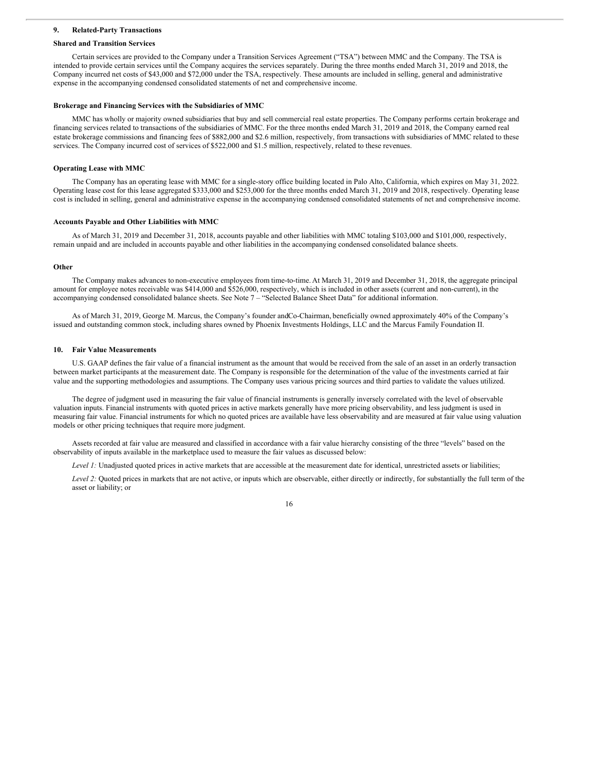## 9. Related-Party Transactions

### Shared and Transition Services

Certain services are provided to the Company under a Transition Services Agreement ("TSA") between MMC and the Company. The TSA is intended to provide certain services until the Company acquires the services separately. During the three months ended March 31, 2019 and 2018, the Company incurred net costs of $43,000 and $72,000 under the TSA, respectively. These amounts are included in selling, general and administrative expense in the accompanying condensed consolidated statements of net and comprehensive income.

### Brokerage and Financing Services with the Subsidiaries of MMC

MMC has wholly or majority owned subsidiaries that buy and sell commercial real estate properties. The Company performs certain brokerage and financing services related to transactions of the subsidiaries of MMC. For the three months ended March 31, 2019 and 2018, the Company earned real estate brokerage commissions and financing fees of $882,000 and $2.6 million, respectively, from transactions with subsidiaries of MMC related to these services. The Company incurred cost of services of $522,000 and $1.5 million, respectively, related to these revenues.

### Operating Lease with MMC

The Company has an operating lease with MMC for a single-story office building located in Palo Alto, California, which expires on May 31, 2022. Operating lease cost for this lease aggregated $333,000 and $253,000 for the three months ended March 31, 2019 and 2018, respectively. Operating lease cost is included in selling, general and administrative expense in the accompanying condensed consolidated statements of net and comprehensive income.

### Accounts Payable and Other Liabilities with MMC

As of March 31, 2019 and December 31, 2018, accounts payable and other liabilities with MMC totaling $103,000 and $101,000, respectively, remain unpaid and are included in accounts payable and other liabilities in the accompanying condensed consolidated balance sheets.

### Other

The Company makes advances to non-executive employees from time-to-time. At March 31, 2019 and December 31, 2018, the aggregate principal amount for employee notes receivable was $414,000 and $526,000, respectively, which is included in other assets (current and non-current), in the accompanying condensed consolidated balance sheets. See Note 7 – "Selected Balance Sheet Data" for additional information.

As of March 31, 2019, George M. Marcus, the Company's founder and Co-Chairman, beneficially owned approximately 40% of the Company's issued and outstanding common stock, including shares owned by Phoenix Investments Holdings, LLC and the Marcus Family Foundation II.

## 10. Fair Value Measurements

U.S. GAAP defines the fair value of a financial instrument as the amount that would be received from the sale of an asset in an orderly transaction between market participants at the measurement date. The Company is responsible for the determination of the value of the investments carried at fair value and the supporting methodologies and assumptions. The Company uses various pricing sources and third parties to validate the values utilized.

The degree of judgment used in measuring the fair value of financial instruments is generally inversely correlated with the level of observable valuation inputs. Financial instruments with quoted prices in active markets generally have more pricing observability, and less judgment is used in measuring fair value. Financial instruments for which no quoted prices are available have less observability and are measured at fair value using valuation models or other pricing techniques that require more judgment.

Assets recorded at fair value are measured and classified in accordance with a fair value hierarchy consisting of the three "levels" based on the observability of inputs available in the marketplace used to measure the fair values as discussed below:

*Level 1:* Unadjusted quoted prices in active markets that are accessible at the measurement date for identical, unrestricted assets or liabilities;

*Level 2:* Quoted prices in markets that are not active, or inputs which are observable, either directly or indirectly, for substantially the full term of the asset or liability; or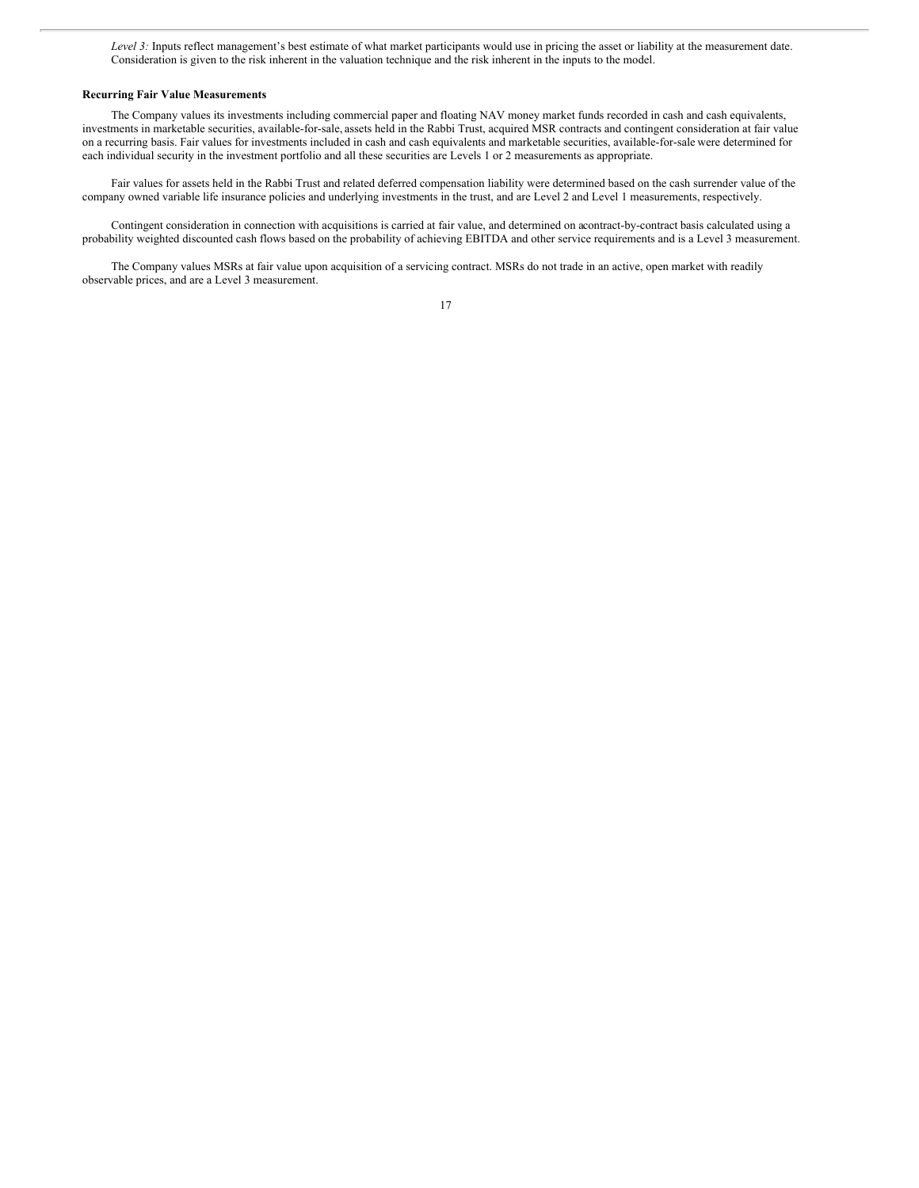*Level 3:* Inputs reflect management's best estimate of what market participants would use in pricing the asset or liability at the measurement date. Consideration is given to the risk inherent in the valuation technique and the risk inherent in the inputs to the model.

**Recurring Fair Value Measurements**

The Company values its investments including commercial paper and floating NAV money market funds recorded in cash and cash equivalents, investments in marketable securities, available-for-sale, assets held in the Rabbi Trust, acquired MSR contracts and contingent consideration at fair value on a recurring basis. Fair values for investments included in cash and cash equivalents and marketable securities, available-for-sale were determined for each individual security in the investment portfolio and all these securities are Levels 1 or 2 measurements as appropriate.

Fair values for assets held in the Rabbi Trust and related deferred compensation liability were determined based on the cash surrender value of the company owned variable life insurance policies and underlying investments in the trust, and are Level 2 and Level 1 measurements, respectively.

Contingent consideration in connection with acquisitions is carried at fair value, and determined on a contract-by-contract basis calculated using a probability weighted discounted cash flows based on the probability of achieving EBITDA and other service requirements and is a Level 3 measurement.

The Company values MSRs at fair value upon acquisition of a servicing contract. MSRs do not trade in an active, open market with readily observable prices, and are a Level 3 measurement.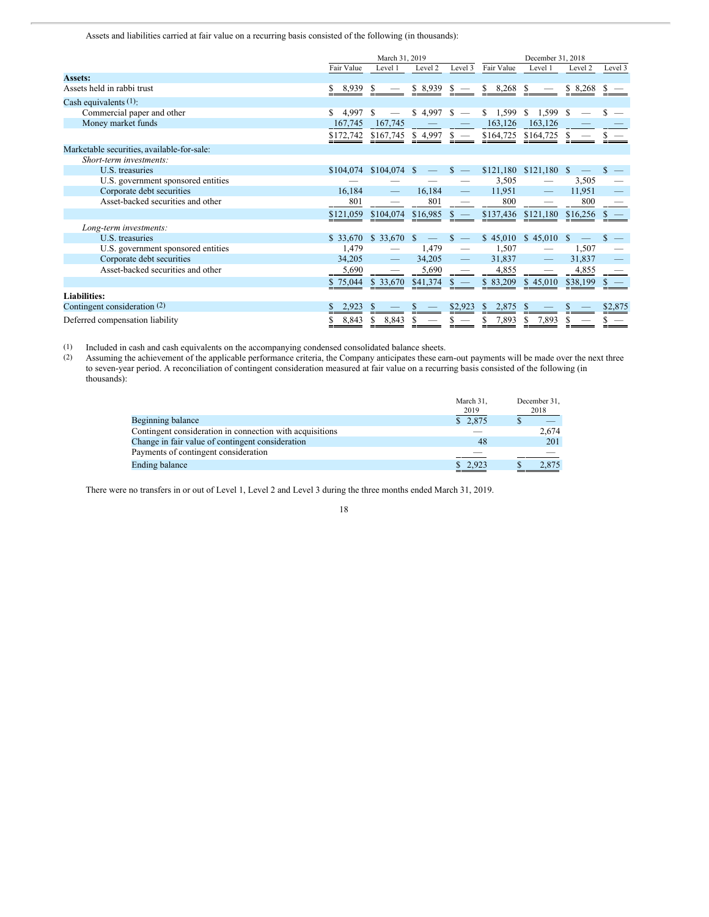Assets and liabilities carried at fair value on a recurring basis consisted of the following (in thousands):

| | March 31, 2019 | | | | December 31, 2018 | | | |
|---|---|---|---|---|---|---|---|---|
| | Fair Value | Level 1 | Level 2 | Level 3 | Fair Value | Level 1 | Level 2 | Level 3 |
| **Assets:** | | | | | | | | |
| Assets held in rabbi trust | $ 8,939 | $ — | $ 8,939 | $ — | $ 8,268 | $ — | $ 8,268 | $ — |
| Cash equivalents (1): | | | | | | | | |
| Commercial paper and other | $ 4,997 | $ — | $ 4,997 | $ — | $ 1,599 | $ 1,599 | $ — | $ — |
| Money market funds | 167,745 | 167,745 | — | — | 163,126 | 163,126 | — | — |
| | $172,742 | $167,745 | $ 4,997 | $ — | $164,725 | $164,725 | $ — | $ — |
| Marketable securities, available-for-sale: | | | | | | | | |
| *Short-term investments:* | | | | | | | | |
| U.S. treasuries | $104,074 | $104,074 | $ — | $ — | $121,180 | $121,180 | $ — | $ — |
| U.S. government sponsored entities | — | — | — | — | 3,505 | — | 3,505 | — |
| Corporate debt securities | 16,184 | — | 16,184 | — | 11,951 | — | 11,951 | — |
| Asset-backed securities and other | 801 | — | 801 | — | 800 | — | 800 | — |
| | $121,059 | $104,074 | $16,985 | $ — | $137,436 | $121,180 | $16,256 | $ — |
| *Long-term investments:* | | | | | | | | |
| U.S. treasuries | $ 33,670 | $ 33,670 | $ — | $ — | $ 45,010 | $ 45,010 | $ — | $ — |
| U.S. government sponsored entities | 1,479 | — | 1,479 | — | 1,507 | — | 1,507 | — |
| Corporate debt securities | 34,205 | — | 34,205 | — | 31,837 | — | 31,837 | — |
| Asset-backed securities and other | 5,690 | — | 5,690 | — | 4,855 | — | 4,855 | — |
| | $ 75,044 | $ 33,670 | $41,374 | $ — | $ 83,209 | $ 45,010 | $38,199 | $ — |
| **Liabilities:** | | | | | | | | |
| Contingent consideration (2) | $ 2,923 | $ — | $ — | $2,923 | $ 2,875 | $ — | $ — | $2,875 |
| Deferred compensation liability | $ 8,843 | $ 8,843 | $ — | $ — | $ 7,893 | $ 7,893 | $ — | $ — |

(1) Included in cash and cash equivalents on the accompanying condensed consolidated balance sheets.

(2) Assuming the achievement of the applicable performance criteria, the Company anticipates these earn-out payments will be made over the next three to seven-year period. A reconciliation of contingent consideration measured at fair value on a recurring basis consisted of the following (in thousands):

| | March 31, 2019 | December 31, 2018 |
|---|---|---|
| Beginning balance | $ 2,875 | $ — |
| Contingent consideration in connection with acquisitions | — | 2,674 |
| Change in fair value of contingent consideration | 48 | 201 |
| Payments of contingent consideration | — | — |
| Ending balance | $ 2,923 | $ 2,875 |

There were no transfers in or out of Level 1, Level 2 and Level 3 during the three months ended March 31, 2019.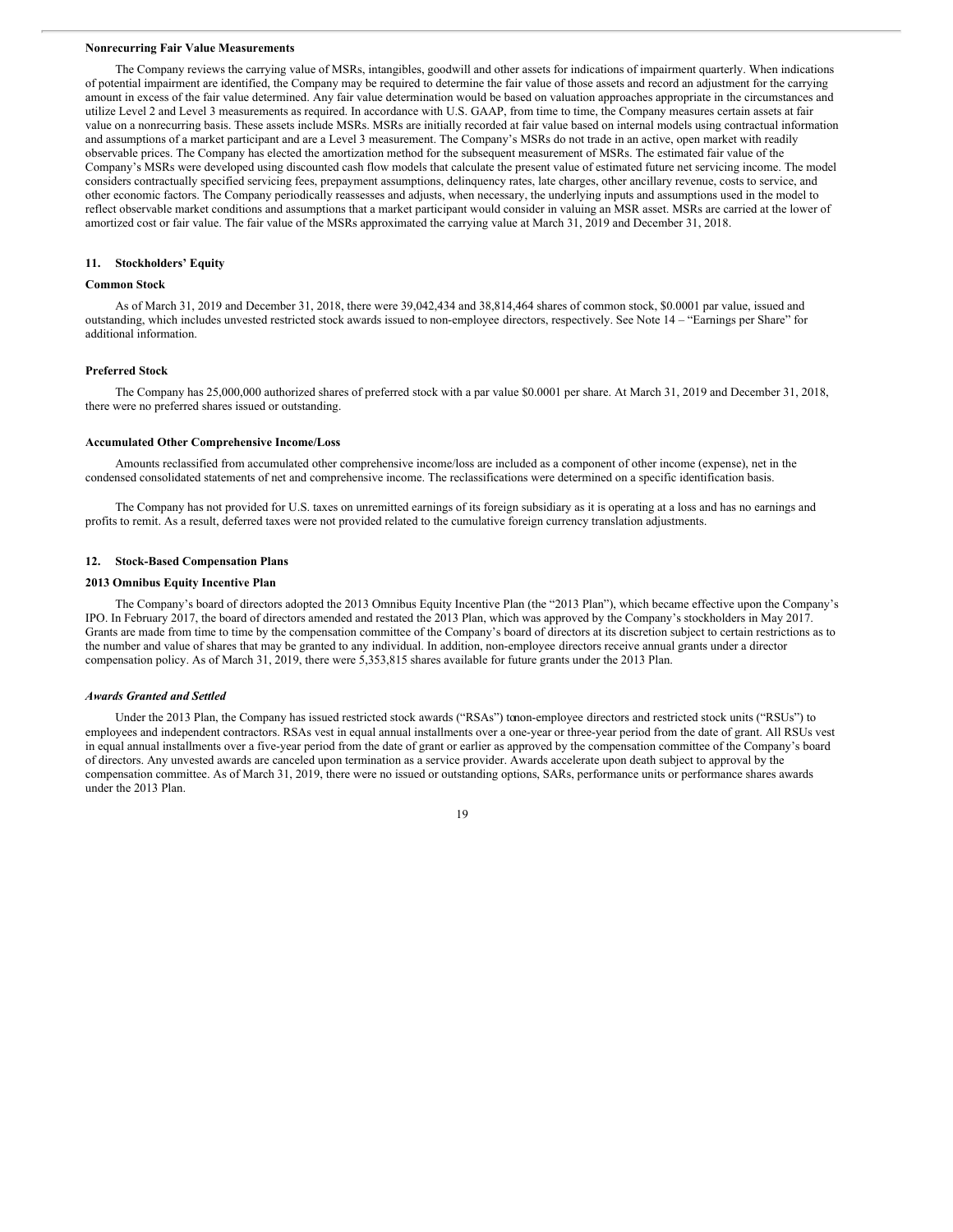### Nonrecurring Fair Value Measurements

The Company reviews the carrying value of MSRs, intangibles, goodwill and other assets for indications of impairment quarterly. When indications of potential impairment are identified, the Company may be required to determine the fair value of those assets and record an adjustment for the carrying amount in excess of the fair value determined. Any fair value determination would be based on valuation approaches appropriate in the circumstances and utilize Level 2 and Level 3 measurements as required. In accordance with U.S. GAAP, from time to time, the Company measures certain assets at fair value on a nonrecurring basis. These assets include MSRs. MSRs are initially recorded at fair value based on internal models using contractual information and assumptions of a market participant and are a Level 3 measurement. The Company's MSRs do not trade in an active, open market with readily observable prices. The Company has elected the amortization method for the subsequent measurement of MSRs. The estimated fair value of the Company's MSRs were developed using discounted cash flow models that calculate the present value of estimated future net servicing income. The model considers contractually specified servicing fees, prepayment assumptions, delinquency rates, late charges, other ancillary revenue, costs to service, and other economic factors. The Company periodically reassesses and adjusts, when necessary, the underlying inputs and assumptions used in the model to reflect observable market conditions and assumptions that a market participant would consider in valuing an MSR asset. MSRs are carried at the lower of amortized cost or fair value. The fair value of the MSRs approximated the carrying value at March 31, 2019 and December 31, 2018.

## 11. Stockholders' Equity

### Common Stock

As of March 31, 2019 and December 31, 2018, there were 39,042,434 and 38,814,464 shares of common stock, $0.0001 par value, issued and outstanding, which includes unvested restricted stock awards issued to non-employee directors, respectively. See Note 14 – "Earnings per Share" for additional information.

### Preferred Stock

The Company has 25,000,000 authorized shares of preferred stock with a par value $0.0001 per share. At March 31, 2019 and December 31, 2018, there were no preferred shares issued or outstanding.

### Accumulated Other Comprehensive Income/Loss

Amounts reclassified from accumulated other comprehensive income/loss are included as a component of other income (expense), net in the condensed consolidated statements of net and comprehensive income. The reclassifications were determined on a specific identification basis.

The Company has not provided for U.S. taxes on unremitted earnings of its foreign subsidiary as it is operating at a loss and has no earnings and profits to remit. As a result, deferred taxes were not provided related to the cumulative foreign currency translation adjustments.

## 12. Stock-Based Compensation Plans

### 2013 Omnibus Equity Incentive Plan

The Company's board of directors adopted the 2013 Omnibus Equity Incentive Plan (the "2013 Plan"), which became effective upon the Company's IPO. In February 2017, the board of directors amended and restated the 2013 Plan, which was approved by the Company's stockholders in May 2017. Grants are made from time to time by the compensation committee of the Company's board of directors at its discretion subject to certain restrictions as to the number and value of shares that may be granted to any individual. In addition, non-employee directors receive annual grants under a director compensation policy. As of March 31, 2019, there were 5,353,815 shares available for future grants under the 2013 Plan.

#### *Awards Granted and Settled*

Under the 2013 Plan, the Company has issued restricted stock awards ("RSAs") to non-employee directors and restricted stock units ("RSUs") to employees and independent contractors. RSAs vest in equal annual installments over a one-year or three-year period from the date of grant. All RSUs vest in equal annual installments over a five-year period from the date of grant or earlier as approved by the compensation committee of the Company's board of directors. Any unvested awards are canceled upon termination as a service provider. Awards accelerate upon death subject to approval by the compensation committee. As of March 31, 2019, there were no issued or outstanding options, SARs, performance units or performance shares awards under the 2013 Plan.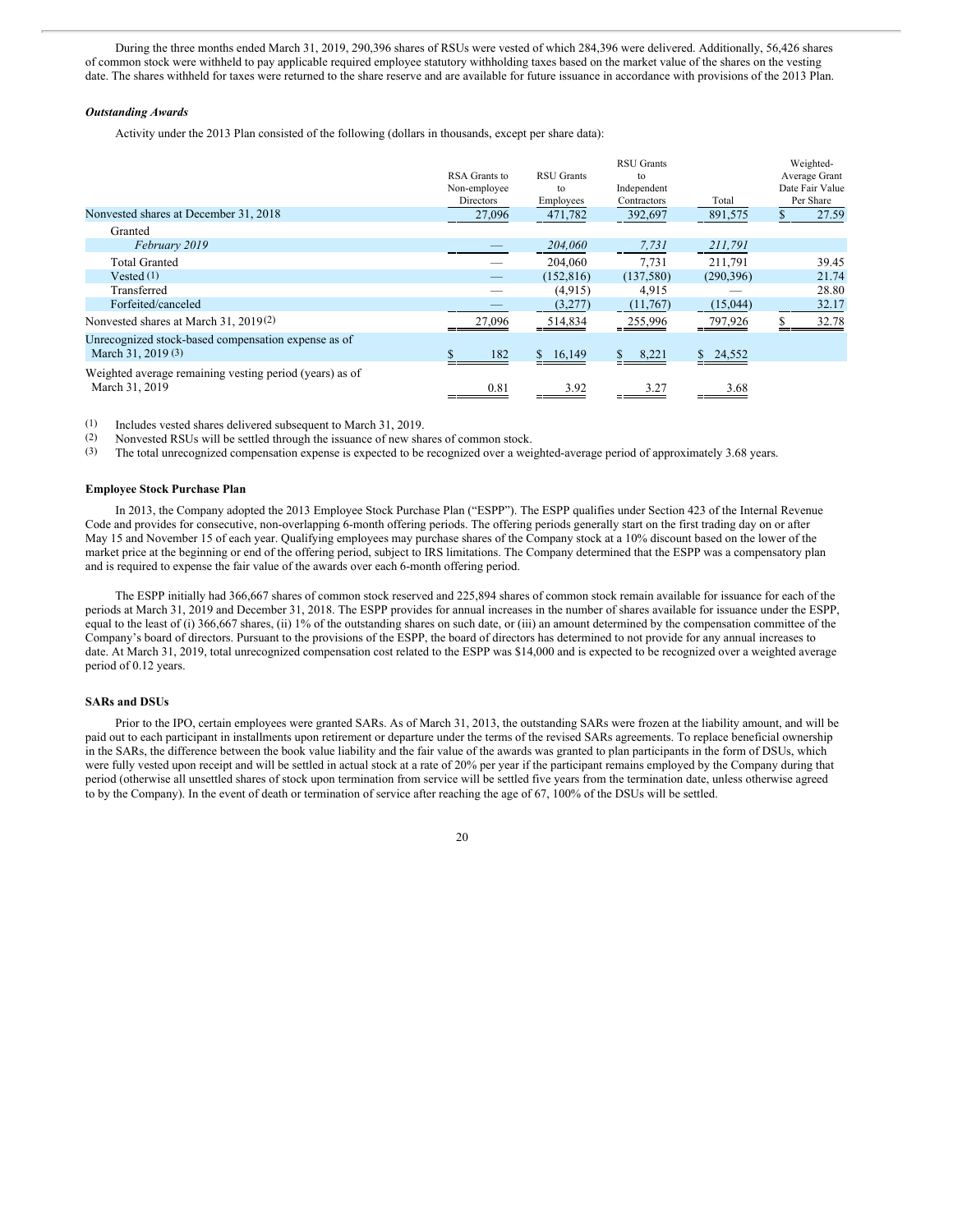During the three months ended March 31, 2019, 290,396 shares of RSUs were vested of which 284,396 were delivered. Additionally, 56,426 shares of common stock were withheld to pay applicable required employee statutory withholding taxes based on the market value of the shares on the vesting date. The shares withheld for taxes were returned to the share reserve and are available for future issuance in accordance with provisions of the 2013 Plan.

***Outstanding Awards***

Activity under the 2013 Plan consisted of the following (dollars in thousands, except per share data):

| | RSA Grants to Non-employee Directors | RSU Grants to Employees | RSU Grants to Independent Contractors | Total | Weighted-Average Grant Date Fair Value Per Share |
|---|---|---|---|---|---|
| Nonvested shares at December 31, 2018 | 27,096 | 471,782 | 392,697 | 891,575 | $ 27.59 |
| Granted | | | | | |
| *February 2019* | — | *204,060* | *7,731* | *211,791* | |
| Total Granted | — | 204,060 | 7,731 | 211,791 | 39.45 |
| Vested (1) | — | (152,816) | (137,580) | (290,396) | 21.74 |
| Transferred | — | (4,915) | 4,915 | — | 28.80 |
| Forfeited/canceled | — | (3,277) | (11,767) | (15,044) | 32.17 |
| Nonvested shares at March 31, 2019(2) | 27,096 | 514,834 | 255,996 | 797,926 | $ 32.78 |
| Unrecognized stock-based compensation expense as of March 31, 2019 (3) | $ 182 | $ 16,149 | $ 8,221 | $ 24,552 | |
| Weighted average remaining vesting period (years) as of March 31, 2019 | 0.81 | 3.92 | 3.27 | 3.68 | |

(1) Includes vested shares delivered subsequent to March 31, 2019.
(2) Nonvested RSUs will be settled through the issuance of new shares of common stock.
(3) The total unrecognized compensation expense is expected to be recognized over a weighted-average period of approximately 3.68 years.

**Employee Stock Purchase Plan**

In 2013, the Company adopted the 2013 Employee Stock Purchase Plan ("ESPP"). The ESPP qualifies under Section 423 of the Internal Revenue Code and provides for consecutive, non-overlapping 6-month offering periods. The offering periods generally start on the first trading day on or after May 15 and November 15 of each year. Qualifying employees may purchase shares of the Company stock at a 10% discount based on the lower of the market price at the beginning or end of the offering period, subject to IRS limitations. The Company determined that the ESPP was a compensatory plan and is required to expense the fair value of the awards over each 6-month offering period.

The ESPP initially had 366,667 shares of common stock reserved and 225,894 shares of common stock remain available for issuance for each of the periods at March 31, 2019 and December 31, 2018. The ESPP provides for annual increases in the number of shares available for issuance under the ESPP, equal to the least of (i) 366,667 shares, (ii) 1% of the outstanding shares on such date, or (iii) an amount determined by the compensation committee of the Company's board of directors. Pursuant to the provisions of the ESPP, the board of directors has determined to not provide for any annual increases to date. At March 31, 2019, total unrecognized compensation cost related to the ESPP was $14,000 and is expected to be recognized over a weighted average period of 0.12 years.

**SARs and DSUs**

Prior to the IPO, certain employees were granted SARs. As of March 31, 2013, the outstanding SARs were frozen at the liability amount, and will be paid out to each participant in installments upon retirement or departure under the terms of the revised SARs agreements. To replace beneficial ownership in the SARs, the difference between the book value liability and the fair value of the awards was granted to plan participants in the form of DSUs, which were fully vested upon receipt and will be settled in actual stock at a rate of 20% per year if the participant remains employed by the Company during that period (otherwise all unsettled shares of stock upon termination from service will be settled five years from the termination date, unless otherwise agreed to by the Company). In the event of death or termination of service after reaching the age of 67, 100% of the DSUs will be settled.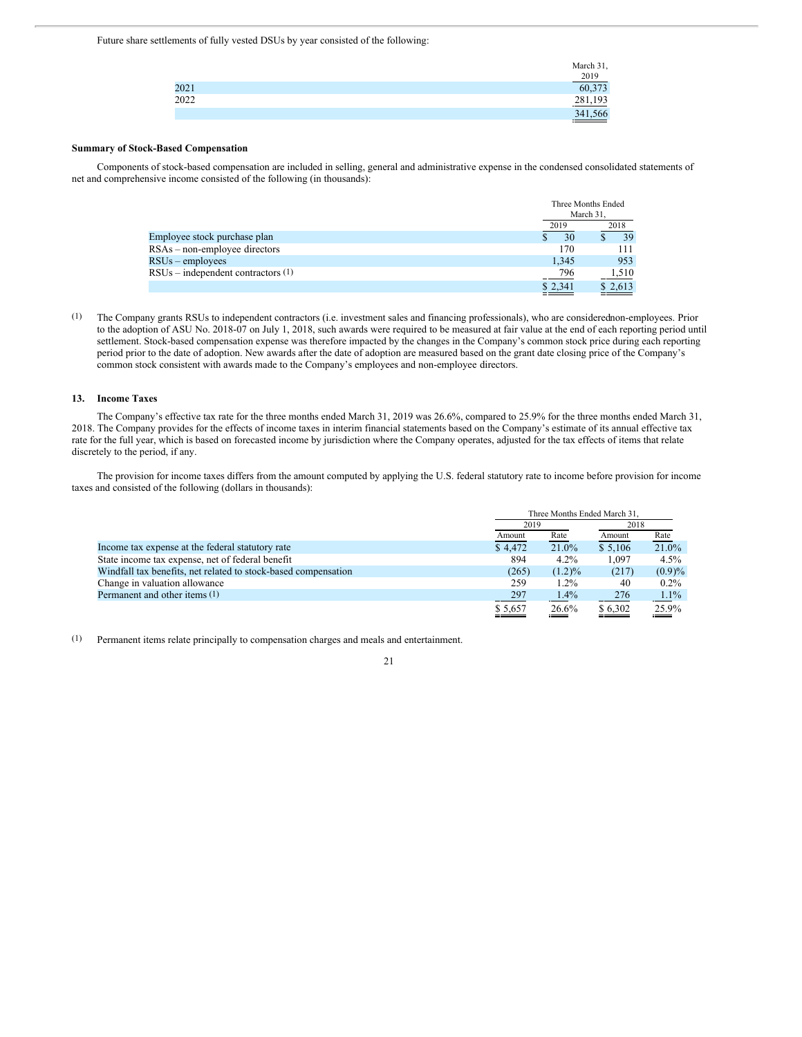Future share settlements of fully vested DSUs by year consisted of the following:

| | March 31, 2019 |
|---|---|
| 2021 | 60,373 |
| 2022 | 281,193 |
| | 341,566 |

**Summary of Stock-Based Compensation**

Components of stock-based compensation are included in selling, general and administrative expense in the condensed consolidated statements of net and comprehensive income consisted of the following (in thousands):

| | Three Months Ended March 31, | |
|---|---|---|
| | 2019 | 2018 |
| Employee stock purchase plan | $ 30 | $ 39 |
| RSAs – non-employee directors | 170 | 111 |
| RSUs – employees | 1,345 | 953 |
| RSUs – independent contractors (1) | 796 | 1,510 |
| | $ 2,341 | $ 2,613 |

(1) The Company grants RSUs to independent contractors (i.e. investment sales and financing professionals), who are considered non-employees. Prior to the adoption of ASU No. 2018-07 on July 1, 2018, such awards were required to be measured at fair value at the end of each reporting period until settlement. Stock-based compensation expense was therefore impacted by the changes in the Company's common stock price during each reporting period prior to the date of adoption. New awards after the date of adoption are measured based on the grant date closing price of the Company's common stock consistent with awards made to the Company's employees and non-employee directors.

### 13. Income Taxes

The Company's effective tax rate for the three months ended March 31, 2019 was 26.6%, compared to 25.9% for the three months ended March 31, 2018. The Company provides for the effects of income taxes in interim financial statements based on the Company's estimate of its annual effective tax rate for the full year, which is based on forecasted income by jurisdiction where the Company operates, adjusted for the tax effects of items that relate discretely to the period, if any.

The provision for income taxes differs from the amount computed by applying the U.S. federal statutory rate to income before provision for income taxes and consisted of the following (dollars in thousands):

| | Three Months Ended March 31, | | | |
|---|---|---|---|---|
| | 2019 | | 2018 | |
| | Amount | Rate | Amount | Rate |
| Income tax expense at the federal statutory rate | $ 4,472 | 21.0% | $ 5,106 | 21.0% |
| State income tax expense, net of federal benefit | 894 | 4.2% | 1,097 | 4.5% |
| Windfall tax benefits, net related to stock-based compensation | (265) | (1.2)% | (217) | (0.9)% |
| Change in valuation allowance | 259 | 1.2% | 40 | 0.2% |
| Permanent and other items (1) | 297 | 1.4% | 276 | 1.1% |
| | $ 5,657 | 26.6% | $ 6,302 | 25.9% |

(1) Permanent items relate principally to compensation charges and meals and entertainment.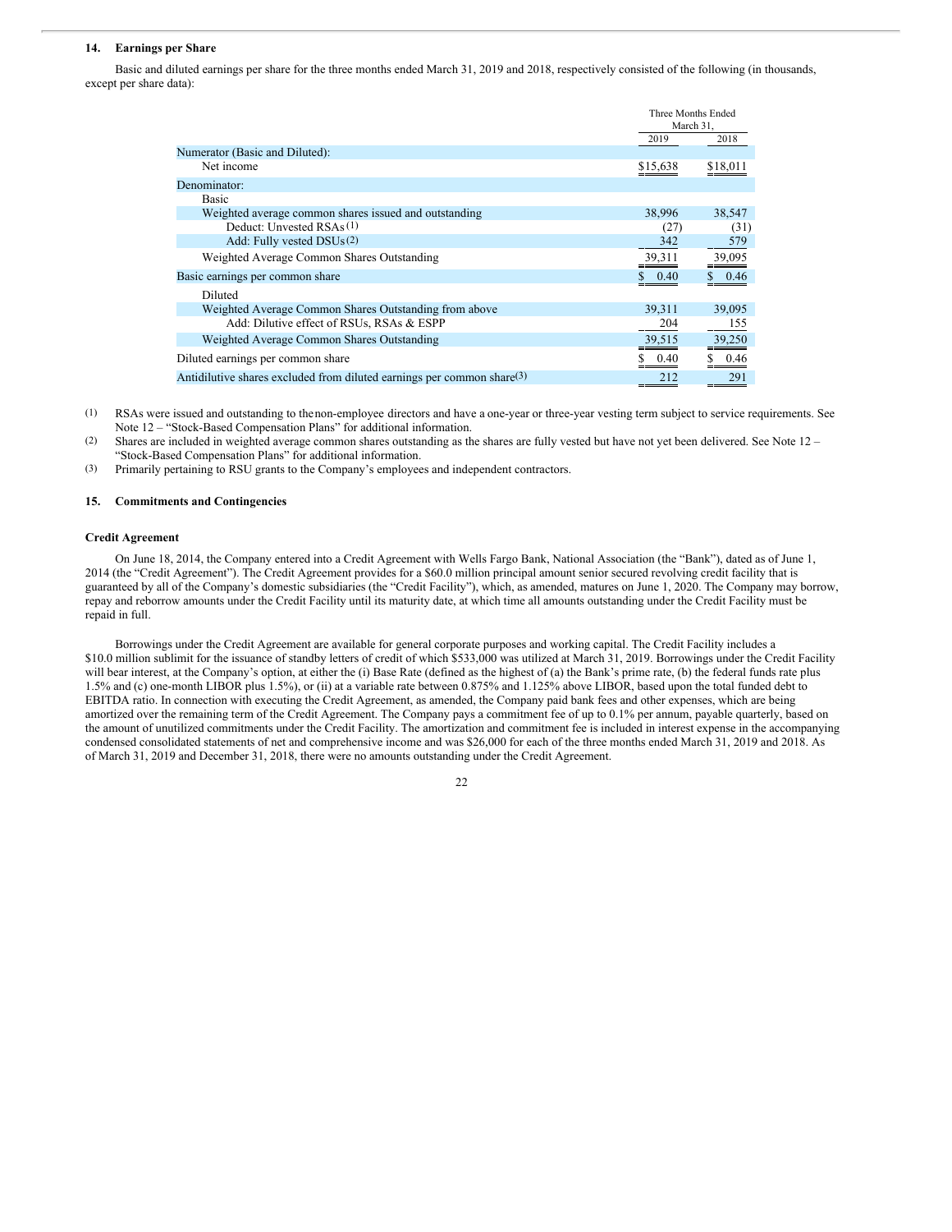### 14. Earnings per Share

Basic and diluted earnings per share for the three months ended March 31, 2019 and 2018, respectively consisted of the following (in thousands, except per share data):

| | Three Months Ended March 31, | |
|---|---|---|
| | 2019 | 2018 |
| Numerator (Basic and Diluted): | | |
| Net income | $15,638 | $18,011 |
| Denominator: | | |
| Basic | | |
| Weighted average common shares issued and outstanding | 38,996 | 38,547 |
| Deduct: Unvested RSAs [(1)] | (27) | (31) |
| Add: Fully vested DSUs [(2)] | 342 | 579 |
| Weighted Average Common Shares Outstanding | 39,311 | 39,095 |
| Basic earnings per common share | $ 0.40 | $ 0.46 |
| Diluted | | |
| Weighted Average Common Shares Outstanding from above | 39,311 | 39,095 |
| Add: Dilutive effect of RSUs, RSAs & ESPP | 204 | 155 |
| Weighted Average Common Shares Outstanding | 39,515 | 39,250 |
| Diluted earnings per common share | $ 0.40 | $ 0.46 |
| Antidilutive shares excluded from diluted earnings per common share[(3)] | 212 | 291 |

(1) RSAs were issued and outstanding to the non-employee directors and have a one-year or three-year vesting term subject to service requirements. See Note 12 – "Stock-Based Compensation Plans" for additional information.

(2) Shares are included in weighted average common shares outstanding as the shares are fully vested but have not yet been delivered. See Note 12 – "Stock-Based Compensation Plans" for additional information.

(3) Primarily pertaining to RSU grants to the Company's employees and independent contractors.

### 15. Commitments and Contingencies

**Credit Agreement**

On June 18, 2014, the Company entered into a Credit Agreement with Wells Fargo Bank, National Association (the "Bank"), dated as of June 1, 2014 (the "Credit Agreement"). The Credit Agreement provides for a $60.0 million principal amount senior secured revolving credit facility that is guaranteed by all of the Company's domestic subsidiaries (the "Credit Facility"), which, as amended, matures on June 1, 2020. The Company may borrow, repay and reborrow amounts under the Credit Facility until its maturity date, at which time all amounts outstanding under the Credit Facility must be repaid in full.

Borrowings under the Credit Agreement are available for general corporate purposes and working capital. The Credit Facility includes a $10.0 million sublimit for the issuance of standby letters of credit of which $533,000 was utilized at March 31, 2019. Borrowings under the Credit Facility will bear interest, at the Company's option, at either the (i) Base Rate (defined as the highest of (a) the Bank's prime rate, (b) the federal funds rate plus 1.5% and (c) one-month LIBOR plus 1.5%), or (ii) at a variable rate between 0.875% and 1.125% above LIBOR, based upon the total funded debt to EBITDA ratio. In connection with executing the Credit Agreement, as amended, the Company paid bank fees and other expenses, which are being amortized over the remaining term of the Credit Agreement. The Company pays a commitment fee of up to 0.1% per annum, payable quarterly, based on the amount of unutilized commitments under the Credit Facility. The amortization and commitment fee is included in interest expense in the accompanying condensed consolidated statements of net and comprehensive income and was $26,000 for each of the three months ended March 31, 2019 and 2018. As of March 31, 2019 and December 31, 2018, there were no amounts outstanding under the Credit Agreement.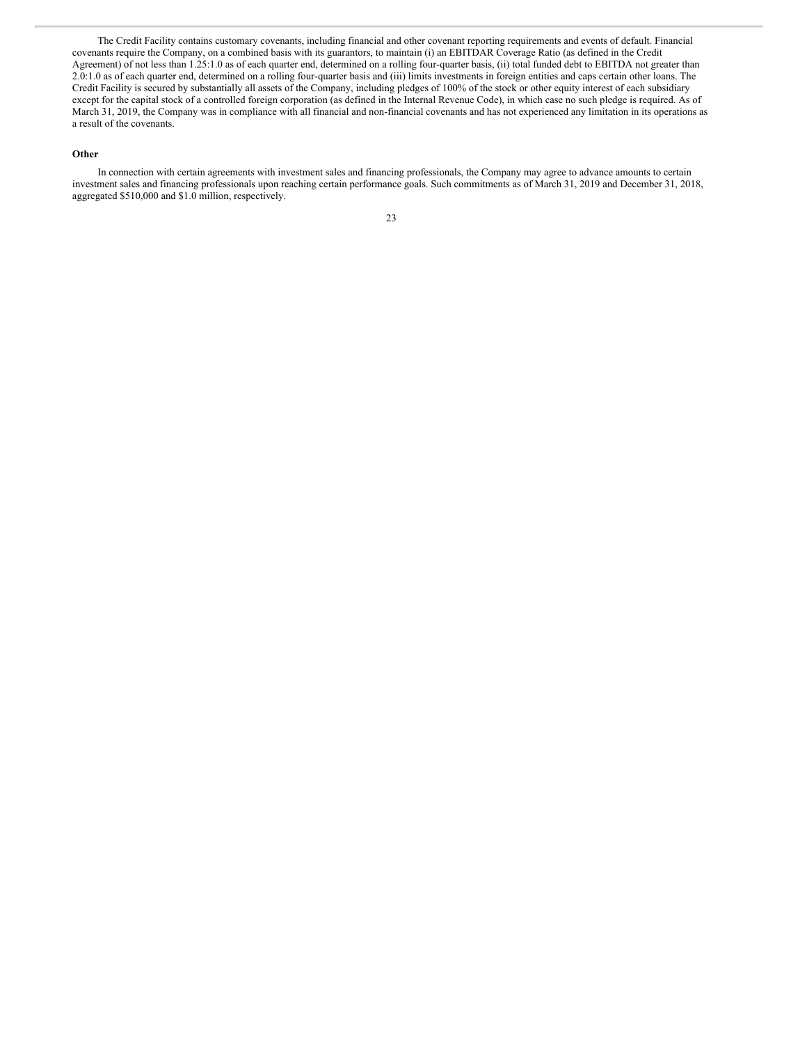The Credit Facility contains customary covenants, including financial and other covenant reporting requirements and events of default. Financial covenants require the Company, on a combined basis with its guarantors, to maintain (i) an EBITDAR Coverage Ratio (as defined in the Credit Agreement) of not less than 1.25:1.0 as of each quarter end, determined on a rolling four-quarter basis, (ii) total funded debt to EBITDA not greater than 2.0:1.0 as of each quarter end, determined on a rolling four-quarter basis and (iii) limits investments in foreign entities and caps certain other loans. The Credit Facility is secured by substantially all assets of the Company, including pledges of 100% of the stock or other equity interest of each subsidiary except for the capital stock of a controlled foreign corporation (as defined in the Internal Revenue Code), in which case no such pledge is required. As of March 31, 2019, the Company was in compliance with all financial and non-financial covenants and has not experienced any limitation in its operations as a result of the covenants.

**Other**

In connection with certain agreements with investment sales and financing professionals, the Company may agree to advance amounts to certain investment sales and financing professionals upon reaching certain performance goals. Such commitments as of March 31, 2019 and December 31, 2018, aggregated $510,000 and $1.0 million, respectively.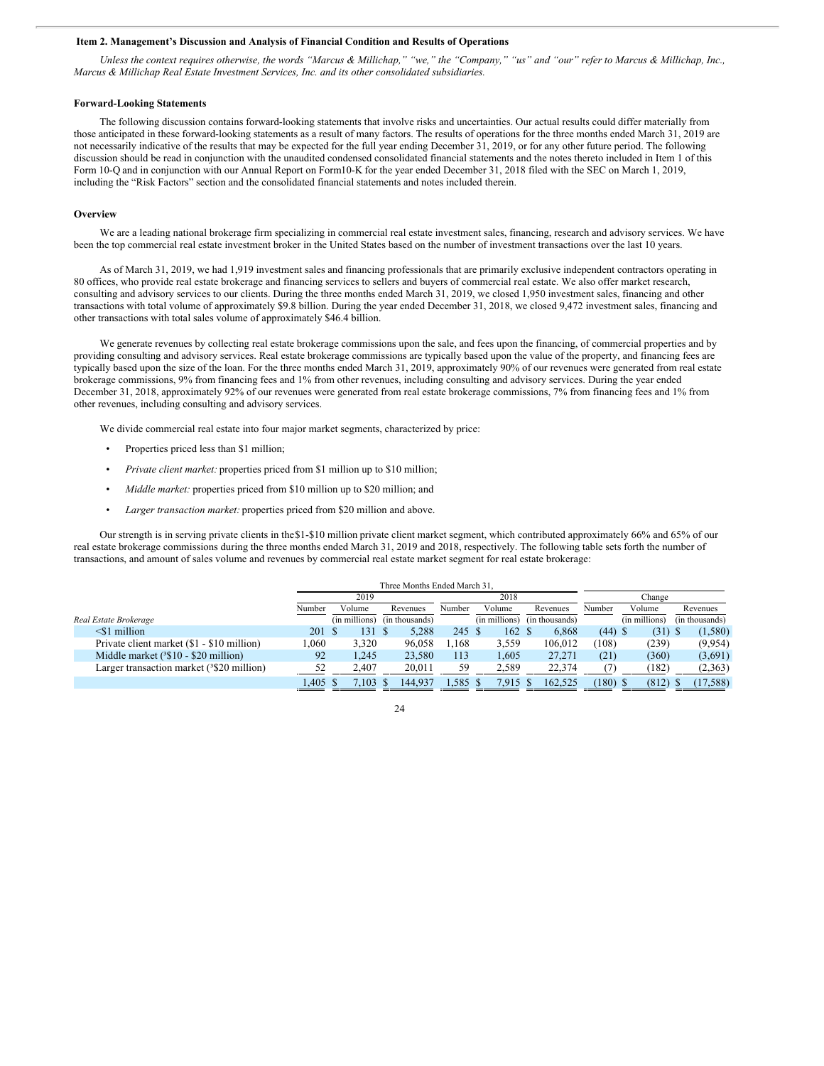### Item 2. Management's Discussion and Analysis of Financial Condition and Results of Operations

*Unless the context requires otherwise, the words "Marcus & Millichap," "we," the "Company," "us" and "our" refer to Marcus & Millichap, Inc., Marcus & Millichap Real Estate Investment Services, Inc. and its other consolidated subsidiaries.*

#### Forward-Looking Statements

The following discussion contains forward-looking statements that involve risks and uncertainties. Our actual results could differ materially from those anticipated in these forward-looking statements as a result of many factors. The results of operations for the three months ended March 31, 2019 are not necessarily indicative of the results that may be expected for the full year ending December 31, 2019, or for any other future period. The following discussion should be read in conjunction with the unaudited condensed consolidated financial statements and the notes thereto included in Item 1 of this Form 10-Q and in conjunction with our Annual Report on Form10-K for the year ended December 31, 2018 filed with the SEC on March 1, 2019, including the "Risk Factors" section and the consolidated financial statements and notes included therein.

#### Overview

We are a leading national brokerage firm specializing in commercial real estate investment sales, financing, research and advisory services. We have been the top commercial real estate investment broker in the United States based on the number of investment transactions over the last 10 years.

As of March 31, 2019, we had 1,919 investment sales and financing professionals that are primarily exclusive independent contractors operating in 80 offices, who provide real estate brokerage and financing services to sellers and buyers of commercial real estate. We also offer market research, consulting and advisory services to our clients. During the three months ended March 31, 2019, we closed 1,950 investment sales, financing and other transactions with total volume of approximately $9.8 billion. During the year ended December 31, 2018, we closed 9,472 investment sales, financing and other transactions with total sales volume of approximately $46.4 billion.

We generate revenues by collecting real estate brokerage commissions upon the sale, and fees upon the financing, of commercial properties and by providing consulting and advisory services. Real estate brokerage commissions are typically based upon the value of the property, and financing fees are typically based upon the size of the loan. For the three months ended March 31, 2019, approximately 90% of our revenues were generated from real estate brokerage commissions, 9% from financing fees and 1% from other revenues, including consulting and advisory services. During the year ended December 31, 2018, approximately 92% of our revenues were generated from real estate brokerage commissions, 7% from financing fees and 1% from other revenues, including consulting and advisory services.

We divide commercial real estate into four major market segments, characterized by price:

- Properties priced less than $1 million;
- *Private client market:* properties priced from $1 million up to $10 million;
- *Middle market:* properties priced from $10 million up to $20 million; and
- *Larger transaction market:* properties priced from $20 million and above.

Our strength is in serving private clients in the $1-$10 million private client market segment, which contributed approximately 66% and 65% of our real estate brokerage commissions during the three months ended March 31, 2019 and 2018, respectively. The following table sets forth the number of transactions, and amount of sales volume and revenues by commercial real estate market segment for real estate brokerage:

| | Three Months Ended March 31, | | | | | | | | |
|---|---|---|---|---|---|---|---|---|---|
| | 2019 | | | 2018 | | | Change | | |
| *Real Estate Brokerage* | Number | Volume (in millions) | Revenues (in thousands) | Number | Volume (in millions) | Revenues (in thousands) | Number | Volume (in millions) | Revenues (in thousands) |
| <$1 million | 201 | $ 131 | $ 5,288 | 245 | $ 162 | $ 6,868 | (44) | $ (31) | $ (1,580) |
| Private client market ($1 - $10 million) | 1,060 | 3,320 | 96,058 | 1,168 | 3,559 | 106,012 | (108) | (239) | (9,954) |
| Middle market (≥$10 - $20 million) | 92 | 1,245 | 23,580 | 113 | 1,605 | 27,271 | (21) | (360) | (3,691) |
| Larger transaction market (≥$20 million) | 52 | 2,407 | 20,011 | 59 | 2,589 | 22,374 | (7) | (182) | (2,363) |
| | 1,405 | $ 7,103 | $ 144,937 | 1,585 | $ 7,915 | $ 162,525 | (180) | $ (812) | $ (17,588) |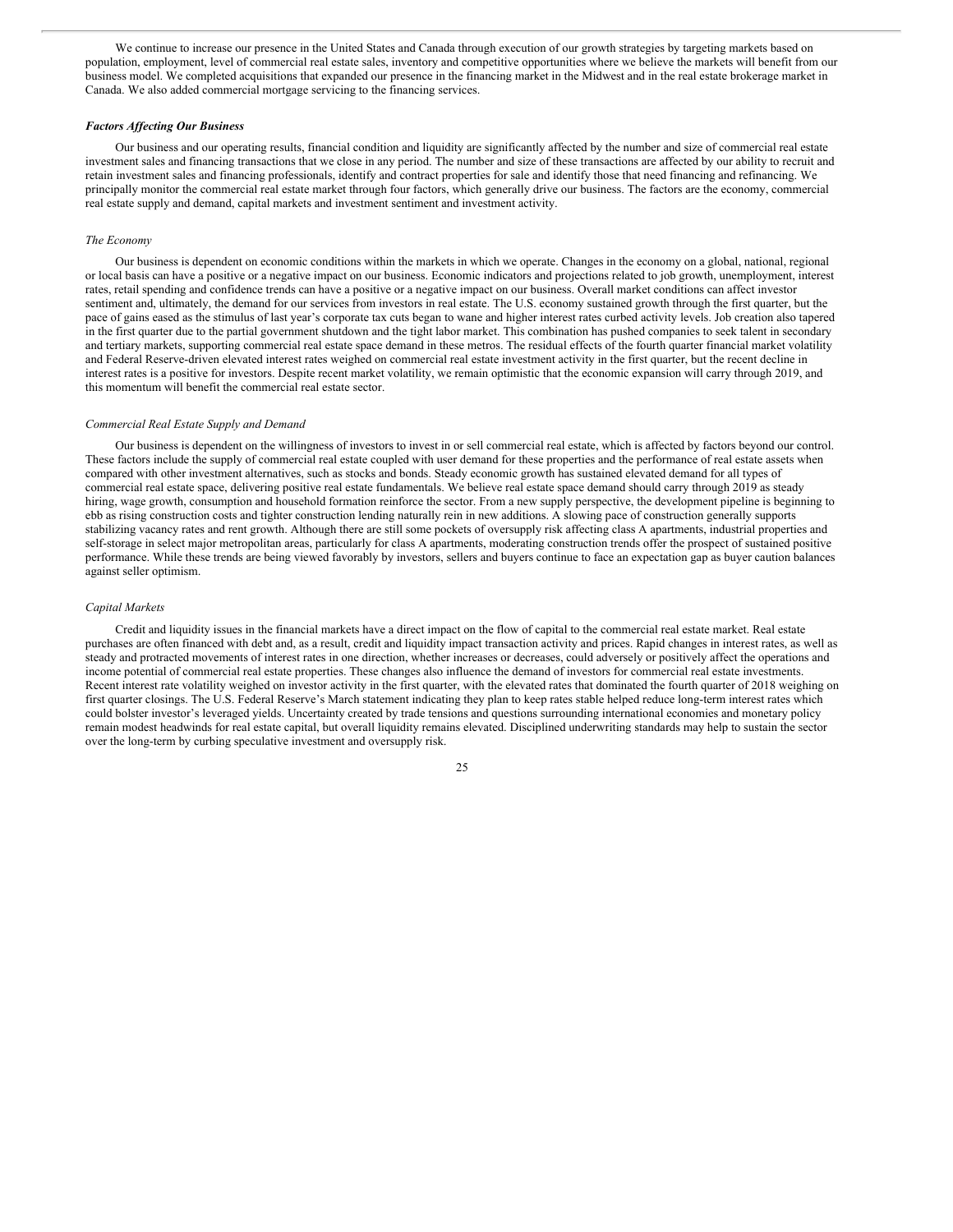We continue to increase our presence in the United States and Canada through execution of our growth strategies by targeting markets based on population, employment, level of commercial real estate sales, inventory and competitive opportunities where we believe the markets will benefit from our business model. We completed acquisitions that expanded our presence in the financing market in the Midwest and in the real estate brokerage market in Canada. We also added commercial mortgage servicing to the financing services.

### *Factors Affecting Our Business*

Our business and our operating results, financial condition and liquidity are significantly affected by the number and size of commercial real estate investment sales and financing transactions that we close in any period. The number and size of these transactions are affected by our ability to recruit and retain investment sales and financing professionals, identify and contract properties for sale and identify those that need financing and refinancing. We principally monitor the commercial real estate market through four factors, which generally drive our business. The factors are the economy, commercial real estate supply and demand, capital markets and investment sentiment and investment activity.

#### *The Economy*

Our business is dependent on economic conditions within the markets in which we operate. Changes in the economy on a global, national, regional or local basis can have a positive or a negative impact on our business. Economic indicators and projections related to job growth, unemployment, interest rates, retail spending and confidence trends can have a positive or a negative impact on our business. Overall market conditions can affect investor sentiment and, ultimately, the demand for our services from investors in real estate. The U.S. economy sustained growth through the first quarter, but the pace of gains eased as the stimulus of last year's corporate tax cuts began to wane and higher interest rates curbed activity levels. Job creation also tapered in the first quarter due to the partial government shutdown and the tight labor market. This combination has pushed companies to seek talent in secondary and tertiary markets, supporting commercial real estate space demand in these metros. The residual effects of the fourth quarter financial market volatility and Federal Reserve-driven elevated interest rates weighed on commercial real estate investment activity in the first quarter, but the recent decline in interest rates is a positive for investors. Despite recent market volatility, we remain optimistic that the economic expansion will carry through 2019, and this momentum will benefit the commercial real estate sector.

#### *Commercial Real Estate Supply and Demand*

Our business is dependent on the willingness of investors to invest in or sell commercial real estate, which is affected by factors beyond our control. These factors include the supply of commercial real estate coupled with user demand for these properties and the performance of real estate assets when compared with other investment alternatives, such as stocks and bonds. Steady economic growth has sustained elevated demand for all types of commercial real estate space, delivering positive real estate fundamentals. We believe real estate space demand should carry through 2019 as steady hiring, wage growth, consumption and household formation reinforce the sector. From a new supply perspective, the development pipeline is beginning to ebb as rising construction costs and tighter construction lending naturally rein in new additions. A slowing pace of construction generally supports stabilizing vacancy rates and rent growth. Although there are still some pockets of oversupply risk affecting class A apartments, industrial properties and self-storage in select major metropolitan areas, particularly for class A apartments, moderating construction trends offer the prospect of sustained positive performance. While these trends are being viewed favorably by investors, sellers and buyers continue to face an expectation gap as buyer caution balances against seller optimism.

#### *Capital Markets*

Credit and liquidity issues in the financial markets have a direct impact on the flow of capital to the commercial real estate market. Real estate purchases are often financed with debt and, as a result, credit and liquidity impact transaction activity and prices. Rapid changes in interest rates, as well as steady and protracted movements of interest rates in one direction, whether increases or decreases, could adversely or positively affect the operations and income potential of commercial real estate properties. These changes also influence the demand of investors for commercial real estate investments. Recent interest rate volatility weighed on investor activity in the first quarter, with the elevated rates that dominated the fourth quarter of 2018 weighing on first quarter closings. The U.S. Federal Reserve's March statement indicating they plan to keep rates stable helped reduce long-term interest rates which could bolster investor's leveraged yields. Uncertainty created by trade tensions and questions surrounding international economies and monetary policy remain modest headwinds for real estate capital, but overall liquidity remains elevated. Disciplined underwriting standards may help to sustain the sector over the long-term by curbing speculative investment and oversupply risk.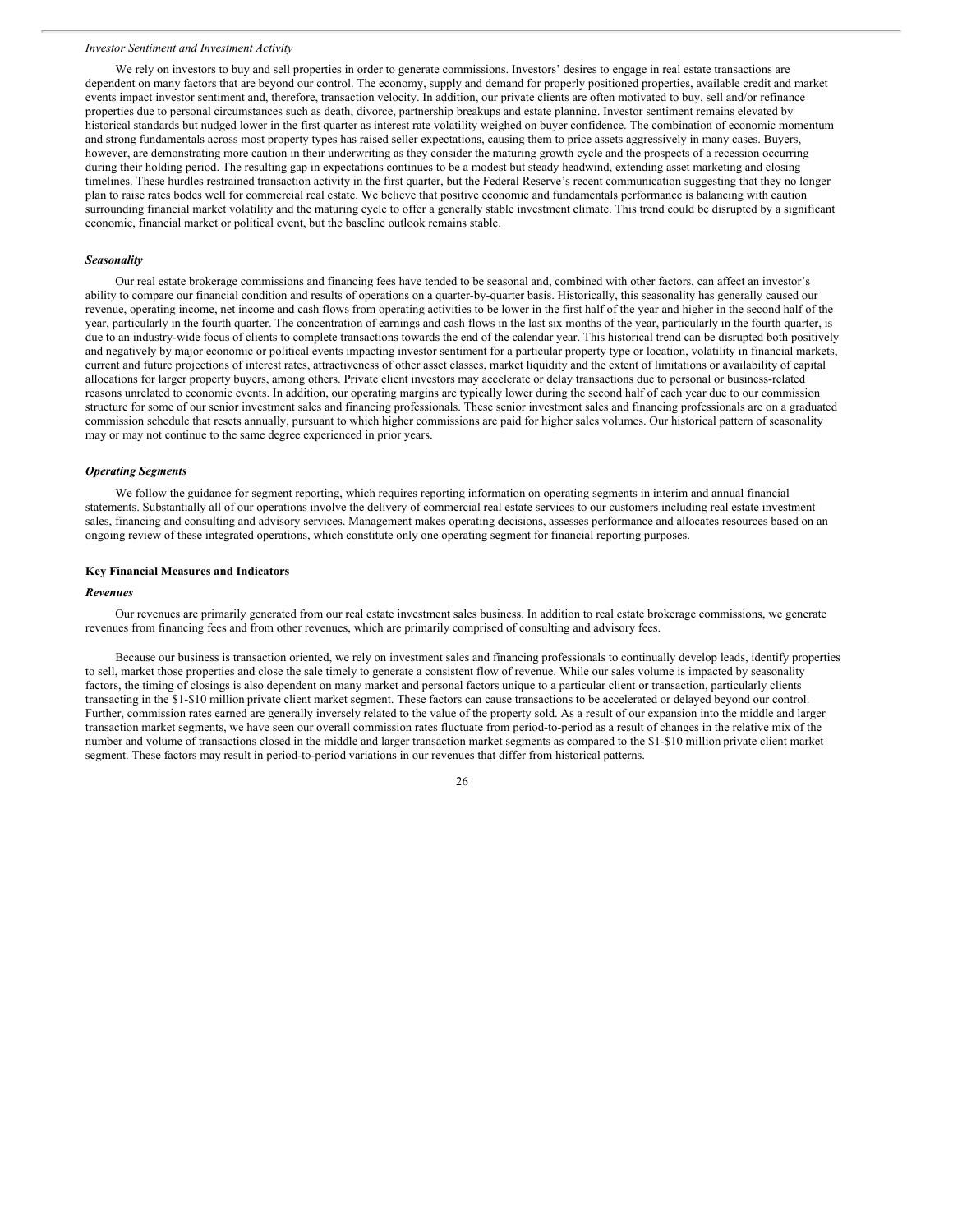*Investor Sentiment and Investment Activity*

We rely on investors to buy and sell properties in order to generate commissions. Investors' desires to engage in real estate transactions are dependent on many factors that are beyond our control. The economy, supply and demand for properly positioned properties, available credit and market events impact investor sentiment and, therefore, transaction velocity. In addition, our private clients are often motivated to buy, sell and/or refinance properties due to personal circumstances such as death, divorce, partnership breakups and estate planning. Investor sentiment remains elevated by historical standards but nudged lower in the first quarter as interest rate volatility weighed on buyer confidence. The combination of economic momentum and strong fundamentals across most property types has raised seller expectations, causing them to price assets aggressively in many cases. Buyers, however, are demonstrating more caution in their underwriting as they consider the maturing growth cycle and the prospects of a recession occurring during their holding period. The resulting gap in expectations continues to be a modest but steady headwind, extending asset marketing and closing timelines. These hurdles restrained transaction activity in the first quarter, but the Federal Reserve's recent communication suggesting that they no longer plan to raise rates bodes well for commercial real estate. We believe that positive economic and fundamentals performance is balancing with caution surrounding financial market volatility and the maturing cycle to offer a generally stable investment climate. This trend could be disrupted by a significant economic, financial market or political event, but the baseline outlook remains stable.

***Seasonality***

Our real estate brokerage commissions and financing fees have tended to be seasonal and, combined with other factors, can affect an investor's ability to compare our financial condition and results of operations on a quarter-by-quarter basis. Historically, this seasonality has generally caused our revenue, operating income, net income and cash flows from operating activities to be lower in the first half of the year and higher in the second half of the year, particularly in the fourth quarter. The concentration of earnings and cash flows in the last six months of the year, particularly in the fourth quarter, is due to an industry-wide focus of clients to complete transactions towards the end of the calendar year. This historical trend can be disrupted both positively and negatively by major economic or political events impacting investor sentiment for a particular property type or location, volatility in financial markets, current and future projections of interest rates, attractiveness of other asset classes, market liquidity and the extent of limitations or availability of capital allocations for larger property buyers, among others. Private client investors may accelerate or delay transactions due to personal or business-related reasons unrelated to economic events. In addition, our operating margins are typically lower during the second half of each year due to our commission structure for some of our senior investment sales and financing professionals. These senior investment sales and financing professionals are on a graduated commission schedule that resets annually, pursuant to which higher commissions are paid for higher sales volumes. Our historical pattern of seasonality may or may not continue to the same degree experienced in prior years.

***Operating Segments***

We follow the guidance for segment reporting, which requires reporting information on operating segments in interim and annual financial statements. Substantially all of our operations involve the delivery of commercial real estate services to our customers including real estate investment sales, financing and consulting and advisory services. Management makes operating decisions, assesses performance and allocates resources based on an ongoing review of these integrated operations, which constitute only one operating segment for financial reporting purposes.

**Key Financial Measures and Indicators**

***Revenues***

Our revenues are primarily generated from our real estate investment sales business. In addition to real estate brokerage commissions, we generate revenues from financing fees and from other revenues, which are primarily comprised of consulting and advisory fees.

Because our business is transaction oriented, we rely on investment sales and financing professionals to continually develop leads, identify properties to sell, market those properties and close the sale timely to generate a consistent flow of revenue. While our sales volume is impacted by seasonality factors, the timing of closings is also dependent on many market and personal factors unique to a particular client or transaction, particularly clients transacting in the $1-$10 million private client market segment. These factors can cause transactions to be accelerated or delayed beyond our control. Further, commission rates earned are generally inversely related to the value of the property sold. As a result of our expansion into the middle and larger transaction market segments, we have seen our overall commission rates fluctuate from period-to-period as a result of changes in the relative mix of the number and volume of transactions closed in the middle and larger transaction market segments as compared to the $1-$10 million private client market segment. These factors may result in period-to-period variations in our revenues that differ from historical patterns.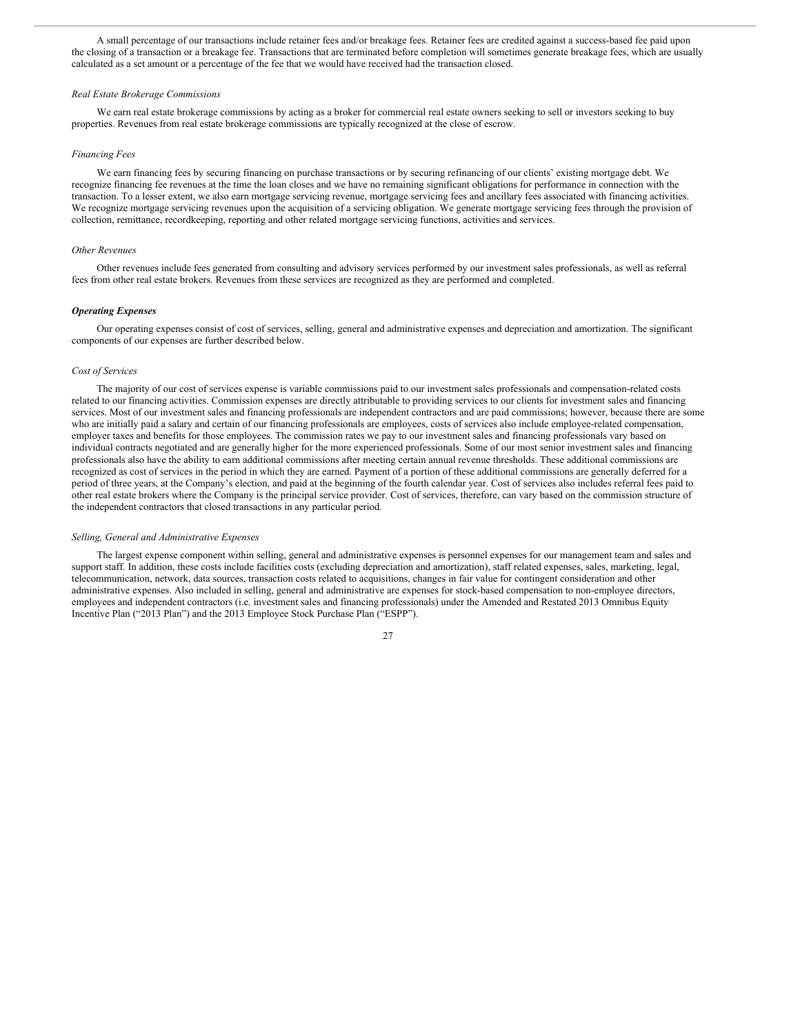A small percentage of our transactions include retainer fees and/or breakage fees. Retainer fees are credited against a success-based fee paid upon the closing of a transaction or a breakage fee. Transactions that are terminated before completion will sometimes generate breakage fees, which are usually calculated as a set amount or a percentage of the fee that we would have received had the transaction closed.

*Real Estate Brokerage Commissions*

We earn real estate brokerage commissions by acting as a broker for commercial real estate owners seeking to sell or investors seeking to buy properties. Revenues from real estate brokerage commissions are typically recognized at the close of escrow.

*Financing Fees*

We earn financing fees by securing financing on purchase transactions or by securing refinancing of our clients' existing mortgage debt. We recognize financing fee revenues at the time the loan closes and we have no remaining significant obligations for performance in connection with the transaction. To a lesser extent, we also earn mortgage servicing revenue, mortgage servicing fees and ancillary fees associated with financing activities. We recognize mortgage servicing revenues upon the acquisition of a servicing obligation. We generate mortgage servicing fees through the provision of collection, remittance, recordkeeping, reporting and other related mortgage servicing functions, activities and services.

*Other Revenues*

Other revenues include fees generated from consulting and advisory services performed by our investment sales professionals, as well as referral fees from other real estate brokers. Revenues from these services are recognized as they are performed and completed.

***Operating Expenses***

Our operating expenses consist of cost of services, selling, general and administrative expenses and depreciation and amortization. The significant components of our expenses are further described below.

*Cost of Services*

The majority of our cost of services expense is variable commissions paid to our investment sales professionals and compensation-related costs related to our financing activities. Commission expenses are directly attributable to providing services to our clients for investment sales and financing services. Most of our investment sales and financing professionals are independent contractors and are paid commissions; however, because there are some who are initially paid a salary and certain of our financing professionals are employees, costs of services also include employee-related compensation, employer taxes and benefits for those employees. The commission rates we pay to our investment sales and financing professionals vary based on individual contracts negotiated and are generally higher for the more experienced professionals. Some of our most senior investment sales and financing professionals also have the ability to earn additional commissions after meeting certain annual revenue thresholds. These additional commissions are recognized as cost of services in the period in which they are earned. Payment of a portion of these additional commissions are generally deferred for a period of three years, at the Company's election, and paid at the beginning of the fourth calendar year. Cost of services also includes referral fees paid to other real estate brokers where the Company is the principal service provider. Cost of services, therefore, can vary based on the commission structure of the independent contractors that closed transactions in any particular period.

*Selling, General and Administrative Expenses*

The largest expense component within selling, general and administrative expenses is personnel expenses for our management team and sales and support staff. In addition, these costs include facilities costs (excluding depreciation and amortization), staff related expenses, sales, marketing, legal, telecommunication, network, data sources, transaction costs related to acquisitions, changes in fair value for contingent consideration and other administrative expenses. Also included in selling, general and administrative are expenses for stock-based compensation to non-employee directors, employees and independent contractors (i.e. investment sales and financing professionals) under the Amended and Restated 2013 Omnibus Equity Incentive Plan ("2013 Plan") and the 2013 Employee Stock Purchase Plan ("ESPP").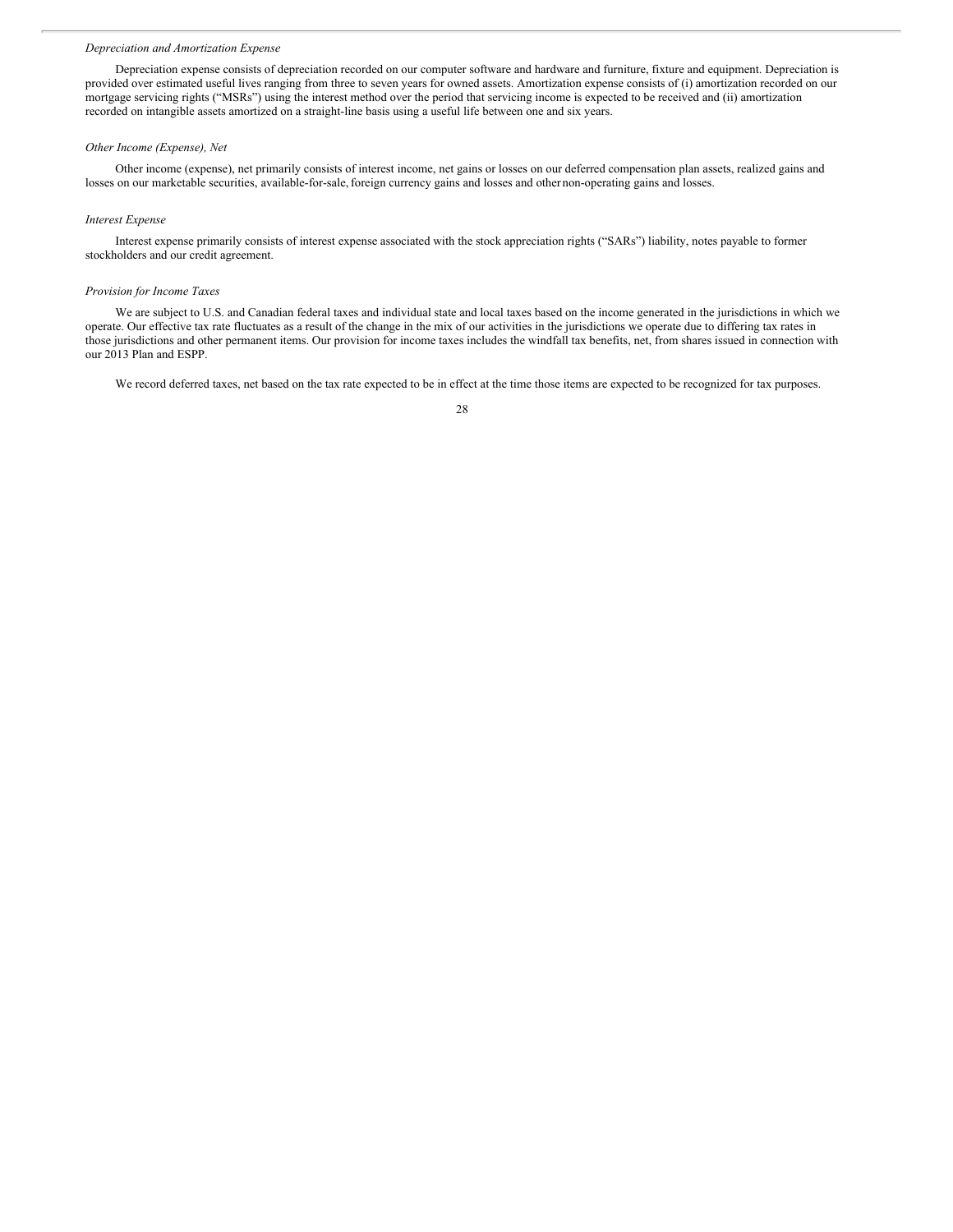*Depreciation and Amortization Expense*

Depreciation expense consists of depreciation recorded on our computer software and hardware and furniture, fixture and equipment. Depreciation is provided over estimated useful lives ranging from three to seven years for owned assets. Amortization expense consists of (i) amortization recorded on our mortgage servicing rights ("MSRs") using the interest method over the period that servicing income is expected to be received and (ii) amortization recorded on intangible assets amortized on a straight-line basis using a useful life between one and six years.

*Other Income (Expense), Net*

Other income (expense), net primarily consists of interest income, net gains or losses on our deferred compensation plan assets, realized gains and losses on our marketable securities, available-for-sale, foreign currency gains and losses and other non-operating gains and losses.

*Interest Expense*

Interest expense primarily consists of interest expense associated with the stock appreciation rights ("SARs") liability, notes payable to former stockholders and our credit agreement.

*Provision for Income Taxes*

We are subject to U.S. and Canadian federal taxes and individual state and local taxes based on the income generated in the jurisdictions in which we operate. Our effective tax rate fluctuates as a result of the change in the mix of our activities in the jurisdictions we operate due to differing tax rates in those jurisdictions and other permanent items. Our provision for income taxes includes the windfall tax benefits, net, from shares issued in connection with our 2013 Plan and ESPP.

We record deferred taxes, net based on the tax rate expected to be in effect at the time those items are expected to be recognized for tax purposes.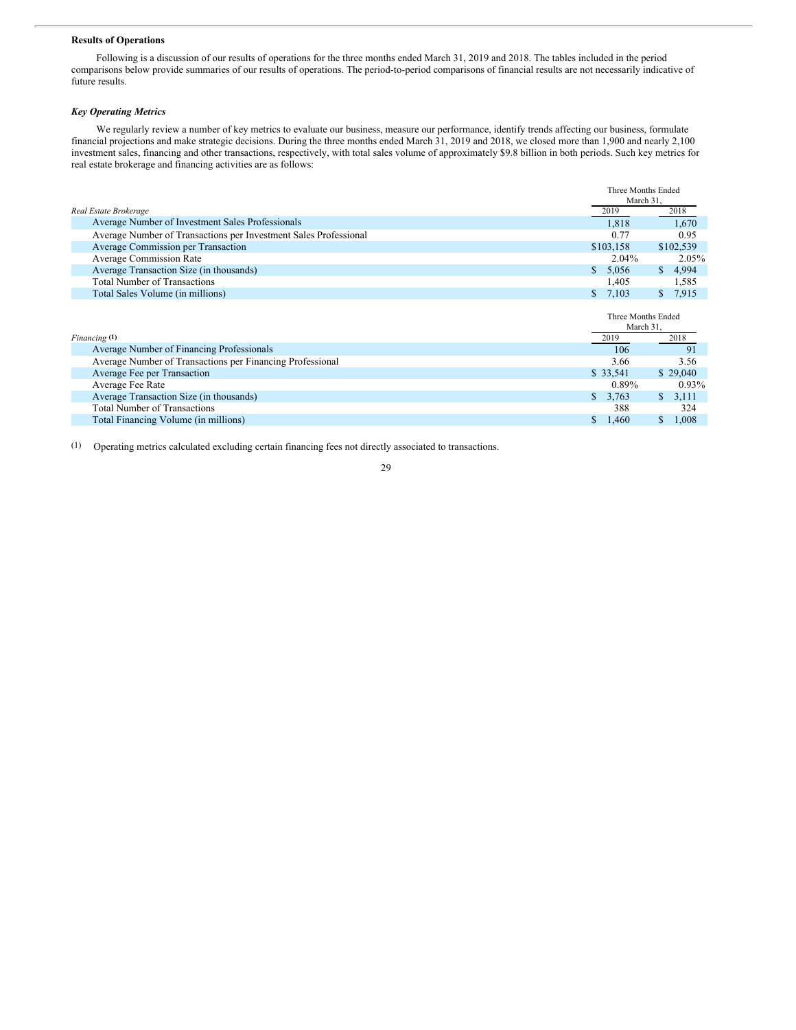## Results of Operations

Following is a discussion of our results of operations for the three months ended March 31, 2019 and 2018. The tables included in the period comparisons below provide summaries of our results of operations. The period-to-period comparisons of financial results are not necessarily indicative of future results.

### *Key Operating Metrics*

We regularly review a number of key metrics to evaluate our business, measure our performance, identify trends affecting our business, formulate financial projections and make strategic decisions. During the three months ended March 31, 2019 and 2018, we closed more than 1,900 and nearly 2,100 investment sales, financing and other transactions, respectively, with total sales volume of approximately $9.8 billion in both periods. Such key metrics for real estate brokerage and financing activities are as follows:

| | Three Months Ended March 31, | |
|---|---|---|
| *Real Estate Brokerage* | 2019 | 2018 |
| Average Number of Investment Sales Professionals | 1,818 | 1,670 |
| Average Number of Transactions per Investment Sales Professional | 0.77 | 0.95 |
| Average Commission per Transaction | $103,158 | $102,539 |
| Average Commission Rate | 2.04% | 2.05% |
| Average Transaction Size (in thousands) | $ 5,056 | $ 4,994 |
| Total Number of Transactions | 1,405 | 1,585 |
| Total Sales Volume (in millions) | $ 7,103 | $ 7,915 |

| | Three Months Ended March 31, | |
|---|---|---|
| *Financing* [(1)] | 2019 | 2018 |
| Average Number of Financing Professionals | 106 | 91 |
| Average Number of Transactions per Financing Professional | 3.66 | 3.56 |
| Average Fee per Transaction | $ 33,541 | $ 29,040 |
| Average Fee Rate | 0.89% | 0.93% |
| Average Transaction Size (in thousands) | $ 3,763 | $ 3,111 |
| Total Number of Transactions | 388 | 324 |
| Total Financing Volume (in millions) | $ 1,460 | $ 1,008 |

(1) Operating metrics calculated excluding certain financing fees not directly associated to transactions.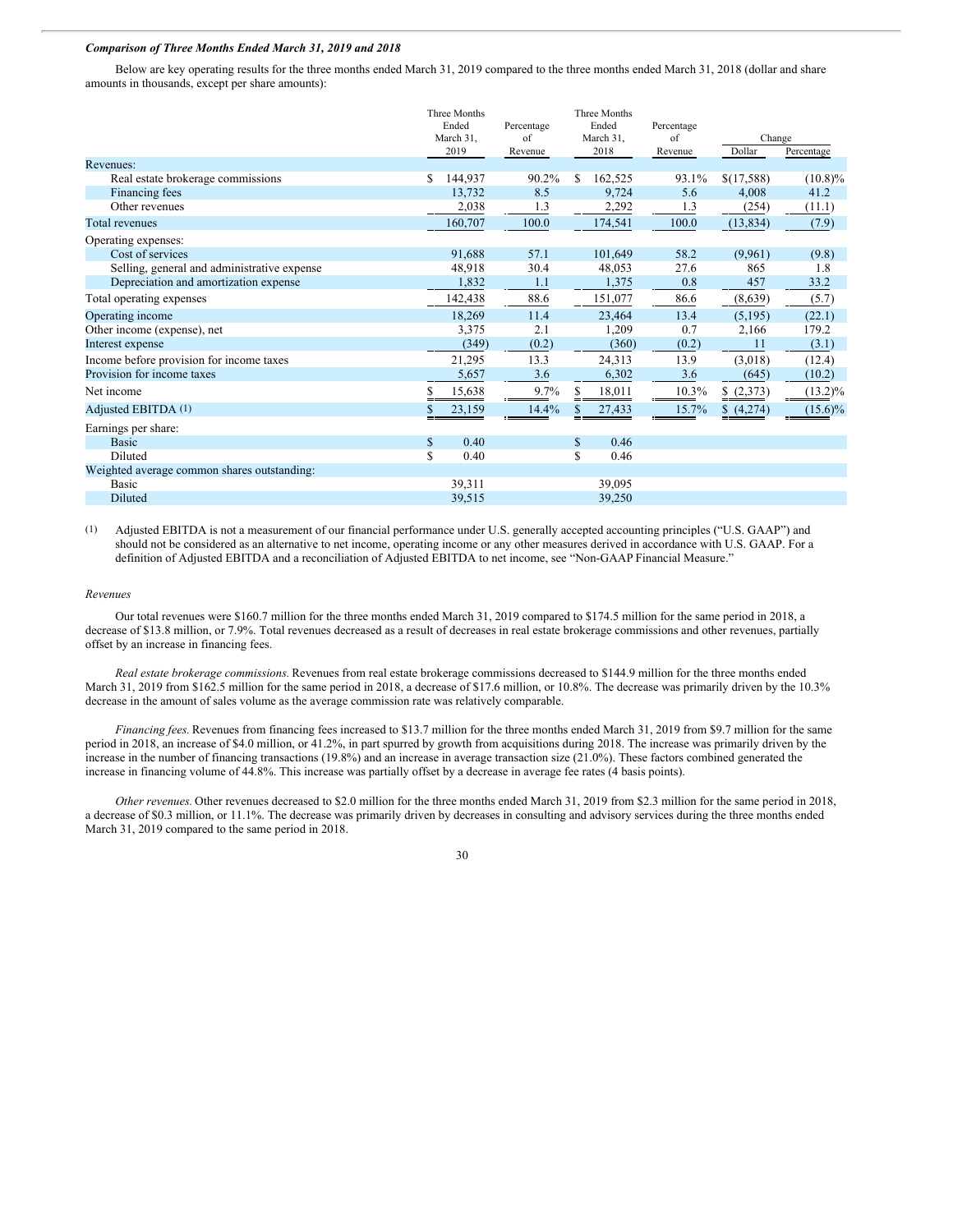***Comparison of Three Months Ended March 31, 2019 and 2018***

Below are key operating results for the three months ended March 31, 2019 compared to the three months ended March 31, 2018 (dollar and share amounts in thousands, except per share amounts):

| | Three Months Ended March 31, 2019 | Percentage of Revenue | Three Months Ended March 31, 2018 | Percentage of Revenue | Change | |
|---|---|---|---|---|---|---|
| | | | | | Dollar | Percentage |
| Revenues: | | | | | | |
| Real estate brokerage commissions | $ 144,937 | 90.2% | $ 162,525 | 93.1% | $(17,588) | (10.8)% |
| Financing fees | 13,732 | 8.5 | 9,724 | 5.6 | 4,008 | 41.2 |
| Other revenues | 2,038 | 1.3 | 2,292 | 1.3 | (254) | (11.1) |
| Total revenues | 160,707 | 100.0 | 174,541 | 100.0 | (13,834) | (7.9) |
| Operating expenses: | | | | | | |
| Cost of services | 91,688 | 57.1 | 101,649 | 58.2 | (9,961) | (9.8) |
| Selling, general and administrative expense | 48,918 | 30.4 | 48,053 | 27.6 | 865 | 1.8 |
| Depreciation and amortization expense | 1,832 | 1.1 | 1,375 | 0.8 | 457 | 33.2 |
| Total operating expenses | 142,438 | 88.6 | 151,077 | 86.6 | (8,639) | (5.7) |
| Operating income | 18,269 | 11.4 | 23,464 | 13.4 | (5,195) | (22.1) |
| Other income (expense), net | 3,375 | 2.1 | 1,209 | 0.7 | 2,166 | 179.2 |
| Interest expense | (349) | (0.2) | (360) | (0.2) | 11 | (3.1) |
| Income before provision for income taxes | 21,295 | 13.3 | 24,313 | 13.9 | (3,018) | (12.4) |
| Provision for income taxes | 5,657 | 3.6 | 6,302 | 3.6 | (645) | (10.2) |
| Net income | $ 15,638 | 9.7% | $ 18,011 | 10.3% | $ (2,373) | (13.2)% |
| Adjusted EBITDA (1) | $ 23,159 | 14.4% | $ 27,433 | 15.7% | $ (4,274) | (15.6)% |
| Earnings per share: | | | | | | |
| Basic | $ 0.40 | | $ 0.46 | | | |
| Diluted | $ 0.40 | | $ 0.46 | | | |
| Weighted average common shares outstanding: | | | | | | |
| Basic | 39,311 | | 39,095 | | | |
| Diluted | 39,515 | | 39,250 | | | |

(1) Adjusted EBITDA is not a measurement of our financial performance under U.S. generally accepted accounting principles ("U.S. GAAP") and should not be considered as an alternative to net income, operating income or any other measures derived in accordance with U.S. GAAP. For a definition of Adjusted EBITDA and a reconciliation of Adjusted EBITDA to net income, see "Non-GAAP Financial Measure."

*Revenues*

Our total revenues were $160.7 million for the three months ended March 31, 2019 compared to $174.5 million for the same period in 2018, a decrease of $13.8 million, or 7.9%. Total revenues decreased as a result of decreases in real estate brokerage commissions and other revenues, partially offset by an increase in financing fees.

*Real estate brokerage commissions.* Revenues from real estate brokerage commissions decreased to $144.9 million for the three months ended March 31, 2019 from $162.5 million for the same period in 2018, a decrease of $17.6 million, or 10.8%. The decrease was primarily driven by the 10.3% decrease in the amount of sales volume as the average commission rate was relatively comparable.

*Financing fees.* Revenues from financing fees increased to $13.7 million for the three months ended March 31, 2019 from $9.7 million for the same period in 2018, an increase of $4.0 million, or 41.2%, in part spurred by growth from acquisitions during 2018. The increase was primarily driven by the increase in the number of financing transactions (19.8%) and an increase in average transaction size (21.0%). These factors combined generated the increase in financing volume of 44.8%. This increase was partially offset by a decrease in average fee rates (4 basis points).

*Other revenues.* Other revenues decreased to $2.0 million for the three months ended March 31, 2019 from $2.3 million for the same period in 2018, a decrease of $0.3 million, or 11.1%. The decrease was primarily driven by decreases in consulting and advisory services during the three months ended March 31, 2019 compared to the same period in 2018.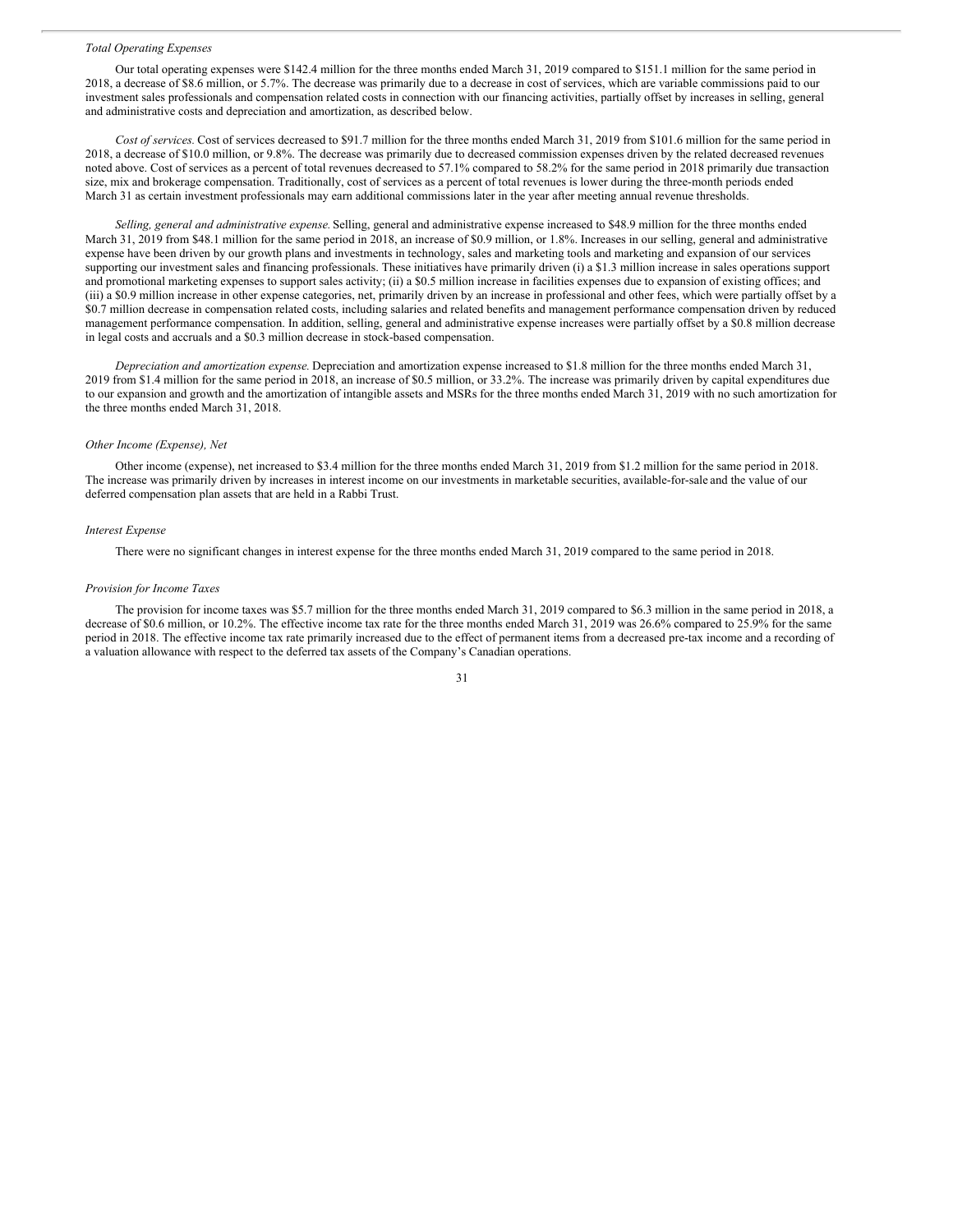*Total Operating Expenses*

Our total operating expenses were $142.4 million for the three months ended March 31, 2019 compared to $151.1 million for the same period in 2018, a decrease of $8.6 million, or 5.7%. The decrease was primarily due to a decrease in cost of services, which are variable commissions paid to our investment sales professionals and compensation related costs in connection with our financing activities, partially offset by increases in selling, general and administrative costs and depreciation and amortization, as described below.

*Cost of services.* Cost of services decreased to $91.7 million for the three months ended March 31, 2019 from $101.6 million for the same period in 2018, a decrease of $10.0 million, or 9.8%. The decrease was primarily due to decreased commission expenses driven by the related decreased revenues noted above. Cost of services as a percent of total revenues decreased to 57.1% compared to 58.2% for the same period in 2018 primarily due transaction size, mix and brokerage compensation. Traditionally, cost of services as a percent of total revenues is lower during the three-month periods ended March 31 as certain investment professionals may earn additional commissions later in the year after meeting annual revenue thresholds.

*Selling, general and administrative expense.* Selling, general and administrative expense increased to $48.9 million for the three months ended March 31, 2019 from $48.1 million for the same period in 2018, an increase of $0.9 million, or 1.8%. Increases in our selling, general and administrative expense have been driven by our growth plans and investments in technology, sales and marketing tools and marketing and expansion of our services supporting our investment sales and financing professionals. These initiatives have primarily driven (i) a $1.3 million increase in sales operations support and promotional marketing expenses to support sales activity; (ii) a $0.5 million increase in facilities expenses due to expansion of existing offices; and (iii) a $0.9 million increase in other expense categories, net, primarily driven by an increase in professional and other fees, which were partially offset by a $0.7 million decrease in compensation related costs, including salaries and related benefits and management performance compensation driven by reduced management performance compensation. In addition, selling, general and administrative expense increases were partially offset by a $0.8 million decrease in legal costs and accruals and a $0.3 million decrease in stock-based compensation.

*Depreciation and amortization expense.* Depreciation and amortization expense increased to $1.8 million for the three months ended March 31, 2019 from $1.4 million for the same period in 2018, an increase of $0.5 million, or 33.2%. The increase was primarily driven by capital expenditures due to our expansion and growth and the amortization of intangible assets and MSRs for the three months ended March 31, 2019 with no such amortization for the three months ended March 31, 2018.

*Other Income (Expense), Net*

Other income (expense), net increased to $3.4 million for the three months ended March 31, 2019 from $1.2 million for the same period in 2018. The increase was primarily driven by increases in interest income on our investments in marketable securities, available-for-sale and the value of our deferred compensation plan assets that are held in a Rabbi Trust.

*Interest Expense*

There were no significant changes in interest expense for the three months ended March 31, 2019 compared to the same period in 2018.

*Provision for Income Taxes*

The provision for income taxes was $5.7 million for the three months ended March 31, 2019 compared to $6.3 million in the same period in 2018, a decrease of $0.6 million, or 10.2%. The effective income tax rate for the three months ended March 31, 2019 was 26.6% compared to 25.9% for the same period in 2018. The effective income tax rate primarily increased due to the effect of permanent items from a decreased pre-tax income and a recording of a valuation allowance with respect to the deferred tax assets of the Company's Canadian operations.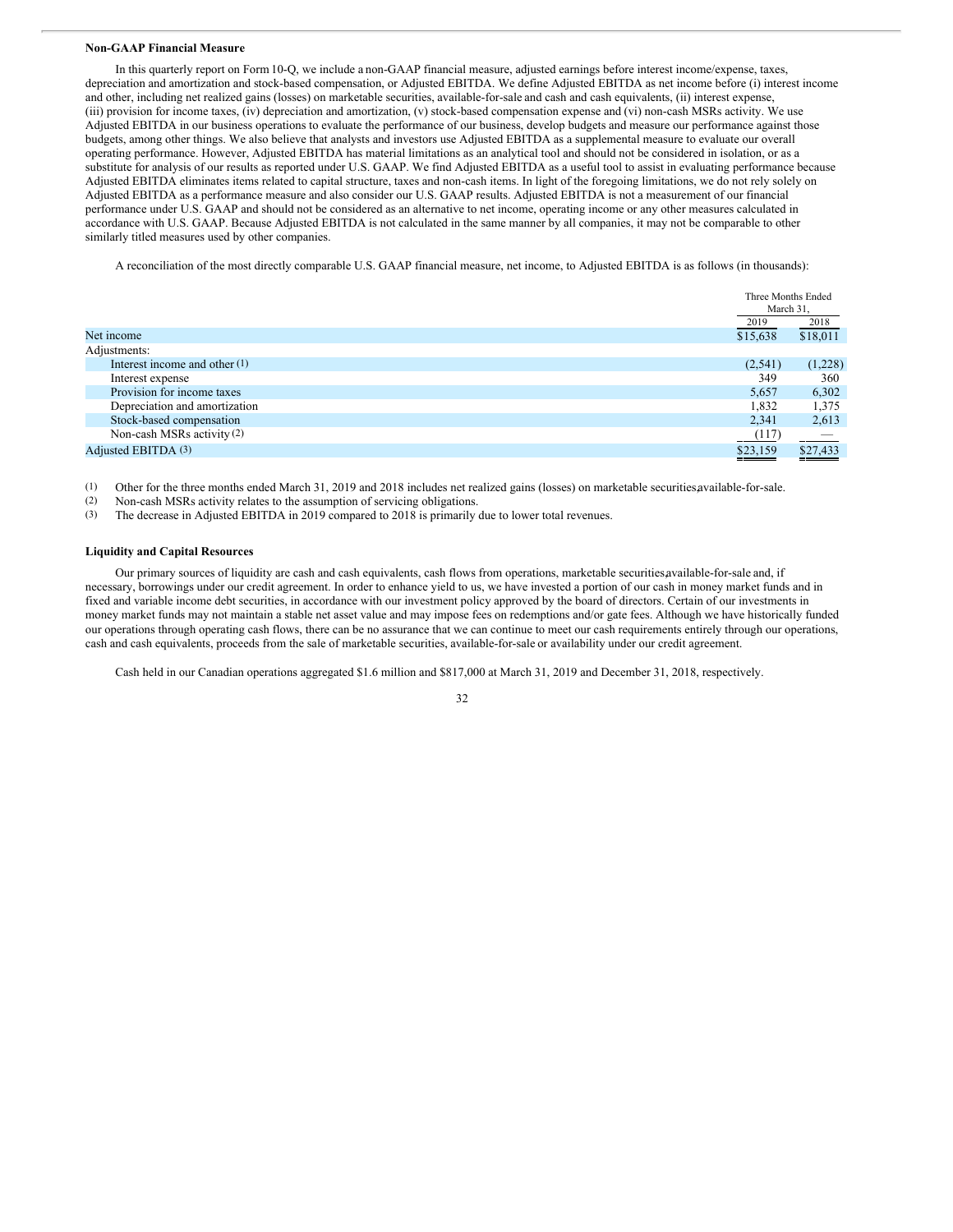**Non-GAAP Financial Measure**

In this quarterly report on Form 10-Q, we include a non-GAAP financial measure, adjusted earnings before interest income/expense, taxes, depreciation and amortization and stock-based compensation, or Adjusted EBITDA. We define Adjusted EBITDA as net income before (i) interest income and other, including net realized gains (losses) on marketable securities, available-for-sale and cash and cash equivalents, (ii) interest expense, (iii) provision for income taxes, (iv) depreciation and amortization, (v) stock-based compensation expense and (vi) non-cash MSRs activity. We use Adjusted EBITDA in our business operations to evaluate the performance of our business, develop budgets and measure our performance against those budgets, among other things. We also believe that analysts and investors use Adjusted EBITDA as a supplemental measure to evaluate our overall operating performance. However, Adjusted EBITDA has material limitations as an analytical tool and should not be considered in isolation, or as a substitute for analysis of our results as reported under U.S. GAAP. We find Adjusted EBITDA as a useful tool to assist in evaluating performance because Adjusted EBITDA eliminates items related to capital structure, taxes and non-cash items. In light of the foregoing limitations, we do not rely solely on Adjusted EBITDA as a performance measure and also consider our U.S. GAAP results. Adjusted EBITDA is not a measurement of our financial performance under U.S. GAAP and should not be considered as an alternative to net income, operating income or any other measures calculated in accordance with U.S. GAAP. Because Adjusted EBITDA is not calculated in the same manner by all companies, it may not be comparable to other similarly titled measures used by other companies.

A reconciliation of the most directly comparable U.S. GAAP financial measure, net income, to Adjusted EBITDA is as follows (in thousands):

| | Three Months Ended March 31, | |
|---|---|---|
| | 2019 | 2018 |
| Net income | $15,638 | $18,011 |
| Adjustments: | | |
| Interest income and other (1) | (2,541) | (1,228) |
| Interest expense | 349 | 360 |
| Provision for income taxes | 5,657 | 6,302 |
| Depreciation and amortization | 1,832 | 1,375 |
| Stock-based compensation | 2,341 | 2,613 |
| Non-cash MSRs activity (2) | (117) | — |
| Adjusted EBITDA (3) | $23,159 | $27,433 |

(1) Other for the three months ended March 31, 2019 and 2018 includes net realized gains (losses) on marketable securities, available-for-sale.
(2) Non-cash MSRs activity relates to the assumption of servicing obligations.
(3) The decrease in Adjusted EBITDA in 2019 compared to 2018 is primarily due to lower total revenues.

**Liquidity and Capital Resources**

Our primary sources of liquidity are cash and cash equivalents, cash flows from operations, marketable securities, available-for-sale and, if necessary, borrowings under our credit agreement. In order to enhance yield to us, we have invested a portion of our cash in money market funds and in fixed and variable income debt securities, in accordance with our investment policy approved by the board of directors. Certain of our investments in money market funds may not maintain a stable net asset value and may impose fees on redemptions and/or gate fees. Although we have historically funded our operations through operating cash flows, there can be no assurance that we can continue to meet our cash requirements entirely through our operations, cash and cash equivalents, proceeds from the sale of marketable securities, available-for-sale or availability under our credit agreement.

Cash held in our Canadian operations aggregated $1.6 million and $817,000 at March 31, 2019 and December 31, 2018, respectively.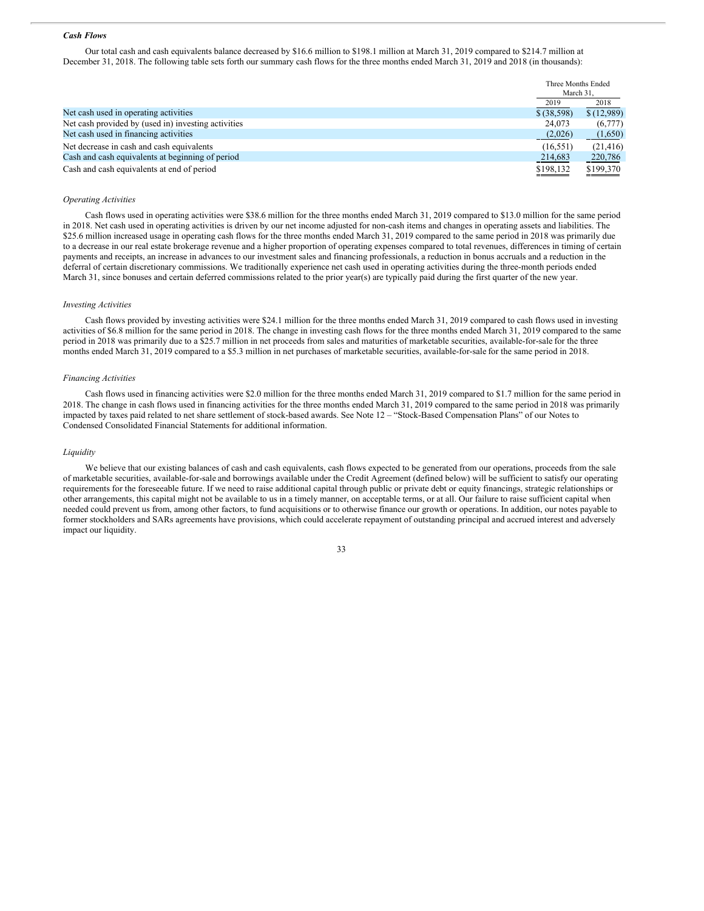### *Cash Flows*

Our total cash and cash equivalents balance decreased by $16.6 million to $198.1 million at March 31, 2019 compared to $214.7 million at December 31, 2018. The following table sets forth our summary cash flows for the three months ended March 31, 2019 and 2018 (in thousands):

| | Three Months Ended March 31, | |
|---|---|---|
| | 2019 | 2018 |
| Net cash used in operating activities | $ (38,598) | $ (12,989) |
| Net cash provided by (used in) investing activities | 24,073 | (6,777) |
| Net cash used in financing activities | (2,026) | (1,650) |
| Net decrease in cash and cash equivalents | (16,551) | (21,416) |
| Cash and cash equivalents at beginning of period | 214,683 | 220,786 |
| Cash and cash equivalents at end of period | $198,132 | $199,370 |

*Operating Activities*

Cash flows used in operating activities were $38.6 million for the three months ended March 31, 2019 compared to $13.0 million for the same period in 2018. Net cash used in operating activities is driven by our net income adjusted for non-cash items and changes in operating assets and liabilities. The $25.6 million increased usage in operating cash flows for the three months ended March 31, 2019 compared to the same period in 2018 was primarily due to a decrease in our real estate brokerage revenue and a higher proportion of operating expenses compared to total revenues, differences in timing of certain payments and receipts, an increase in advances to our investment sales and financing professionals, a reduction in bonus accruals and a reduction in the deferral of certain discretionary commissions. We traditionally experience net cash used in operating activities during the three-month periods ended March 31, since bonuses and certain deferred commissions related to the prior year(s) are typically paid during the first quarter of the new year.

*Investing Activities*

Cash flows provided by investing activities were $24.1 million for the three months ended March 31, 2019 compared to cash flows used in investing activities of $6.8 million for the same period in 2018. The change in investing cash flows for the three months ended March 31, 2019 compared to the same period in 2018 was primarily due to a $25.7 million in net proceeds from sales and maturities of marketable securities, available-for-sale for the three months ended March 31, 2019 compared to a $5.3 million in net purchases of marketable securities, available-for-sale for the same period in 2018.

*Financing Activities*

Cash flows used in financing activities were $2.0 million for the three months ended March 31, 2019 compared to $1.7 million for the same period in 2018. The change in cash flows used in financing activities for the three months ended March 31, 2019 compared to the same period in 2018 was primarily impacted by taxes paid related to net share settlement of stock-based awards. See Note 12 – "Stock-Based Compensation Plans" of our Notes to Condensed Consolidated Financial Statements for additional information.

*Liquidity*

We believe that our existing balances of cash and cash equivalents, cash flows expected to be generated from our operations, proceeds from the sale of marketable securities, available-for-sale and borrowings available under the Credit Agreement (defined below) will be sufficient to satisfy our operating requirements for the foreseeable future. If we need to raise additional capital through public or private debt or equity financings, strategic relationships or other arrangements, this capital might not be available to us in a timely manner, on acceptable terms, or at all. Our failure to raise sufficient capital when needed could prevent us from, among other factors, to fund acquisitions or to otherwise finance our growth or operations. In addition, our notes payable to former stockholders and SARs agreements have provisions, which could accelerate repayment of outstanding principal and accrued interest and adversely impact our liquidity.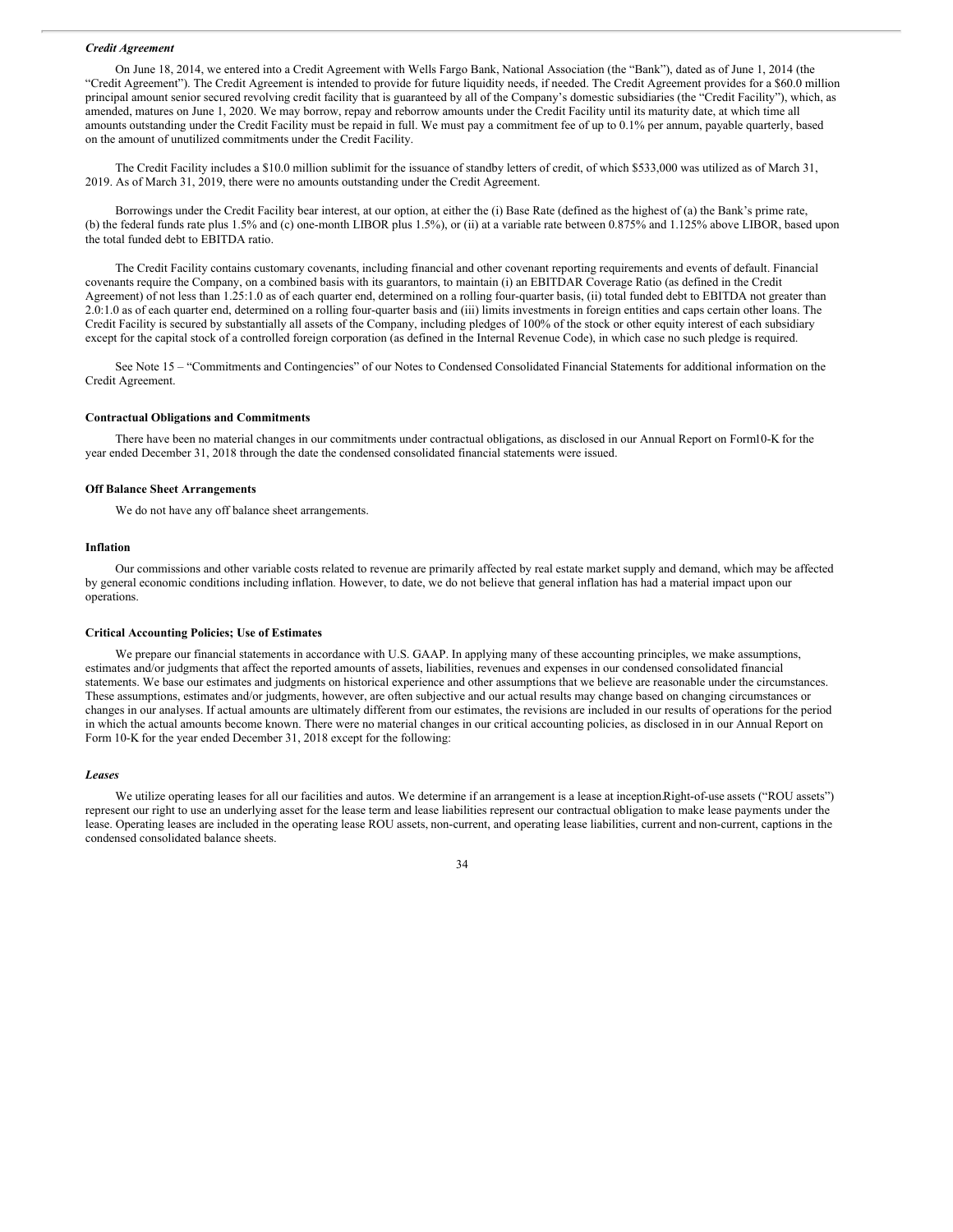### *Credit Agreement*

On June 18, 2014, we entered into a Credit Agreement with Wells Fargo Bank, National Association (the "Bank"), dated as of June 1, 2014 (the "Credit Agreement"). The Credit Agreement is intended to provide for future liquidity needs, if needed. The Credit Agreement provides for a $60.0 million principal amount senior secured revolving credit facility that is guaranteed by all of the Company's domestic subsidiaries (the "Credit Facility"), which, as amended, matures on June 1, 2020. We may borrow, repay and reborrow amounts under the Credit Facility until its maturity date, at which time all amounts outstanding under the Credit Facility must be repaid in full. We must pay a commitment fee of up to 0.1% per annum, payable quarterly, based on the amount of unutilized commitments under the Credit Facility.

The Credit Facility includes a $10.0 million sublimit for the issuance of standby letters of credit, of which $533,000 was utilized as of March 31, 2019. As of March 31, 2019, there were no amounts outstanding under the Credit Agreement.

Borrowings under the Credit Facility bear interest, at our option, at either the (i) Base Rate (defined as the highest of (a) the Bank's prime rate, (b) the federal funds rate plus 1.5% and (c) one-month LIBOR plus 1.5%), or (ii) at a variable rate between 0.875% and 1.125% above LIBOR, based upon the total funded debt to EBITDA ratio.

The Credit Facility contains customary covenants, including financial and other covenant reporting requirements and events of default. Financial covenants require the Company, on a combined basis with its guarantors, to maintain (i) an EBITDAR Coverage Ratio (as defined in the Credit Agreement) of not less than 1.25:1.0 as of each quarter end, determined on a rolling four-quarter basis, (ii) total funded debt to EBITDA not greater than 2.0:1.0 as of each quarter end, determined on a rolling four-quarter basis and (iii) limits investments in foreign entities and caps certain other loans. The Credit Facility is secured by substantially all assets of the Company, including pledges of 100% of the stock or other equity interest of each subsidiary except for the capital stock of a controlled foreign corporation (as defined in the Internal Revenue Code), in which case no such pledge is required.

See Note 15 – "Commitments and Contingencies" of our Notes to Condensed Consolidated Financial Statements for additional information on the Credit Agreement.

### Contractual Obligations and Commitments

There have been no material changes in our commitments under contractual obligations, as disclosed in our Annual Report on Form10-K for the year ended December 31, 2018 through the date the condensed consolidated financial statements were issued.

### Off Balance Sheet Arrangements

We do not have any off balance sheet arrangements.

### Inflation

Our commissions and other variable costs related to revenue are primarily affected by real estate market supply and demand, which may be affected by general economic conditions including inflation. However, to date, we do not believe that general inflation has had a material impact upon our operations.

### Critical Accounting Policies; Use of Estimates

We prepare our financial statements in accordance with U.S. GAAP. In applying many of these accounting principles, we make assumptions, estimates and/or judgments that affect the reported amounts of assets, liabilities, revenues and expenses in our condensed consolidated financial statements. We base our estimates and judgments on historical experience and other assumptions that we believe are reasonable under the circumstances. These assumptions, estimates and/or judgments, however, are often subjective and our actual results may change based on changing circumstances or changes in our analyses. If actual amounts are ultimately different from our estimates, the revisions are included in our results of operations for the period in which the actual amounts become known. There were no material changes in our critical accounting policies, as disclosed in in our Annual Report on Form 10-K for the year ended December 31, 2018 except for the following:

### *Leases*

We utilize operating leases for all our facilities and autos. We determine if an arrangement is a lease at inception.Right-of-use assets ("ROU assets") represent our right to use an underlying asset for the lease term and lease liabilities represent our contractual obligation to make lease payments under the lease. Operating leases are included in the operating lease ROU assets, non-current, and operating lease liabilities, current and non-current, captions in the condensed consolidated balance sheets.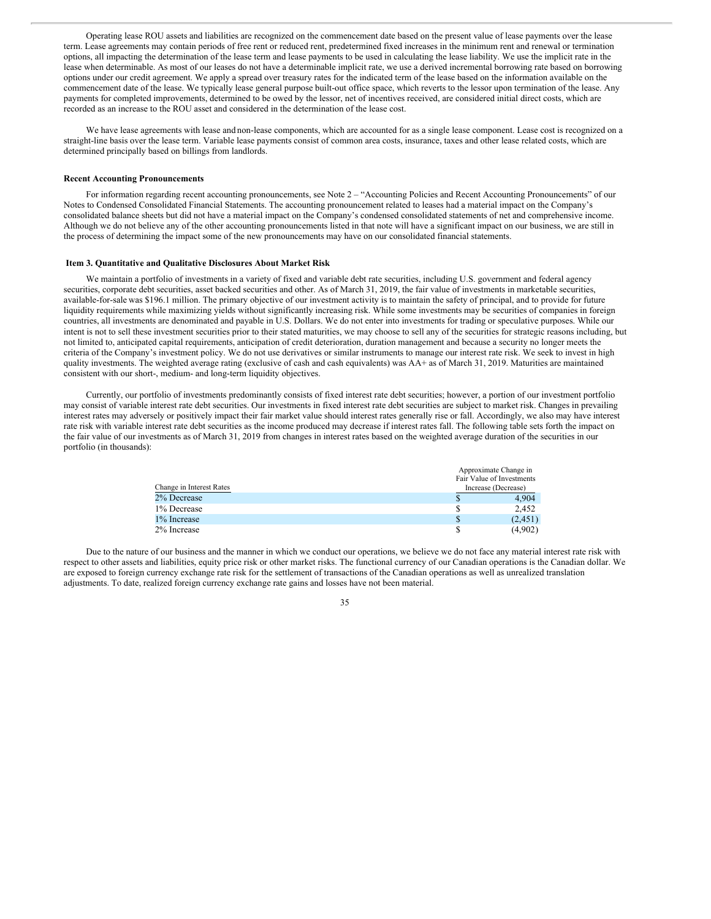Operating lease ROU assets and liabilities are recognized on the commencement date based on the present value of lease payments over the lease term. Lease agreements may contain periods of free rent or reduced rent, predetermined fixed increases in the minimum rent and renewal or termination options, all impacting the determination of the lease term and lease payments to be used in calculating the lease liability. We use the implicit rate in the lease when determinable. As most of our leases do not have a determinable implicit rate, we use a derived incremental borrowing rate based on borrowing options under our credit agreement. We apply a spread over treasury rates for the indicated term of the lease based on the information available on the commencement date of the lease. We typically lease general purpose built-out office space, which reverts to the lessor upon termination of the lease. Any payments for completed improvements, determined to be owed by the lessor, net of incentives received, are considered initial direct costs, which are recorded as an increase to the ROU asset and considered in the determination of the lease cost.

We have lease agreements with lease and non-lease components, which are accounted for as a single lease component. Lease cost is recognized on a straight-line basis over the lease term. Variable lease payments consist of common area costs, insurance, taxes and other lease related costs, which are determined principally based on billings from landlords.

**Recent Accounting Pronouncements**

For information regarding recent accounting pronouncements, see Note 2 – "Accounting Policies and Recent Accounting Pronouncements" of our Notes to Condensed Consolidated Financial Statements. The accounting pronouncement related to leases had a material impact on the Company's consolidated balance sheets but did not have a material impact on the Company's condensed consolidated statements of net and comprehensive income. Although we do not believe any of the other accounting pronouncements listed in that note will have a significant impact on our business, we are still in the process of determining the impact some of the new pronouncements may have on our consolidated financial statements.

**Item 3. Quantitative and Qualitative Disclosures About Market Risk**

We maintain a portfolio of investments in a variety of fixed and variable debt rate securities, including U.S. government and federal agency securities, corporate debt securities, asset backed securities and other. As of March 31, 2019, the fair value of investments in marketable securities, available-for-sale was $196.1 million. The primary objective of our investment activity is to maintain the safety of principal, and to provide for future liquidity requirements while maximizing yields without significantly increasing risk. While some investments may be securities of companies in foreign countries, all investments are denominated and payable in U.S. Dollars. We do not enter into investments for trading or speculative purposes. While our intent is not to sell these investment securities prior to their stated maturities, we may choose to sell any of the securities for strategic reasons including, but not limited to, anticipated capital requirements, anticipation of credit deterioration, duration management and because a security no longer meets the criteria of the Company's investment policy. We do not use derivatives or similar instruments to manage our interest rate risk. We seek to invest in high quality investments. The weighted average rating (exclusive of cash and cash equivalents) was AA+ as of March 31, 2019. Maturities are maintained consistent with our short-, medium- and long-term liquidity objectives.

Currently, our portfolio of investments predominantly consists of fixed interest rate debt securities; however, a portion of our investment portfolio may consist of variable interest rate debt securities. Our investments in fixed interest rate debt securities are subject to market risk. Changes in prevailing interest rates may adversely or positively impact their fair market value should interest rates generally rise or fall. Accordingly, we also may have interest rate risk with variable interest rate debt securities as the income produced may decrease if interest rates fall. The following table sets forth the impact on the fair value of our investments as of March 31, 2019 from changes in interest rates based on the weighted average duration of the securities in our portfolio (in thousands):

| Change in Interest Rates | Approximate Change in Fair Value of Investments Increase (Decrease) |
|---|---|
| 2% Decrease | $ 4,904 |
| 1% Decrease | $ 2,452 |
| 1% Increase | $ (2,451) |
| 2% Increase | $ (4,902) |

Due to the nature of our business and the manner in which we conduct our operations, we believe we do not face any material interest rate risk with respect to other assets and liabilities, equity price risk or other market risks. The functional currency of our Canadian operations is the Canadian dollar. We are exposed to foreign currency exchange rate risk for the settlement of transactions of the Canadian operations as well as unrealized translation adjustments. To date, realized foreign currency exchange rate gains and losses have not been material.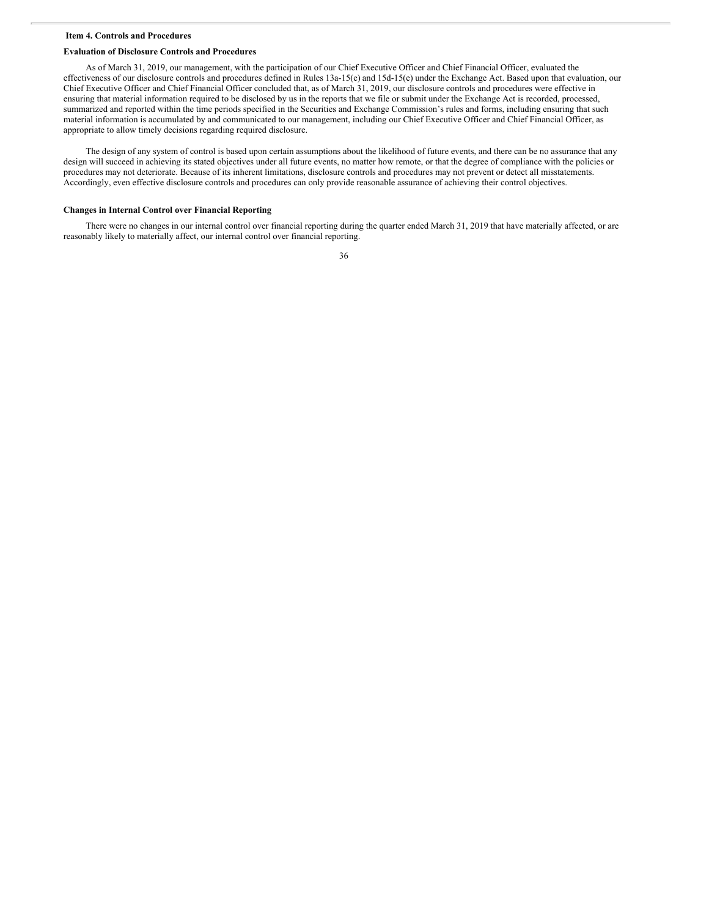## Item 4. Controls and Procedures

### Evaluation of Disclosure Controls and Procedures

As of March 31, 2019, our management, with the participation of our Chief Executive Officer and Chief Financial Officer, evaluated the effectiveness of our disclosure controls and procedures defined in Rules 13a-15(e) and 15d-15(e) under the Exchange Act. Based upon that evaluation, our Chief Executive Officer and Chief Financial Officer concluded that, as of March 31, 2019, our disclosure controls and procedures were effective in ensuring that material information required to be disclosed by us in the reports that we file or submit under the Exchange Act is recorded, processed, summarized and reported within the time periods specified in the Securities and Exchange Commission's rules and forms, including ensuring that such material information is accumulated by and communicated to our management, including our Chief Executive Officer and Chief Financial Officer, as appropriate to allow timely decisions regarding required disclosure.

The design of any system of control is based upon certain assumptions about the likelihood of future events, and there can be no assurance that any design will succeed in achieving its stated objectives under all future events, no matter how remote, or that the degree of compliance with the policies or procedures may not deteriorate. Because of its inherent limitations, disclosure controls and procedures may not prevent or detect all misstatements. Accordingly, even effective disclosure controls and procedures can only provide reasonable assurance of achieving their control objectives.

### Changes in Internal Control over Financial Reporting

There were no changes in our internal control over financial reporting during the quarter ended March 31, 2019 that have materially affected, or are reasonably likely to materially affect, our internal control over financial reporting.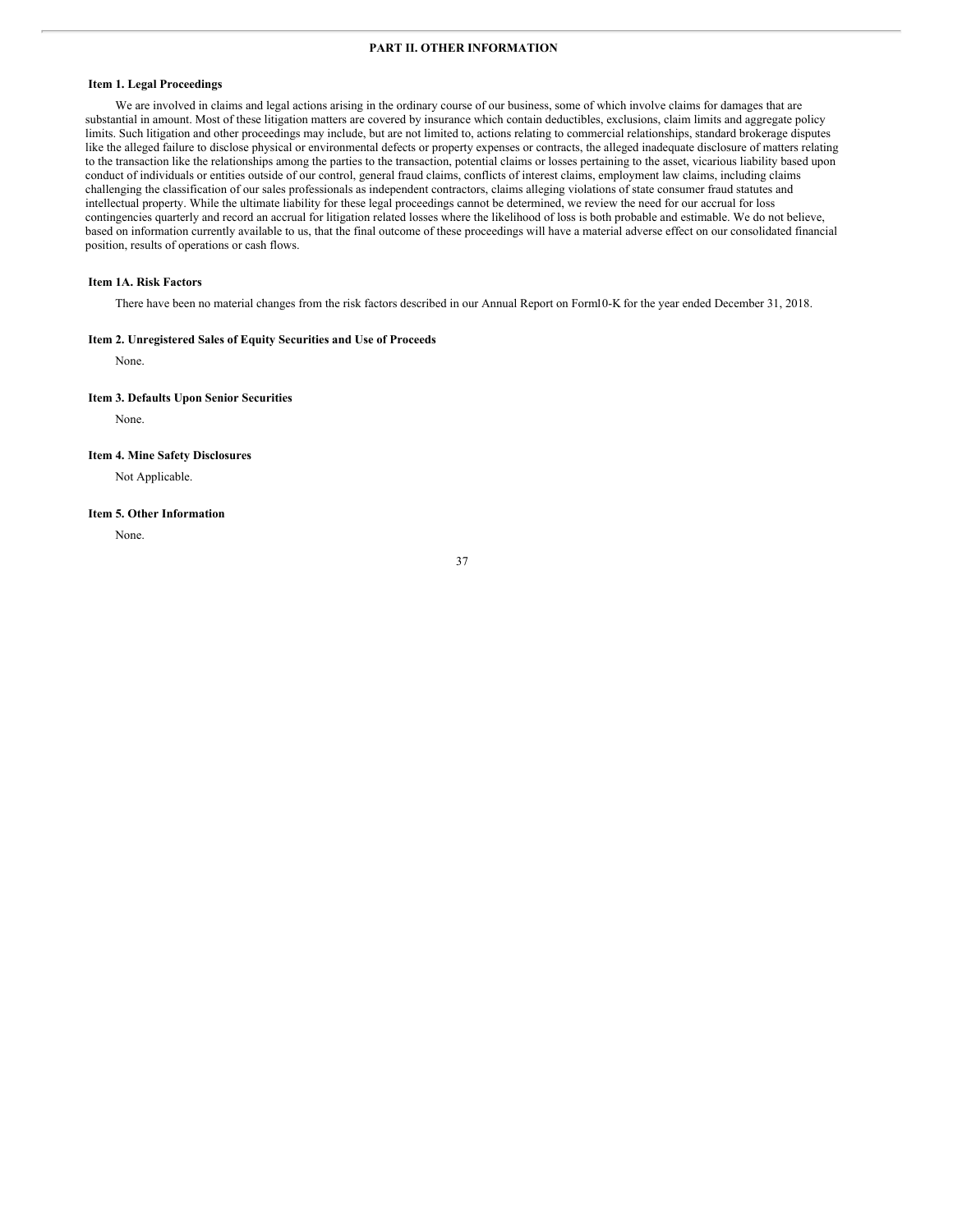# PART II. OTHER INFORMATION

## Item 1. Legal Proceedings

We are involved in claims and legal actions arising in the ordinary course of our business, some of which involve claims for damages that are substantial in amount. Most of these litigation matters are covered by insurance which contain deductibles, exclusions, claim limits and aggregate policy limits. Such litigation and other proceedings may include, but are not limited to, actions relating to commercial relationships, standard brokerage disputes like the alleged failure to disclose physical or environmental defects or property expenses or contracts, the alleged inadequate disclosure of matters relating to the transaction like the relationships among the parties to the transaction, potential claims or losses pertaining to the asset, vicarious liability based upon conduct of individuals or entities outside of our control, general fraud claims, conflicts of interest claims, employment law claims, including claims challenging the classification of our sales professionals as independent contractors, claims alleging violations of state consumer fraud statutes and intellectual property. While the ultimate liability for these legal proceedings cannot be determined, we review the need for our accrual for loss contingencies quarterly and record an accrual for litigation related losses where the likelihood of loss is both probable and estimable. We do not believe, based on information currently available to us, that the final outcome of these proceedings will have a material adverse effect on our consolidated financial position, results of operations or cash flows.

## Item 1A. Risk Factors

There have been no material changes from the risk factors described in our Annual Report on Form10-K for the year ended December 31, 2018.

## Item 2. Unregistered Sales of Equity Securities and Use of Proceeds

None.

## Item 3. Defaults Upon Senior Securities

None.

## Item 4. Mine Safety Disclosures

Not Applicable.

## Item 5. Other Information

None.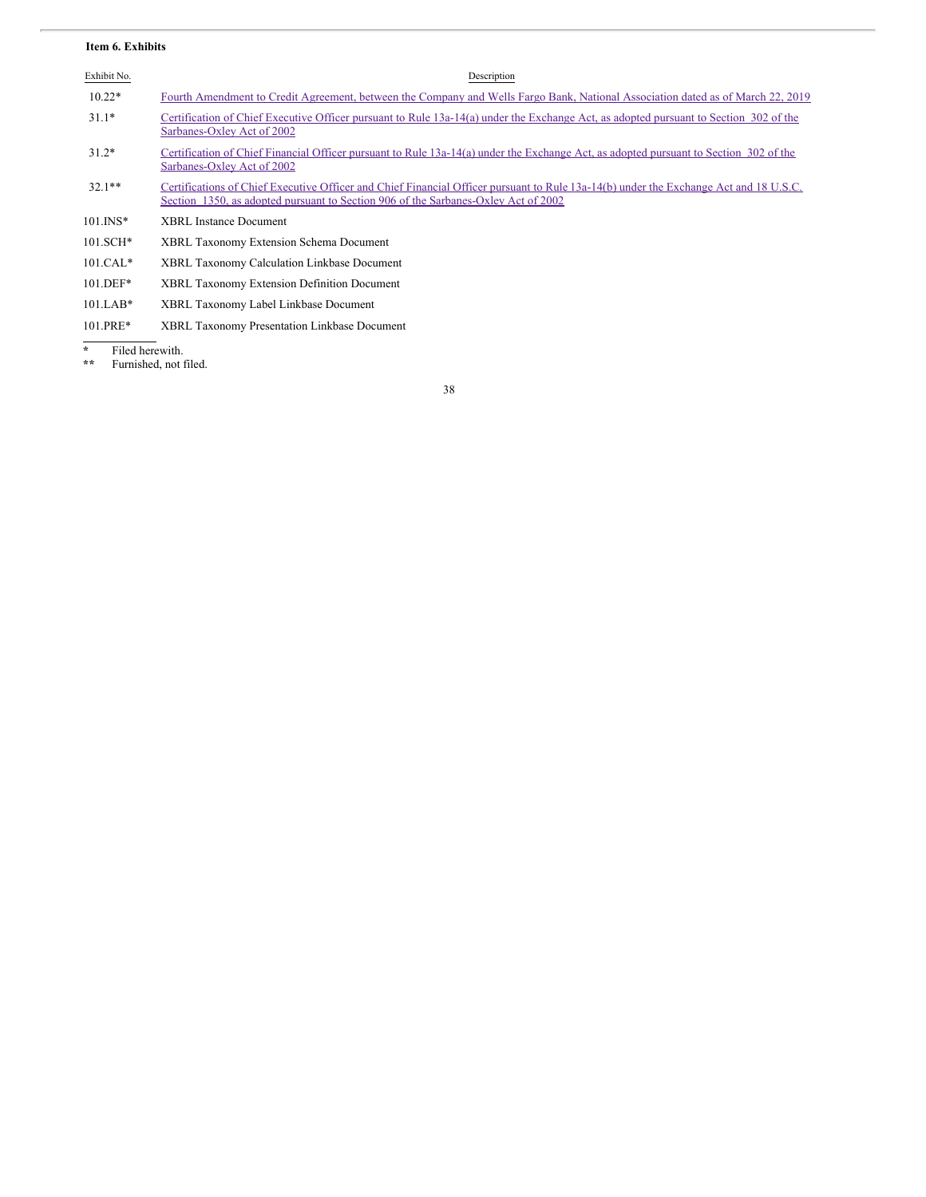**Item 6. Exhibits**

| Exhibit No. | Description |
| --- | --- |
| 10.22* | Fourth Amendment to Credit Agreement, between the Company and Wells Fargo Bank, National Association dated as of March 22, 2019 |
| 31.1* | Certification of Chief Executive Officer pursuant to Rule 13a-14(a) under the Exchange Act, as adopted pursuant to Section 302 of the Sarbanes-Oxley Act of 2002 |
| 31.2* | Certification of Chief Financial Officer pursuant to Rule 13a-14(a) under the Exchange Act, as adopted pursuant to Section 302 of the Sarbanes-Oxley Act of 2002 |
| 32.1** | Certifications of Chief Executive Officer and Chief Financial Officer pursuant to Rule 13a-14(b) under the Exchange Act and 18 U.S.C. Section 1350, as adopted pursuant to Section 906 of the Sarbanes-Oxley Act of 2002 |
| 101.INS* | XBRL Instance Document |
| 101.SCH* | XBRL Taxonomy Extension Schema Document |
| 101.CAL* | XBRL Taxonomy Calculation Linkbase Document |
| 101.DEF* | XBRL Taxonomy Extension Definition Document |
| 101.LAB* | XBRL Taxonomy Label Linkbase Document |
| 101.PRE* | XBRL Taxonomy Presentation Linkbase Document |

\* Filed herewith.

** Furnished, not filed.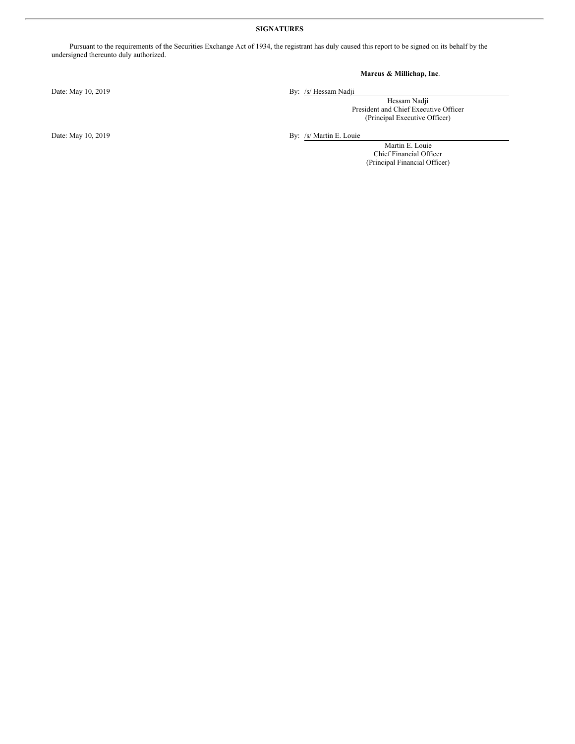**SIGNATURES**

Pursuant to the requirements of the Securities Exchange Act of 1934, the registrant has duly caused this report to be signed on its behalf by the undersigned thereunto duly authorized.

**Marcus & Millichap, Inc**.

Date: May 10, 2019

By: /s/ Hessam Nadji

Hessam Nadji
President and Chief Executive Officer
(Principal Executive Officer)

Date: May 10, 2019

By: /s/ Martin E. Louie

Martin E. Louie
Chief Financial Officer
(Principal Financial Officer)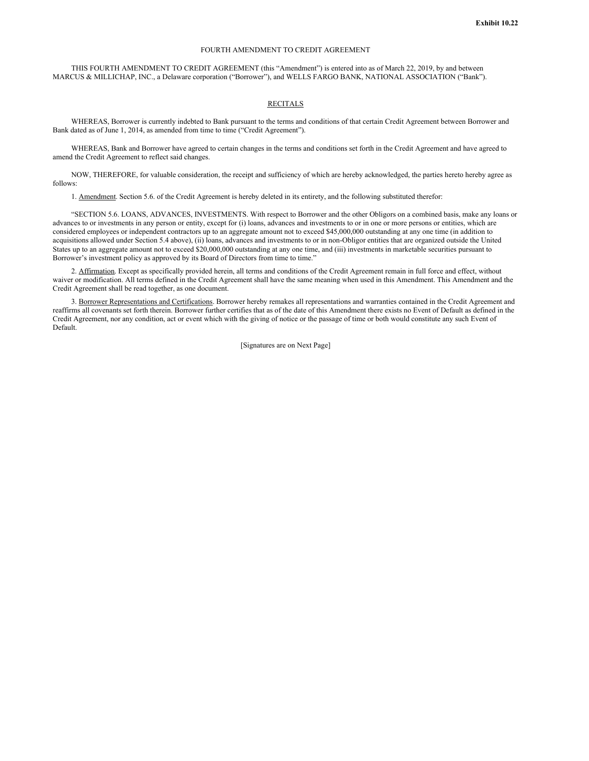**Exhibit 10.22**

FOURTH AMENDMENT TO CREDIT AGREEMENT

THIS FOURTH AMENDMENT TO CREDIT AGREEMENT (this "Amendment") is entered into as of March 22, 2019, by and between MARCUS & MILLICHAP, INC., a Delaware corporation ("Borrower"), and WELLS FARGO BANK, NATIONAL ASSOCIATION ("Bank").

RECITALS

WHEREAS, Borrower is currently indebted to Bank pursuant to the terms and conditions of that certain Credit Agreement between Borrower and Bank dated as of June 1, 2014, as amended from time to time ("Credit Agreement").

WHEREAS, Bank and Borrower have agreed to certain changes in the terms and conditions set forth in the Credit Agreement and have agreed to amend the Credit Agreement to reflect said changes.

NOW, THEREFORE, for valuable consideration, the receipt and sufficiency of which are hereby acknowledged, the parties hereto hereby agree as follows:

1. Amendment. Section 5.6. of the Credit Agreement is hereby deleted in its entirety, and the following substituted therefor:

"SECTION 5.6. LOANS, ADVANCES, INVESTMENTS. With respect to Borrower and the other Obligors on a combined basis, make any loans or advances to or investments in any person or entity, except for (i) loans, advances and investments to or in one or more persons or entities, which are considered employees or independent contractors up to an aggregate amount not to exceed $45,000,000 outstanding at any one time (in addition to acquisitions allowed under Section 5.4 above), (ii) loans, advances and investments to or in non-Obligor entities that are organized outside the United States up to an aggregate amount not to exceed $20,000,000 outstanding at any one time, and (iii) investments in marketable securities pursuant to Borrower's investment policy as approved by its Board of Directors from time to time."

2. Affirmation. Except as specifically provided herein, all terms and conditions of the Credit Agreement remain in full force and effect, without waiver or modification. All terms defined in the Credit Agreement shall have the same meaning when used in this Amendment. This Amendment and the Credit Agreement shall be read together, as one document.

3. Borrower Representations and Certifications. Borrower hereby remakes all representations and warranties contained in the Credit Agreement and reaffirms all covenants set forth therein. Borrower further certifies that as of the date of this Amendment there exists no Event of Default as defined in the Credit Agreement, nor any condition, act or event which with the giving of notice or the passage of time or both would constitute any such Event of Default.

[Signatures are on Next Page]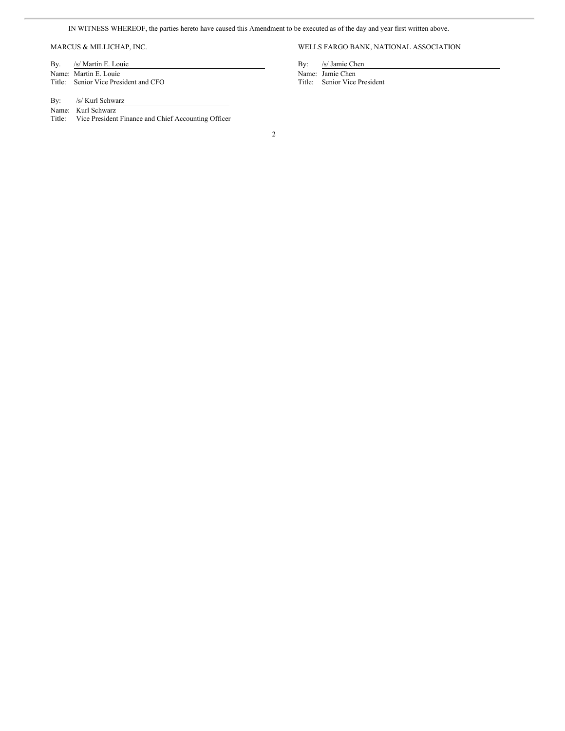IN WITNESS WHEREOF, the parties hereto have caused this Amendment to be executed as of the day and year first written above.

MARCUS & MILLICHAP, INC.

By. /s/ Martin E. Louie
Name: Martin E. Louie
Title: Senior Vice President and CFO

By: /s/ Kurl Schwarz
Name: Kurl Schwarz
Title: Vice President Finance and Chief Accounting Officer

WELLS FARGO BANK, NATIONAL ASSOCIATION

By: /s/ Jamie Chen
Name: Jamie Chen
Title: Senior Vice President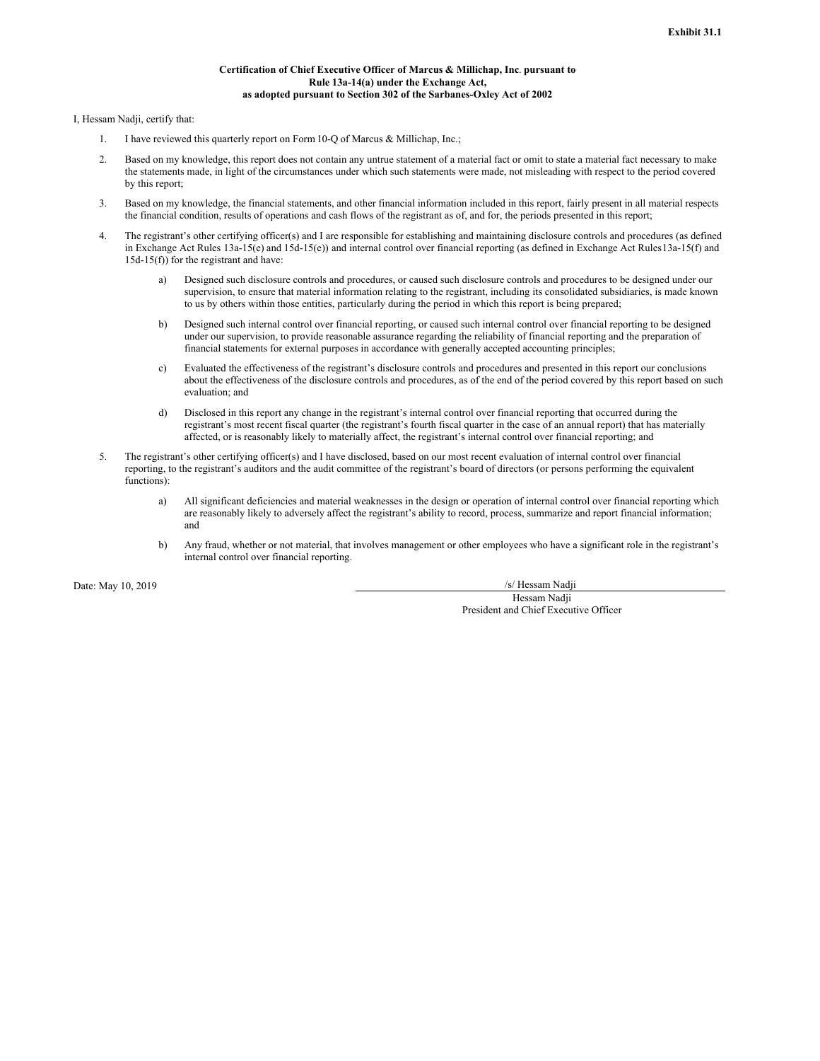**Exhibit 31.1**

**Certification of Chief Executive Officer of Marcus & Millichap, Inc. pursuant to Rule 13a-14(a) under the Exchange Act, as adopted pursuant to Section 302 of the Sarbanes-Oxley Act of 2002**

I, Hessam Nadji, certify that:

1. I have reviewed this quarterly report on Form 10-Q of Marcus & Millichap, Inc.;
2. Based on my knowledge, this report does not contain any untrue statement of a material fact or omit to state a material fact necessary to make the statements made, in light of the circumstances under which such statements were made, not misleading with respect to the period covered by this report;
3. Based on my knowledge, the financial statements, and other financial information included in this report, fairly present in all material respects the financial condition, results of operations and cash flows of the registrant as of, and for, the periods presented in this report;
4. The registrant's other certifying officer(s) and I are responsible for establishing and maintaining disclosure controls and procedures (as defined in Exchange Act Rules 13a-15(e) and 15d-15(e)) and internal control over financial reporting (as defined in Exchange Act Rules13a-15(f) and 15d-15(f)) for the registrant and have:
   a) Designed such disclosure controls and procedures, or caused such disclosure controls and procedures to be designed under our supervision, to ensure that material information relating to the registrant, including its consolidated subsidiaries, is made known to us by others within those entities, particularly during the period in which this report is being prepared;
   b) Designed such internal control over financial reporting, or caused such internal control over financial reporting to be designed under our supervision, to provide reasonable assurance regarding the reliability of financial reporting and the preparation of financial statements for external purposes in accordance with generally accepted accounting principles;
   c) Evaluated the effectiveness of the registrant's disclosure controls and procedures and presented in this report our conclusions about the effectiveness of the disclosure controls and procedures, as of the end of the period covered by this report based on such evaluation; and
   d) Disclosed in this report any change in the registrant's internal control over financial reporting that occurred during the registrant's most recent fiscal quarter (the registrant's fourth fiscal quarter in the case of an annual report) that has materially affected, or is reasonably likely to materially affect, the registrant's internal control over financial reporting; and
5. The registrant's other certifying officer(s) and I have disclosed, based on our most recent evaluation of internal control over financial reporting, to the registrant's auditors and the audit committee of the registrant's board of directors (or persons performing the equivalent functions):
   a) All significant deficiencies and material weaknesses in the design or operation of internal control over financial reporting which are reasonably likely to adversely affect the registrant's ability to record, process, summarize and report financial information; and
   b) Any fraud, whether or not material, that involves management or other employees who have a significant role in the registrant's internal control over financial reporting.

Date: May 10, 2019

/s/ Hessam Nadji

Hessam Nadji
President and Chief Executive Officer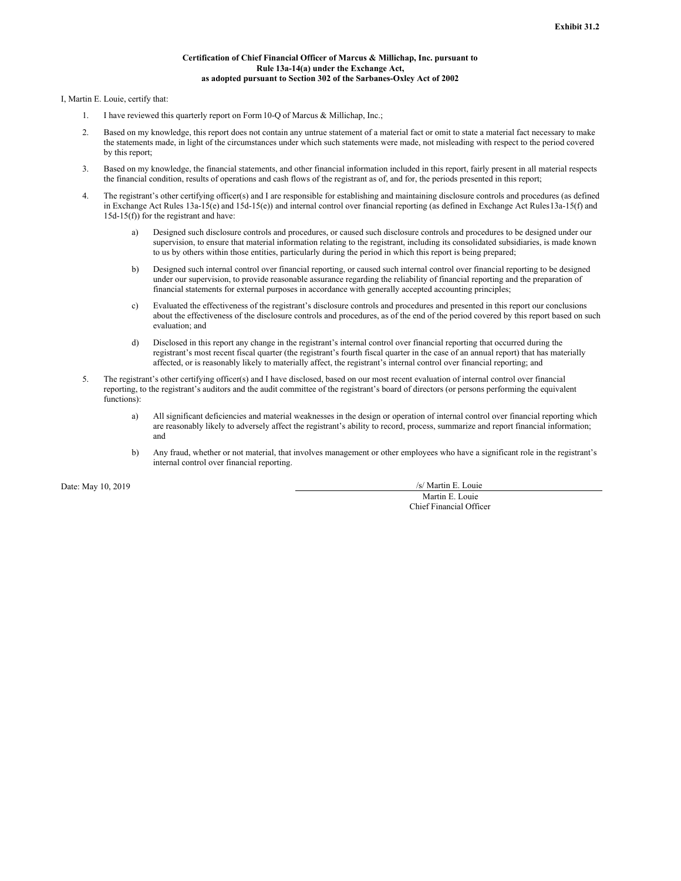Exhibit 31.2

**Certification of Chief Financial Officer of Marcus & Millichap, Inc. pursuant to Rule 13a-14(a) under the Exchange Act, as adopted pursuant to Section 302 of the Sarbanes-Oxley Act of 2002**

I, Martin E. Louie, certify that:

1. I have reviewed this quarterly report on Form 10-Q of Marcus & Millichap, Inc.;
2. Based on my knowledge, this report does not contain any untrue statement of a material fact or omit to state a material fact necessary to make the statements made, in light of the circumstances under which such statements were made, not misleading with respect to the period covered by this report;
3. Based on my knowledge, the financial statements, and other financial information included in this report, fairly present in all material respects the financial condition, results of operations and cash flows of the registrant as of, and for, the periods presented in this report;
4. The registrant's other certifying officer(s) and I are responsible for establishing and maintaining disclosure controls and procedures (as defined in Exchange Act Rules 13a-15(e) and 15d-15(e)) and internal control over financial reporting (as defined in Exchange Act Rules13a-15(f) and 15d-15(f)) for the registrant and have:
   a) Designed such disclosure controls and procedures, or caused such disclosure controls and procedures to be designed under our supervision, to ensure that material information relating to the registrant, including its consolidated subsidiaries, is made known to us by others within those entities, particularly during the period in which this report is being prepared;
   b) Designed such internal control over financial reporting, or caused such internal control over financial reporting to be designed under our supervision, to provide reasonable assurance regarding the reliability of financial reporting and the preparation of financial statements for external purposes in accordance with generally accepted accounting principles;
   c) Evaluated the effectiveness of the registrant's disclosure controls and procedures and presented in this report our conclusions about the effectiveness of the disclosure controls and procedures, as of the end of the period covered by this report based on such evaluation; and
   d) Disclosed in this report any change in the registrant's internal control over financial reporting that occurred during the registrant's most recent fiscal quarter (the registrant's fourth fiscal quarter in the case of an annual report) that has materially affected, or is reasonably likely to materially affect, the registrant's internal control over financial reporting; and
5. The registrant's other certifying officer(s) and I have disclosed, based on our most recent evaluation of internal control over financial reporting, to the registrant's auditors and the audit committee of the registrant's board of directors (or persons performing the equivalent functions):
   a) All significant deficiencies and material weaknesses in the design or operation of internal control over financial reporting which are reasonably likely to adversely affect the registrant's ability to record, process, summarize and report financial information; and
   b) Any fraud, whether or not material, that involves management or other employees who have a significant role in the registrant's internal control over financial reporting.

Date: May 10, 2019

/s/ Martin E. Louie

Martin E. Louie
Chief Financial Officer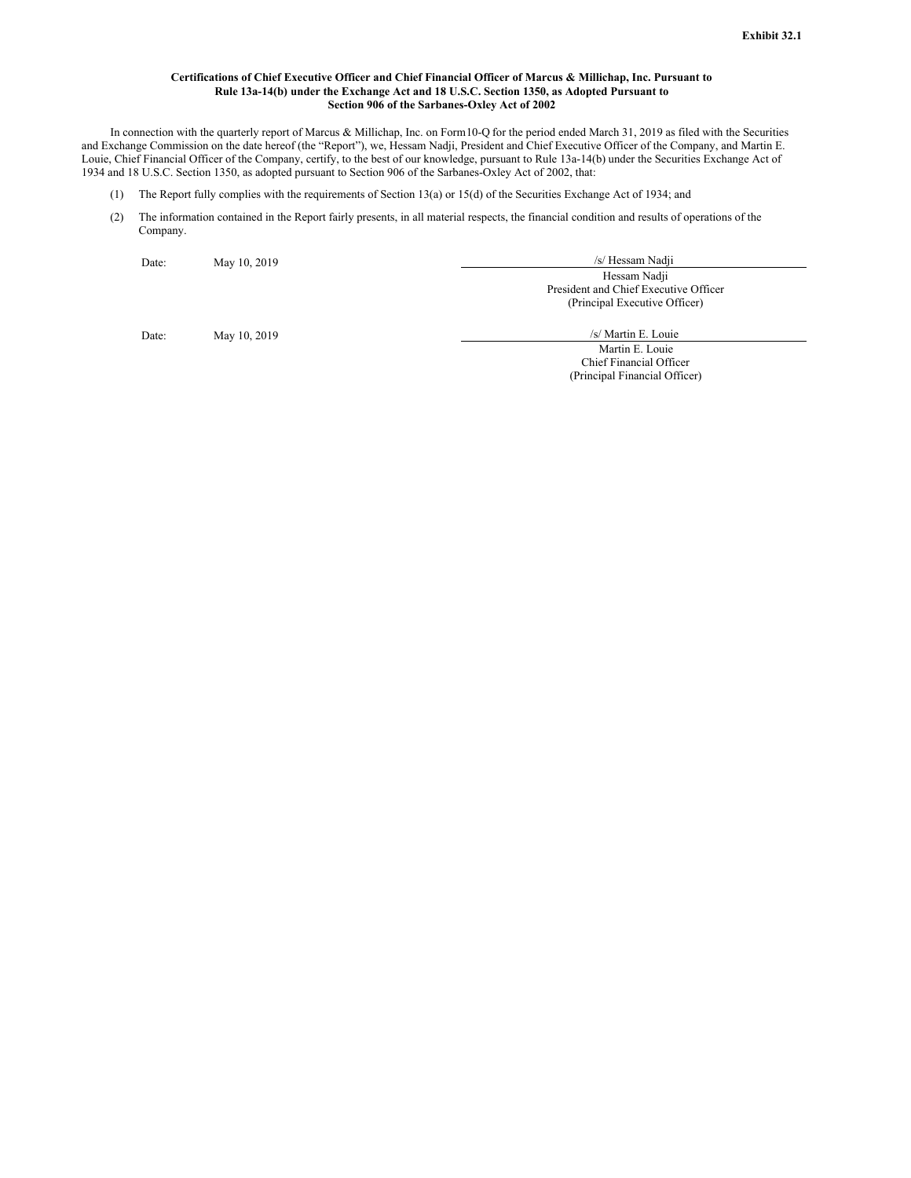**Exhibit 32.1**

**Certifications of Chief Executive Officer and Chief Financial Officer of Marcus & Millichap, Inc. Pursuant to Rule 13a-14(b) under the Exchange Act and 18 U.S.C. Section 1350, as Adopted Pursuant to Section 906 of the Sarbanes-Oxley Act of 2002**

In connection with the quarterly report of Marcus & Millichap, Inc. on Form10-Q for the period ended March 31, 2019 as filed with the Securities and Exchange Commission on the date hereof (the "Report"), we, Hessam Nadji, President and Chief Executive Officer of the Company, and Martin E. Louie, Chief Financial Officer of the Company, certify, to the best of our knowledge, pursuant to Rule 13a-14(b) under the Securities Exchange Act of 1934 and 18 U.S.C. Section 1350, as adopted pursuant to Section 906 of the Sarbanes-Oxley Act of 2002, that:

(1) The Report fully complies with the requirements of Section 13(a) or 15(d) of the Securities Exchange Act of 1934; and

(2) The information contained in the Report fairly presents, in all material respects, the financial condition and results of operations of the Company.

| | | |
|---|---|---|
| Date: | May 10, 2019 | /s/ Hessam Nadji<br>Hessam Nadji<br>President and Chief Executive Officer<br>(Principal Executive Officer) |
| Date: | May 10, 2019 | /s/ Martin E. Louie<br>Martin E. Louie<br>Chief Financial Officer<br>(Principal Financial Officer) |